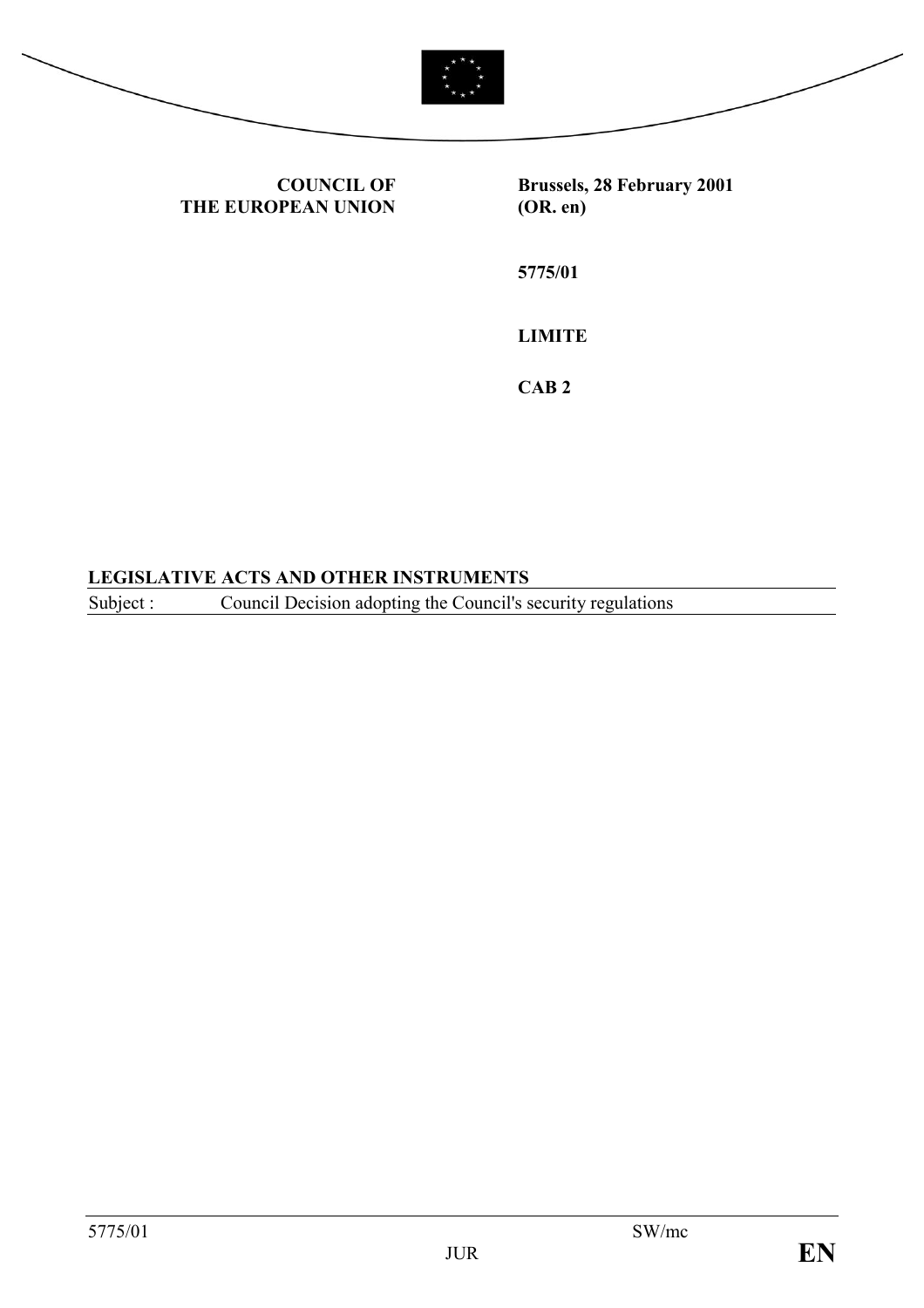**COUNCIL OF THE EUROPEAN UNION**

**Brussels, 28 February 2001 (OR. en)**

**5775/01**

**LIMITE**

**CAB 2**

**LEGISLATIVE ACTS AND OTHER INSTRUMENTS**

Subject : Council Decision adopting the Council's security regulations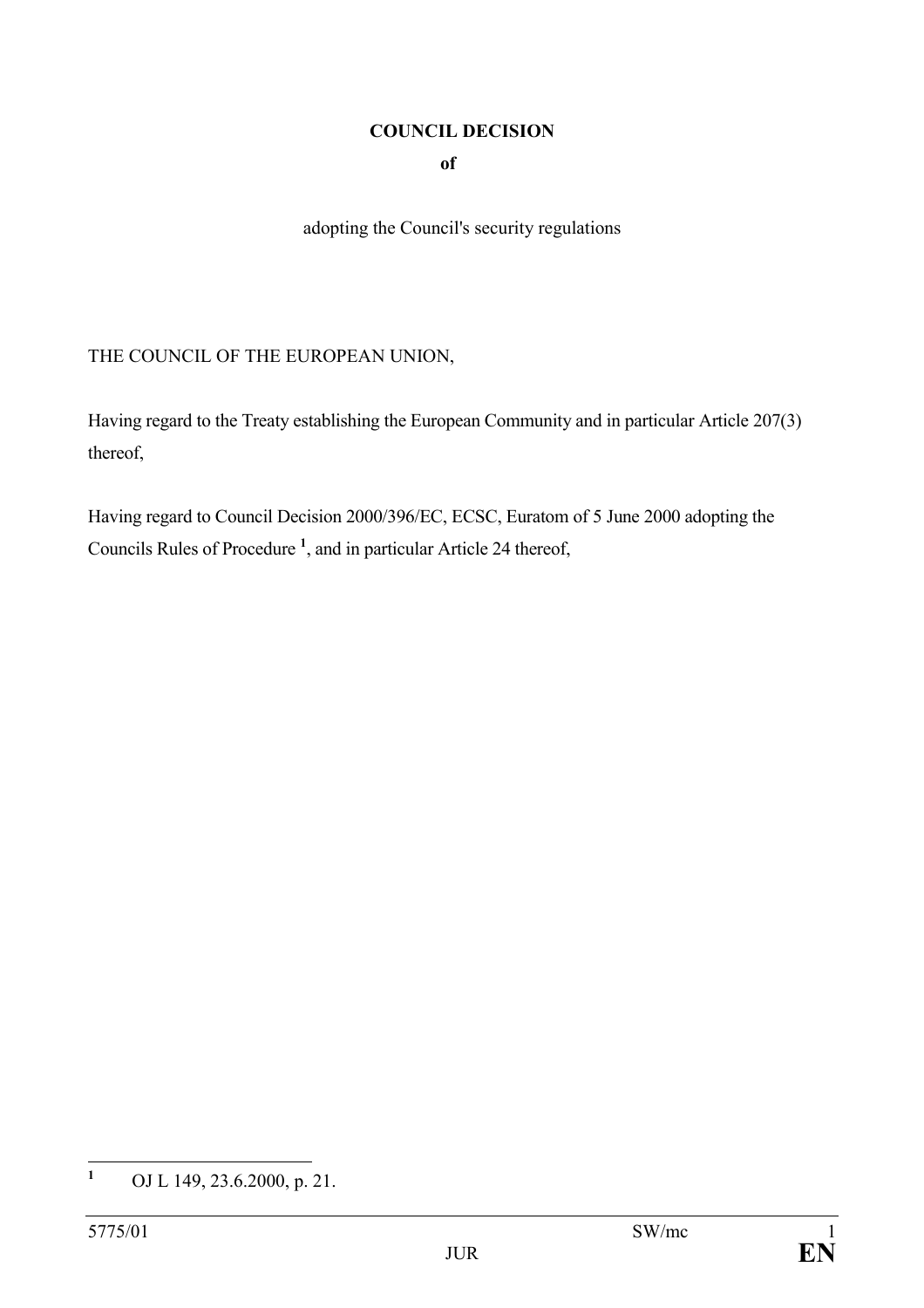**COUNCIL DECISION**

**of**

adopting the Council's security regulations

THE COUNCIL OF THE EUROPEAN UNION,

Having regard to the Treaty establishing the European Community and in particular Article 207(3) thereof,

Having regard to Council Decision 2000/396/EC, ECSC, Euratom of 5 June 2000 adopting the Councils Rules of Procedure [1], and in particular Article 24 thereof,

---

[1] OJ L 149, 23.6.2000, p. 21.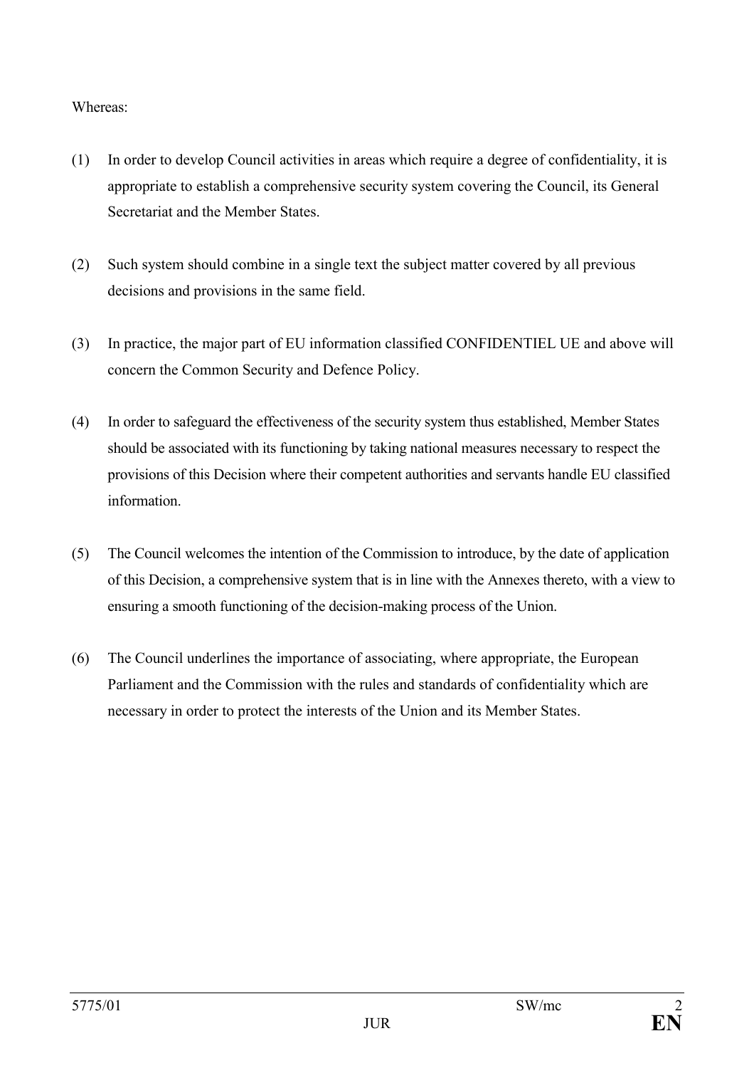Whereas:

(1) In order to develop Council activities in areas which require a degree of confidentiality, it is appropriate to establish a comprehensive security system covering the Council, its General Secretariat and the Member States.

(2) Such system should combine in a single text the subject matter covered by all previous decisions and provisions in the same field.

(3) In practice, the major part of EU information classified CONFIDENTIEL UE and above will concern the Common Security and Defence Policy.

(4) In order to safeguard the effectiveness of the security system thus established, Member States should be associated with its functioning by taking national measures necessary to respect the provisions of this Decision where their competent authorities and servants handle EU classified information.

(5) The Council welcomes the intention of the Commission to introduce, by the date of application of this Decision, a comprehensive system that is in line with the Annexes thereto, with a view to ensuring a smooth functioning of the decision-making process of the Union.

(6) The Council underlines the importance of associating, where appropriate, the European Parliament and the Commission with the rules and standards of confidentiality which are necessary in order to protect the interests of the Union and its Member States.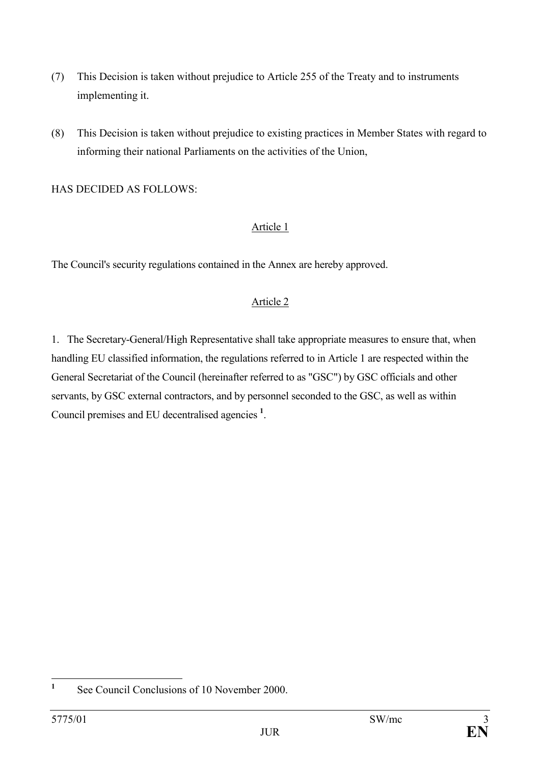(7) This Decision is taken without prejudice to Article 255 of the Treaty and to instruments implementing it.

(8) This Decision is taken without prejudice to existing practices in Member States with regard to informing their national Parliaments on the activities of the Union,

HAS DECIDED AS FOLLOWS:

Article 1

The Council's security regulations contained in the Annex are hereby approved.

Article 2

1. The Secretary-General/High Representative shall take appropriate measures to ensure that, when handling EU classified information, the regulations referred to in Article 1 are respected within the General Secretariat of the Council (hereinafter referred to as "GSC") by GSC officials and other servants, by GSC external contractors, and by personnel seconded to the GSC, as well as within Council premises and EU decentralised agencies [1].

[1] See Council Conclusions of 10 November 2000.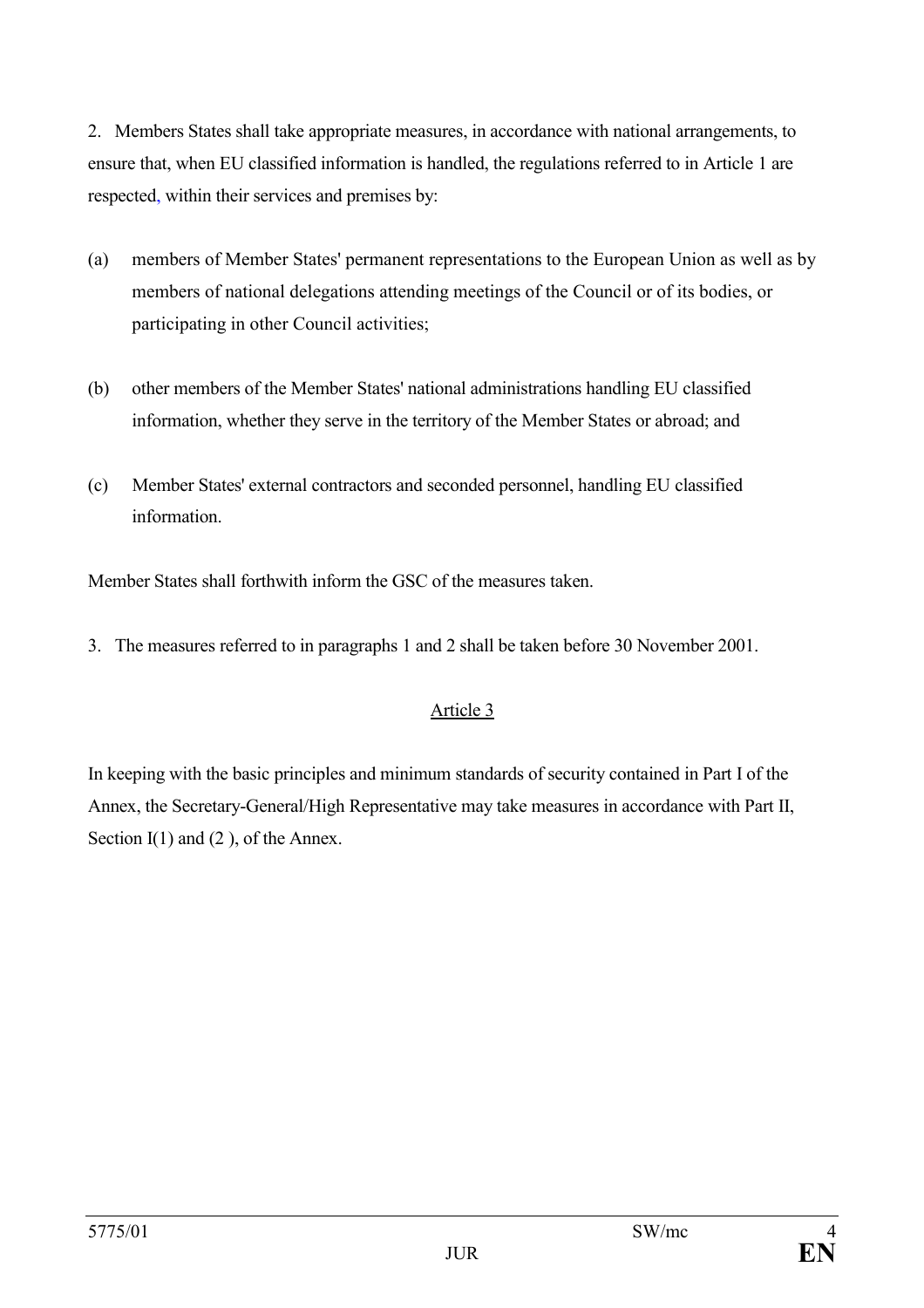2. Members States shall take appropriate measures, in accordance with national arrangements, to ensure that, when EU classified information is handled, the regulations referred to in Article 1 are respected, within their services and premises by:

(a) members of Member States' permanent representations to the European Union as well as by members of national delegations attending meetings of the Council or of its bodies, or participating in other Council activities;

(b) other members of the Member States' national administrations handling EU classified information, whether they serve in the territory of the Member States or abroad; and

(c) Member States' external contractors and seconded personnel, handling EU classified information.

Member States shall forthwith inform the GSC of the measures taken.

3. The measures referred to in paragraphs 1 and 2 shall be taken before 30 November 2001.

Article 3

In keeping with the basic principles and minimum standards of security contained in Part I of the Annex, the Secretary-General/High Representative may take measures in accordance with Part II, Section I(1) and (2 ), of the Annex.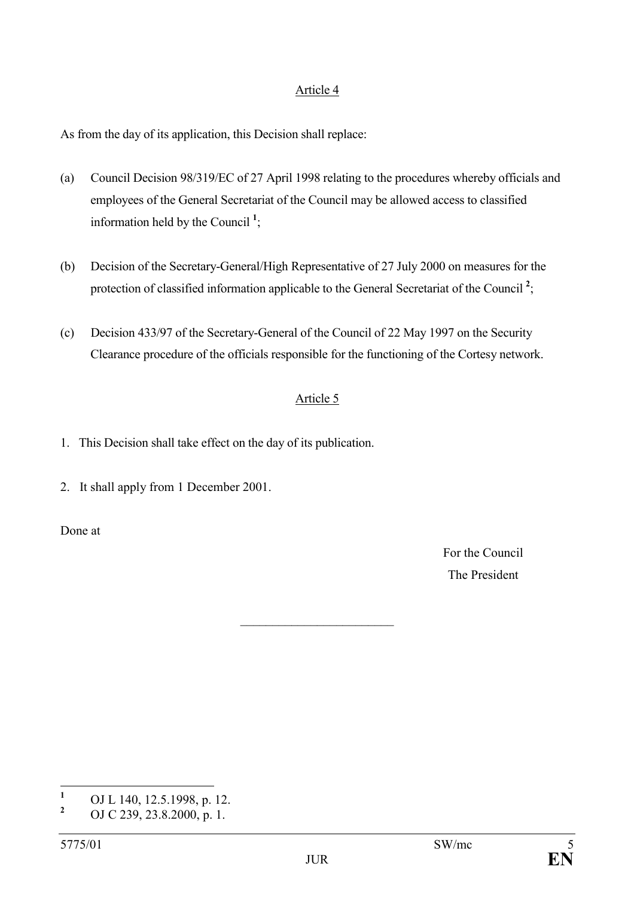Article 4

As from the day of its application, this Decision shall replace:

(a) Council Decision 98/319/EC of 27 April 1998 relating to the procedures whereby officials and employees of the General Secretariat of the Council may be allowed access to classified information held by the Council [1];

(b) Decision of the Secretary-General/High Representative of 27 July 2000 on measures for the protection of classified information applicable to the General Secretariat of the Council [2];

(c) Decision 433/97 of the Secretary-General of the Council of 22 May 1997 on the Security Clearance procedure of the officials responsible for the functioning of the Cortesy network.

Article 5

1. This Decision shall take effect on the day of its publication.

2. It shall apply from 1 December 2001.

Done at

For the Council
The President

---

[1] OJ L 140, 12.5.1998, p. 12.

[2] OJ C 239, 23.8.2000, p. 1.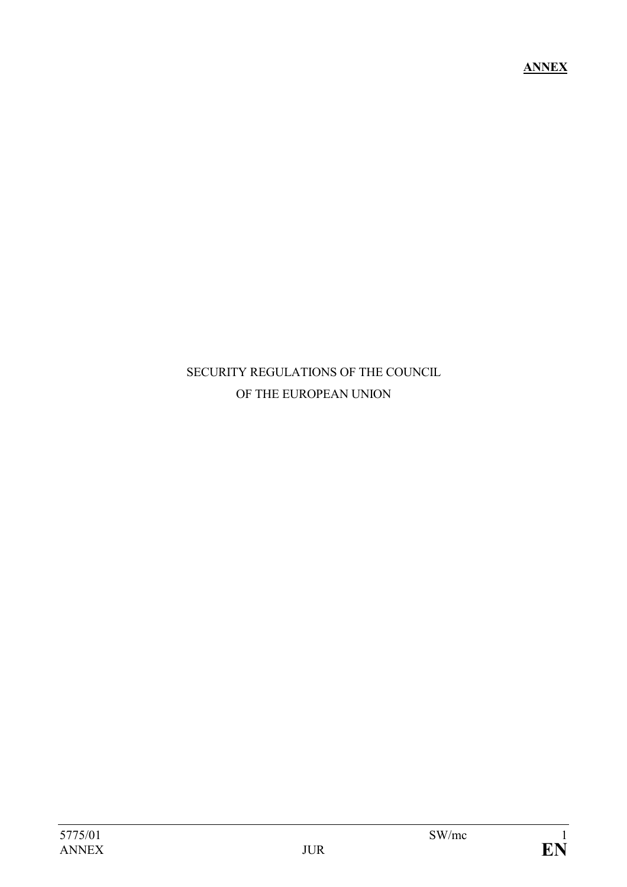**ANNEX**

# SECURITY REGULATIONS OF THE COUNCIL OF THE EUROPEAN UNION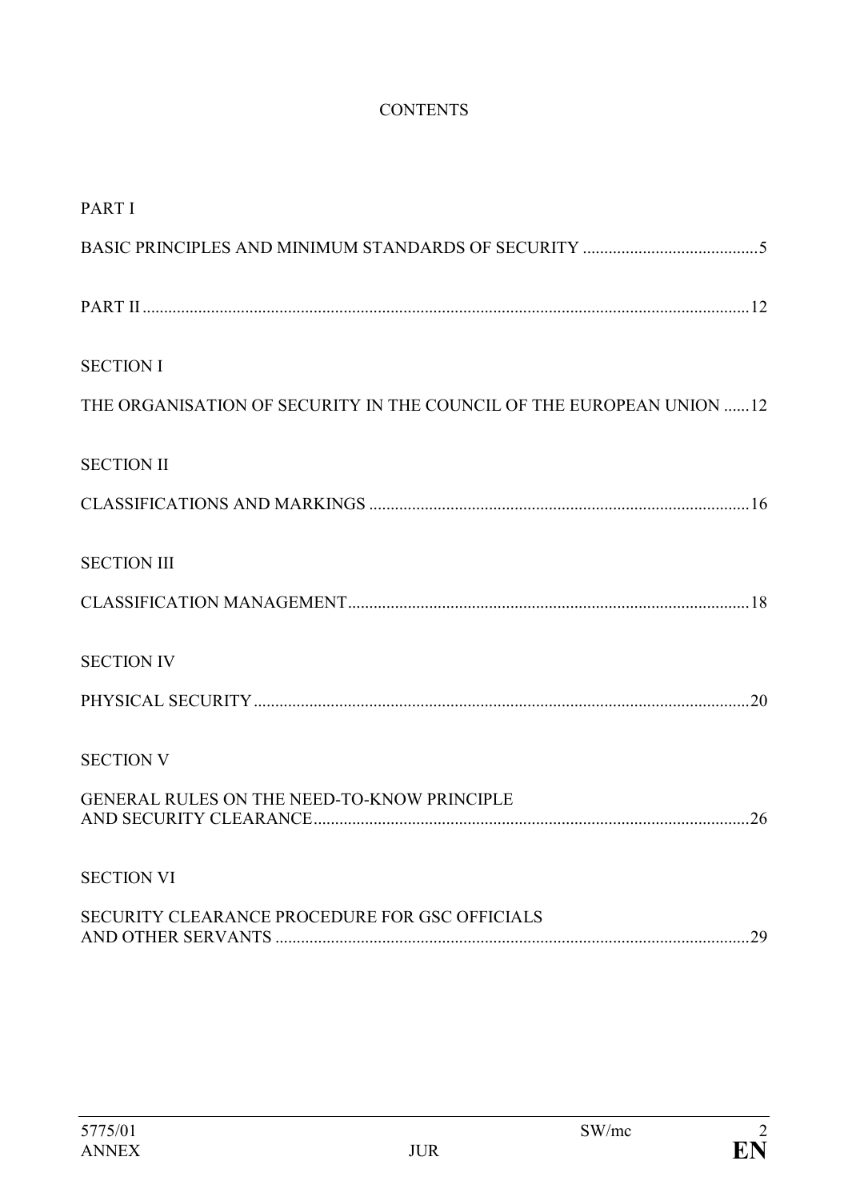CONTENTS

PART I

BASIC PRINCIPLES AND MINIMUM STANDARDS OF SECURITY .........................................5

PART II .............................................................................................................................................12

SECTION I

THE ORGANISATION OF SECURITY IN THE COUNCIL OF THE EUROPEAN UNION ......12

SECTION II

CLASSIFICATIONS AND MARKINGS ........................................................................................16

SECTION III

CLASSIFICATION MANAGEMENT.............................................................................................18

SECTION IV

PHYSICAL SECURITY...................................................................................................................20

SECTION V

GENERAL RULES ON THE NEED-TO-KNOW PRINCIPLE
AND SECURITY CLEARANCE.....................................................................................................26

SECTION VI

SECURITY CLEARANCE PROCEDURE FOR GSC OFFICIALS
AND OTHER SERVANTS ..............................................................................................................29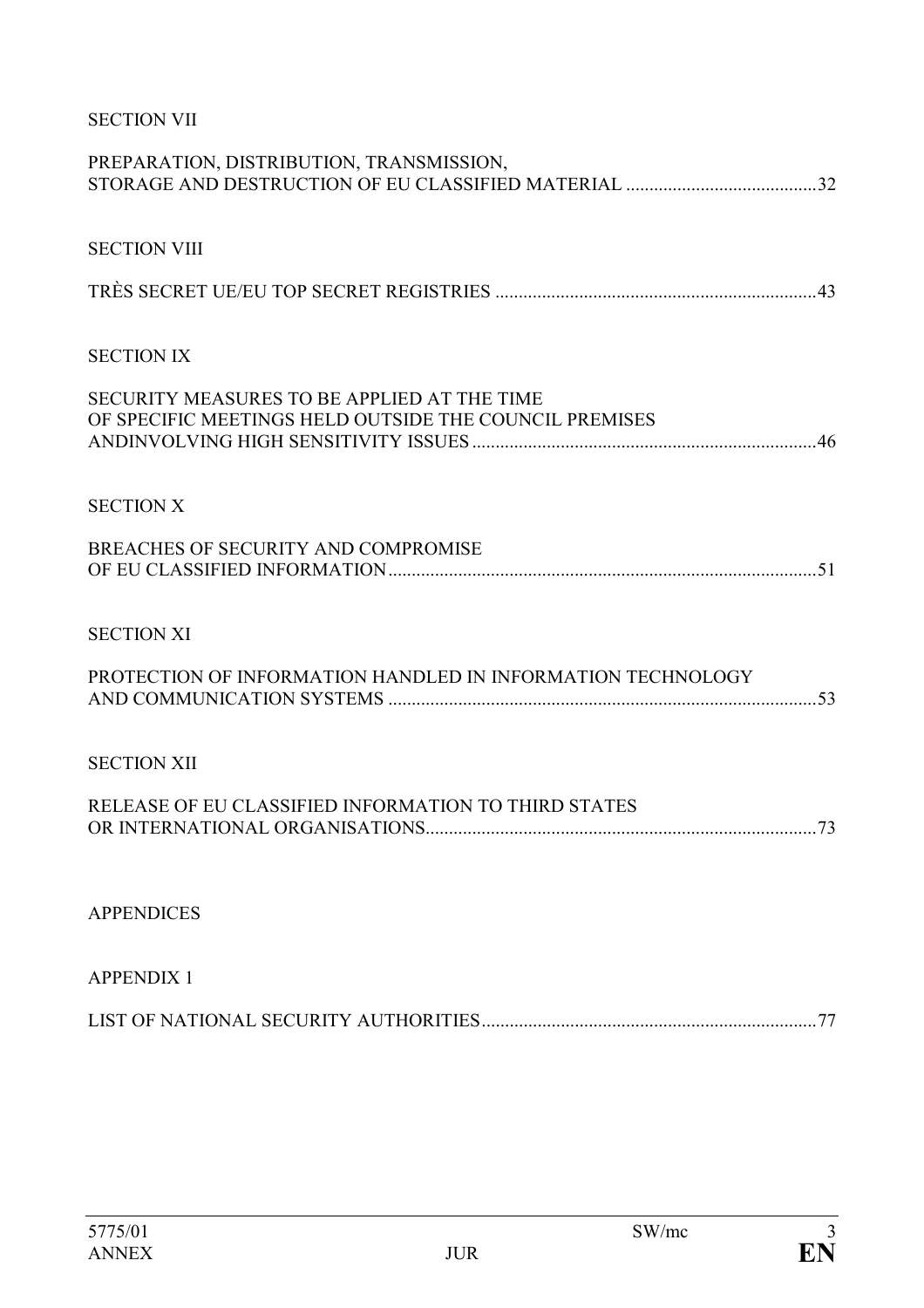SECTION VII

PREPARATION, DISTRIBUTION, TRANSMISSION,
STORAGE AND DESTRUCTION OF EU CLASSIFIED MATERIAL .........................................32

SECTION VIII

TRÈS SECRET UE/EU TOP SECRET REGISTRIES .....................................................................43

SECTION IX

SECURITY MEASURES TO BE APPLIED AT THE TIME
OF SPECIFIC MEETINGS HELD OUTSIDE THE COUNCIL PREMISES
ANDINVOLVING HIGH SENSITIVITY ISSUES .........................................................................46

SECTION X

BREACHES OF SECURITY AND COMPROMISE
OF EU CLASSIFIED INFORMATION...........................................................................................51

SECTION XI

PROTECTION OF INFORMATION HANDLED IN INFORMATION TECHNOLOGY
AND COMMUNICATION SYSTEMS ...........................................................................................53

SECTION XII

RELEASE OF EU CLASSIFIED INFORMATION TO THIRD STATES
OR INTERNATIONAL ORGANISATIONS...................................................................................73

APPENDICES

APPENDIX 1

LIST OF NATIONAL SECURITY AUTHORITIES........................................................................77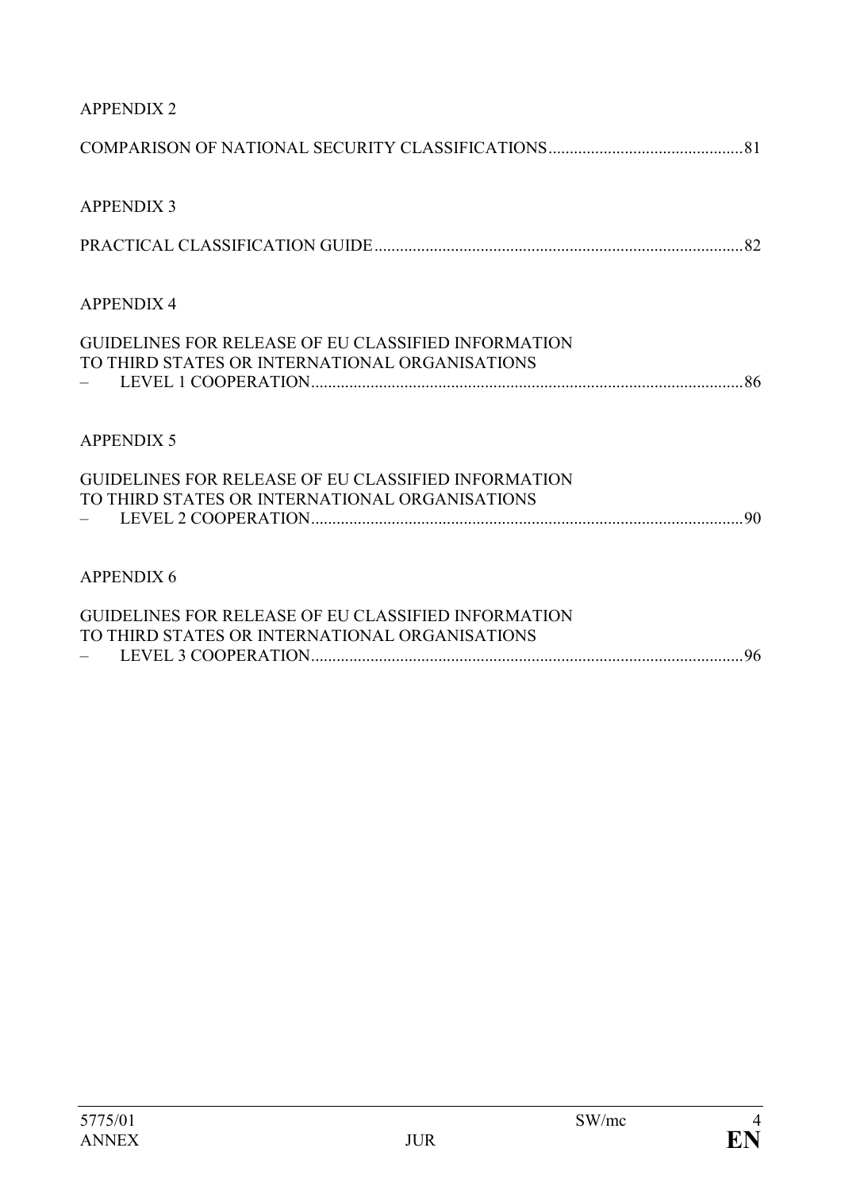APPENDIX 2

COMPARISON OF NATIONAL SECURITY CLASSIFICATIONS..............................................81

APPENDIX 3

PRACTICAL CLASSIFICATION GUIDE......................................................................................82

APPENDIX 4

GUIDELINES FOR RELEASE OF EU CLASSIFIED INFORMATION
TO THIRD STATES OR INTERNATIONAL ORGANISATIONS
– LEVEL 1 COOPERATION......................................................................................................86

APPENDIX 5

GUIDELINES FOR RELEASE OF EU CLASSIFIED INFORMATION
TO THIRD STATES OR INTERNATIONAL ORGANISATIONS
– LEVEL 2 COOPERATION......................................................................................................90

APPENDIX 6

GUIDELINES FOR RELEASE OF EU CLASSIFIED INFORMATION
TO THIRD STATES OR INTERNATIONAL ORGANISATIONS
– LEVEL 3 COOPERATION......................................................................................................96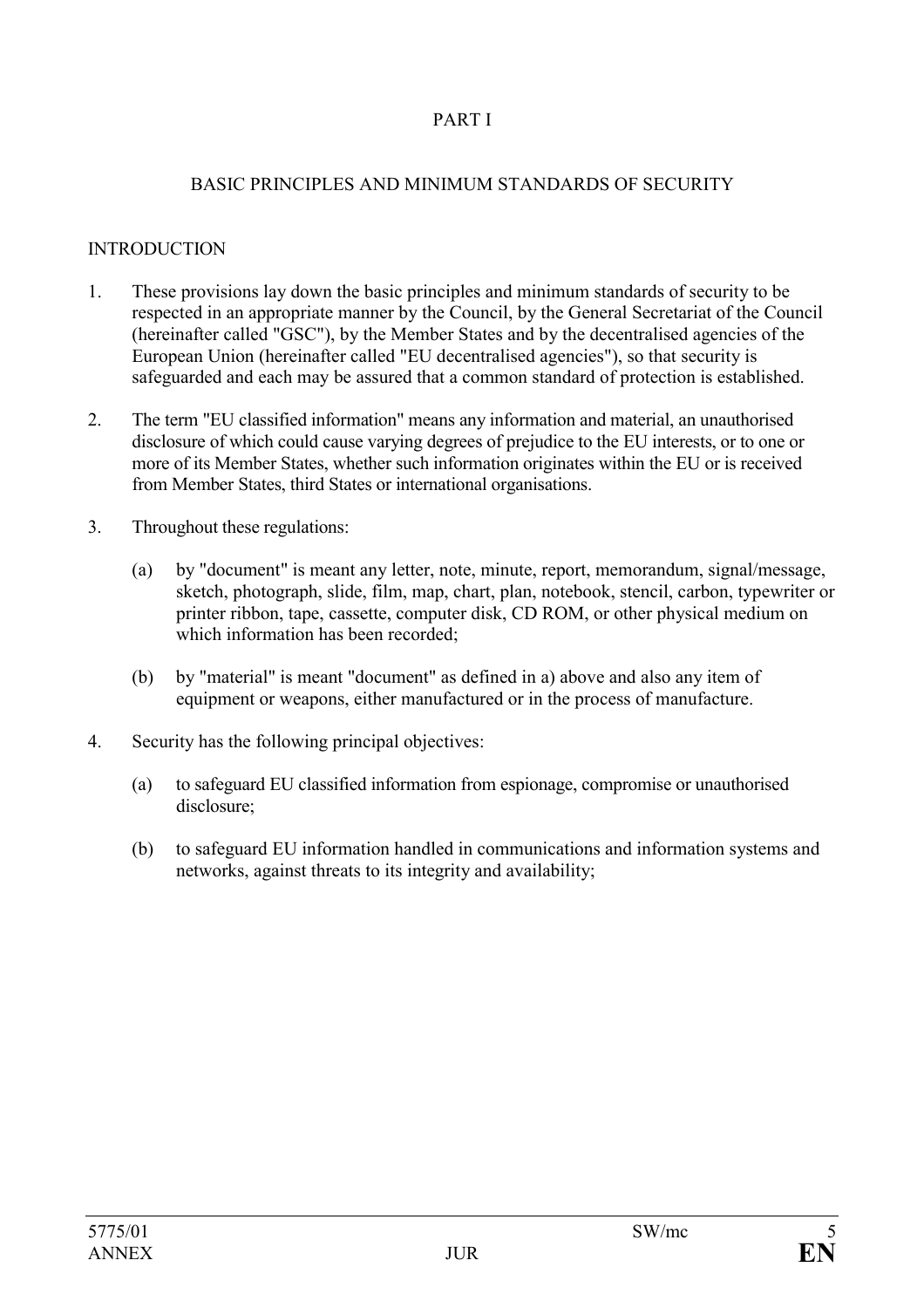# PART I

## BASIC PRINCIPLES AND MINIMUM STANDARDS OF SECURITY

### INTRODUCTION

1. These provisions lay down the basic principles and minimum standards of security to be respected in an appropriate manner by the Council, by the General Secretariat of the Council (hereinafter called "GSC"), by the Member States and by the decentralised agencies of the European Union (hereinafter called "EU decentralised agencies"), so that security is safeguarded and each may be assured that a common standard of protection is established.

2. The term "EU classified information" means any information and material, an unauthorised disclosure of which could cause varying degrees of prejudice to the EU interests, or to one or more of its Member States, whether such information originates within the EU or is received from Member States, third States or international organisations.

3. Throughout these regulations:

   (a) by "document" is meant any letter, note, minute, report, memorandum, signal/message, sketch, photograph, slide, film, map, chart, plan, notebook, stencil, carbon, typewriter or printer ribbon, tape, cassette, computer disk, CD ROM, or other physical medium on which information has been recorded;

   (b) by "material" is meant "document" as defined in a) above and also any item of equipment or weapons, either manufactured or in the process of manufacture.

4. Security has the following principal objectives:

   (a) to safeguard EU classified information from espionage, compromise or unauthorised disclosure;

   (b) to safeguard EU information handled in communications and information systems and networks, against threats to its integrity and availability;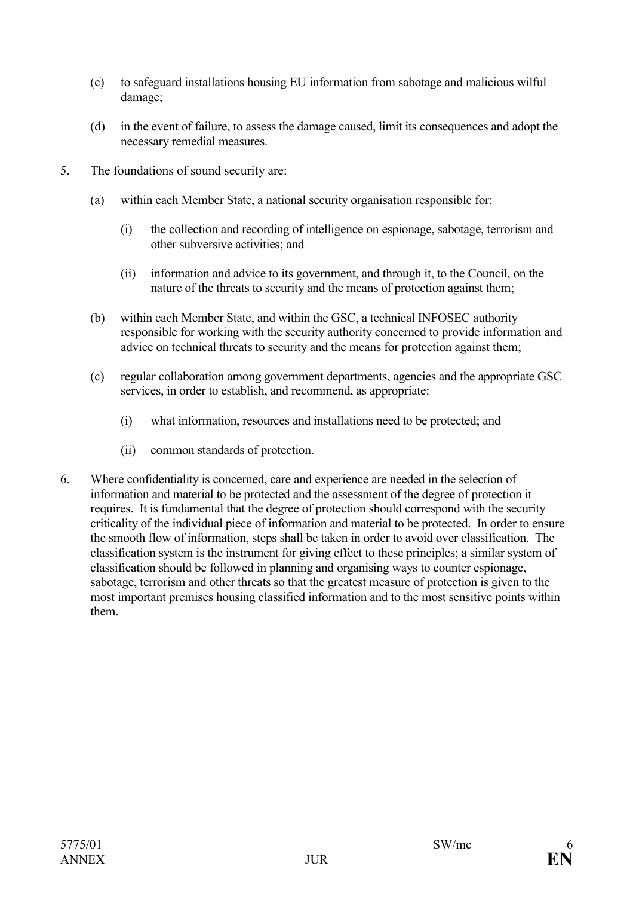(c) to safeguard installations housing EU information from sabotage and malicious wilful damage;

(d) in the event of failure, to assess the damage caused, limit its consequences and adopt the necessary remedial measures.

5. The foundations of sound security are:

   (a) within each Member State, a national security organisation responsible for:

      (i) the collection and recording of intelligence on espionage, sabotage, terrorism and other subversive activities; and

      (ii) information and advice to its government, and through it, to the Council, on the nature of the threats to security and the means of protection against them;

   (b) within each Member State, and within the GSC, a technical INFOSEC authority responsible for working with the security authority concerned to provide information and advice on technical threats to security and the means for protection against them;

   (c) regular collaboration among government departments, agencies and the appropriate GSC services, in order to establish, and recommend, as appropriate:

      (i) what information, resources and installations need to be protected; and

      (ii) common standards of protection.

6. Where confidentiality is concerned, care and experience are needed in the selection of information and material to be protected and the assessment of the degree of protection it requires. It is fundamental that the degree of protection should correspond with the security criticality of the individual piece of information and material to be protected. In order to ensure the smooth flow of information, steps shall be taken in order to avoid over classification. The classification system is the instrument for giving effect to these principles; a similar system of classification should be followed in planning and organising ways to counter espionage, sabotage, terrorism and other threats so that the greatest measure of protection is given to the most important premises housing classified information and to the most sensitive points within them.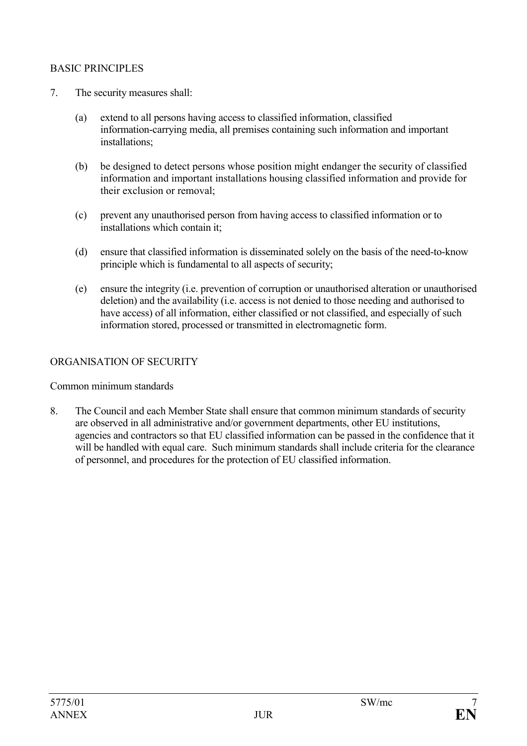## BASIC PRINCIPLES

7. The security measures shall:

   (a) extend to all persons having access to classified information, classified information-carrying media, all premises containing such information and important installations;

   (b) be designed to detect persons whose position might endanger the security of classified information and important installations housing classified information and provide for their exclusion or removal;

   (c) prevent any unauthorised person from having access to classified information or to installations which contain it;

   (d) ensure that classified information is disseminated solely on the basis of the need-to-know principle which is fundamental to all aspects of security;

   (e) ensure the integrity (i.e. prevention of corruption or unauthorised alteration or unauthorised deletion) and the availability (i.e. access is not denied to those needing and authorised to have access) of all information, either classified or not classified, and especially of such information stored, processed or transmitted in electromagnetic form.

## ORGANISATION OF SECURITY

### Common minimum standards

8. The Council and each Member State shall ensure that common minimum standards of security are observed in all administrative and/or government departments, other EU institutions, agencies and contractors so that EU classified information can be passed in the confidence that it will be handled with equal care. Such minimum standards shall include criteria for the clearance of personnel, and procedures for the protection of EU classified information.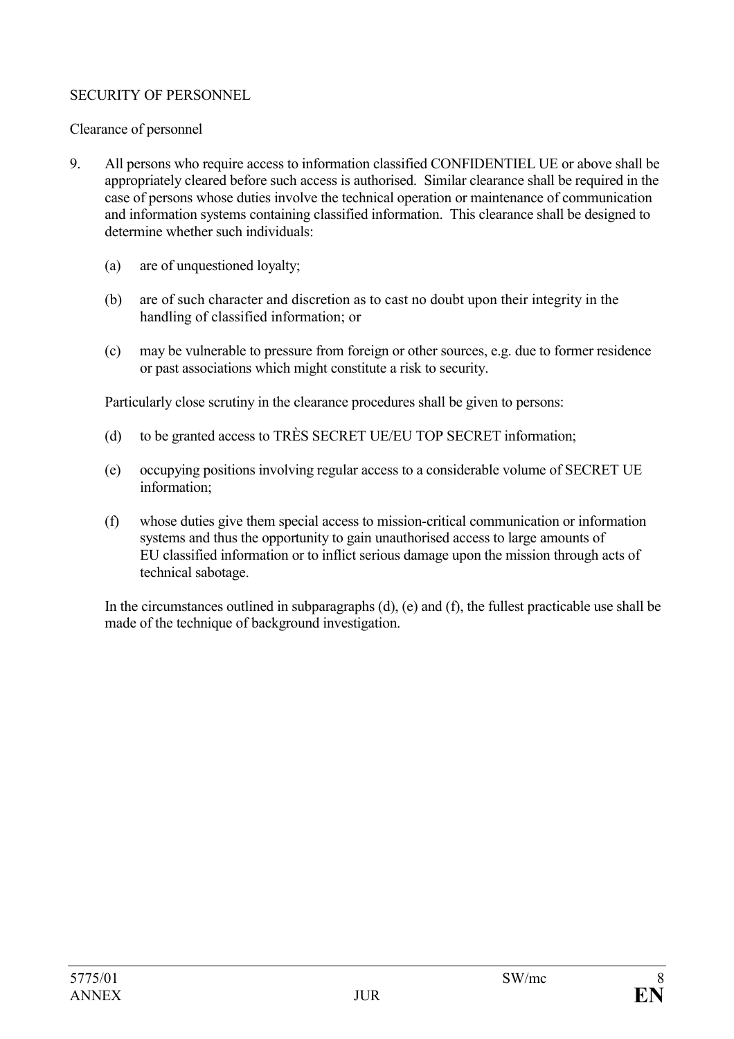## SECURITY OF PERSONNEL

### Clearance of personnel

9. All persons who require access to information classified CONFIDENTIEL UE or above shall be appropriately cleared before such access is authorised. Similar clearance shall be required in the case of persons whose duties involve the technical operation or maintenance of communication and information systems containing classified information. This clearance shall be designed to determine whether such individuals:

   (a) are of unquestioned loyalty;

   (b) are of such character and discretion as to cast no doubt upon their integrity in the handling of classified information; or

   (c) may be vulnerable to pressure from foreign or other sources, e.g. due to former residence or past associations which might constitute a risk to security.

   Particularly close scrutiny in the clearance procedures shall be given to persons:

   (d) to be granted access to TRÈS SECRET UE/EU TOP SECRET information;

   (e) occupying positions involving regular access to a considerable volume of SECRET UE information;

   (f) whose duties give them special access to mission-critical communication or information systems and thus the opportunity to gain unauthorised access to large amounts of EU classified information or to inflict serious damage upon the mission through acts of technical sabotage.

   In the circumstances outlined in subparagraphs (d), (e) and (f), the fullest practicable use shall be made of the technique of background investigation.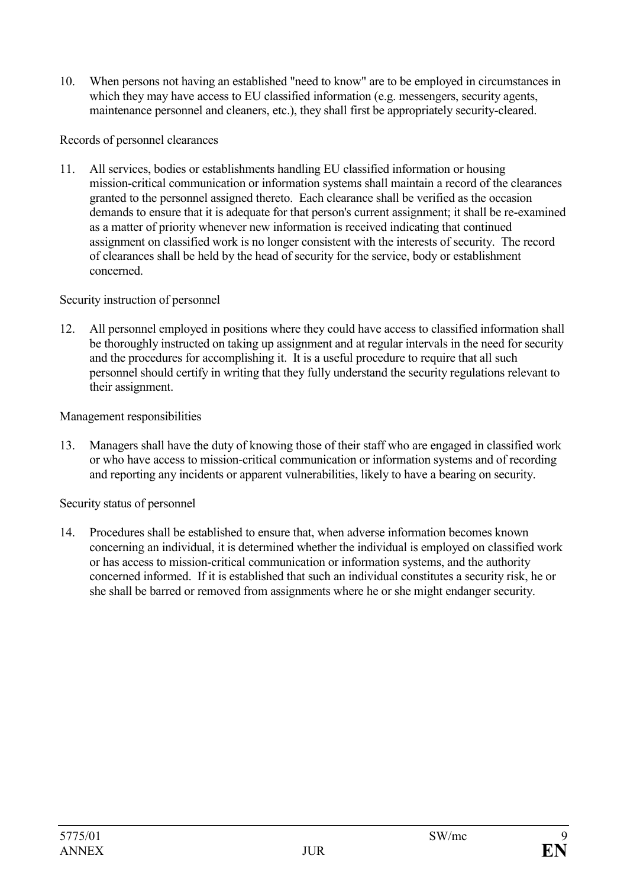10. When persons not having an established "need to know" are to be employed in circumstances in which they may have access to EU classified information (e.g. messengers, security agents, maintenance personnel and cleaners, etc.), they shall first be appropriately security-cleared.

Records of personnel clearances

11. All services, bodies or establishments handling EU classified information or housing mission-critical communication or information systems shall maintain a record of the clearances granted to the personnel assigned thereto. Each clearance shall be verified as the occasion demands to ensure that it is adequate for that person's current assignment; it shall be re-examined as a matter of priority whenever new information is received indicating that continued assignment on classified work is no longer consistent with the interests of security. The record of clearances shall be held by the head of security for the service, body or establishment concerned.

Security instruction of personnel

12. All personnel employed in positions where they could have access to classified information shall be thoroughly instructed on taking up assignment and at regular intervals in the need for security and the procedures for accomplishing it. It is a useful procedure to require that all such personnel should certify in writing that they fully understand the security regulations relevant to their assignment.

Management responsibilities

13. Managers shall have the duty of knowing those of their staff who are engaged in classified work or who have access to mission-critical communication or information systems and of recording and reporting any incidents or apparent vulnerabilities, likely to have a bearing on security.

Security status of personnel

14. Procedures shall be established to ensure that, when adverse information becomes known concerning an individual, it is determined whether the individual is employed on classified work or has access to mission-critical communication or information systems, and the authority concerned informed. If it is established that such an individual constitutes a security risk, he or she shall be barred or removed from assignments where he or she might endanger security.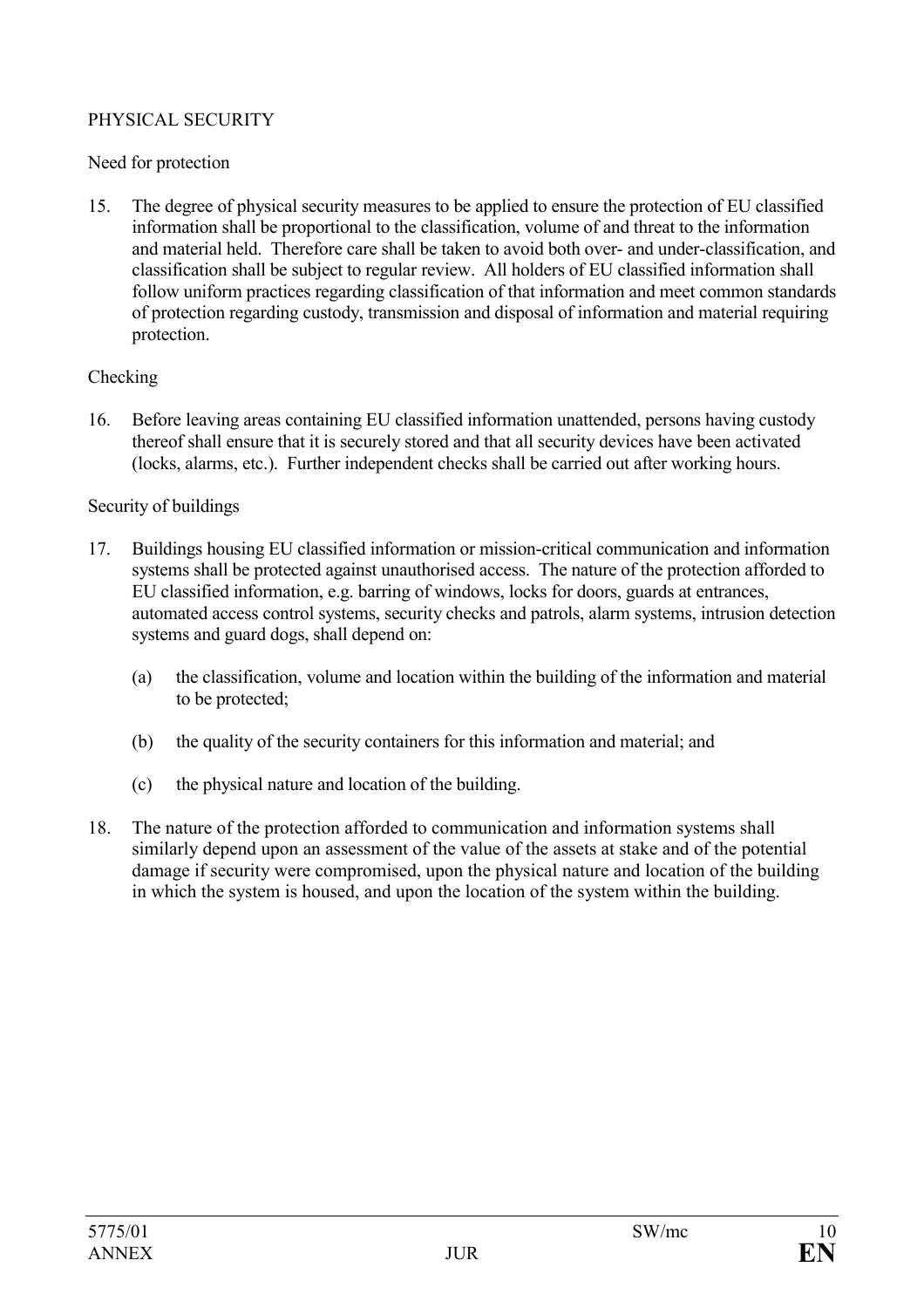## PHYSICAL SECURITY

### Need for protection

15. The degree of physical security measures to be applied to ensure the protection of EU classified information shall be proportional to the classification, volume of and threat to the information and material held. Therefore care shall be taken to avoid both over- and under-classification, and classification shall be subject to regular review. All holders of EU classified information shall follow uniform practices regarding classification of that information and meet common standards of protection regarding custody, transmission and disposal of information and material requiring protection.

### Checking

16. Before leaving areas containing EU classified information unattended, persons having custody thereof shall ensure that it is securely stored and that all security devices have been activated (locks, alarms, etc.). Further independent checks shall be carried out after working hours.

### Security of buildings

17. Buildings housing EU classified information or mission-critical communication and information systems shall be protected against unauthorised access. The nature of the protection afforded to EU classified information, e.g. barring of windows, locks for doors, guards at entrances, automated access control systems, security checks and patrols, alarm systems, intrusion detection systems and guard dogs, shall depend on:

    (a) the classification, volume and location within the building of the information and material to be protected;

    (b) the quality of the security containers for this information and material; and

    (c) the physical nature and location of the building.

18. The nature of the protection afforded to communication and information systems shall similarly depend upon an assessment of the value of the assets at stake and of the potential damage if security were compromised, upon the physical nature and location of the building in which the system is housed, and upon the location of the system within the building.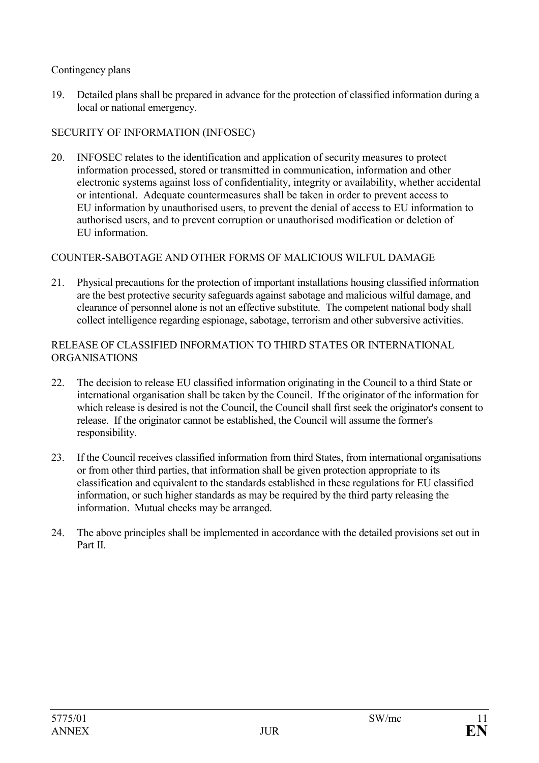Contingency plans

19. Detailed plans shall be prepared in advance for the protection of classified information during a local or national emergency.

SECURITY OF INFORMATION (INFOSEC)

20. INFOSEC relates to the identification and application of security measures to protect information processed, stored or transmitted in communication, information and other electronic systems against loss of confidentiality, integrity or availability, whether accidental or intentional. Adequate countermeasures shall be taken in order to prevent access to EU information by unauthorised users, to prevent the denial of access to EU information to authorised users, and to prevent corruption or unauthorised modification or deletion of EU information.

COUNTER-SABOTAGE AND OTHER FORMS OF MALICIOUS WILFUL DAMAGE

21. Physical precautions for the protection of important installations housing classified information are the best protective security safeguards against sabotage and malicious wilful damage, and clearance of personnel alone is not an effective substitute. The competent national body shall collect intelligence regarding espionage, sabotage, terrorism and other subversive activities.

RELEASE OF CLASSIFIED INFORMATION TO THIRD STATES OR INTERNATIONAL ORGANISATIONS

22. The decision to release EU classified information originating in the Council to a third State or international organisation shall be taken by the Council. If the originator of the information for which release is desired is not the Council, the Council shall first seek the originator's consent to release. If the originator cannot be established, the Council will assume the former's responsibility.

23. If the Council receives classified information from third States, from international organisations or from other third parties, that information shall be given protection appropriate to its classification and equivalent to the standards established in these regulations for EU classified information, or such higher standards as may be required by the third party releasing the information. Mutual checks may be arranged.

24. The above principles shall be implemented in accordance with the detailed provisions set out in Part II.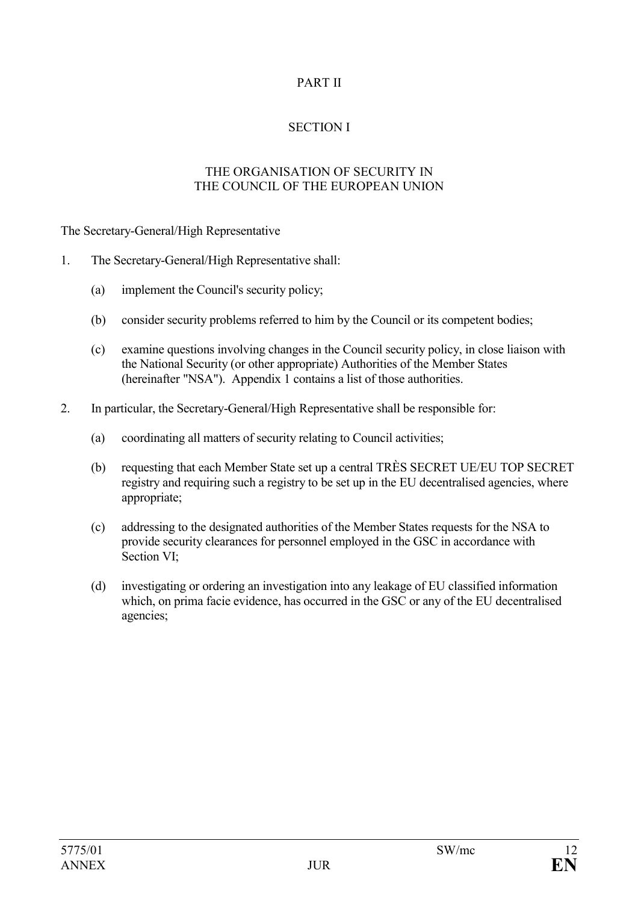# PART II

## SECTION I

### THE ORGANISATION OF SECURITY IN THE COUNCIL OF THE EUROPEAN UNION

The Secretary-General/High Representative

1. The Secretary-General/High Representative shall:

   (a) implement the Council's security policy;

   (b) consider security problems referred to him by the Council or its competent bodies;

   (c) examine questions involving changes in the Council security policy, in close liaison with the National Security (or other appropriate) Authorities of the Member States (hereinafter "NSA"). Appendix 1 contains a list of those authorities.

2. In particular, the Secretary-General/High Representative shall be responsible for:

   (a) coordinating all matters of security relating to Council activities;

   (b) requesting that each Member State set up a central TRÈS SECRET UE/EU TOP SECRET registry and requiring such a registry to be set up in the EU decentralised agencies, where appropriate;

   (c) addressing to the designated authorities of the Member States requests for the NSA to provide security clearances for personnel employed in the GSC in accordance with Section VI;

   (d) investigating or ordering an investigation into any leakage of EU classified information which, on prima facie evidence, has occurred in the GSC or any of the EU decentralised agencies;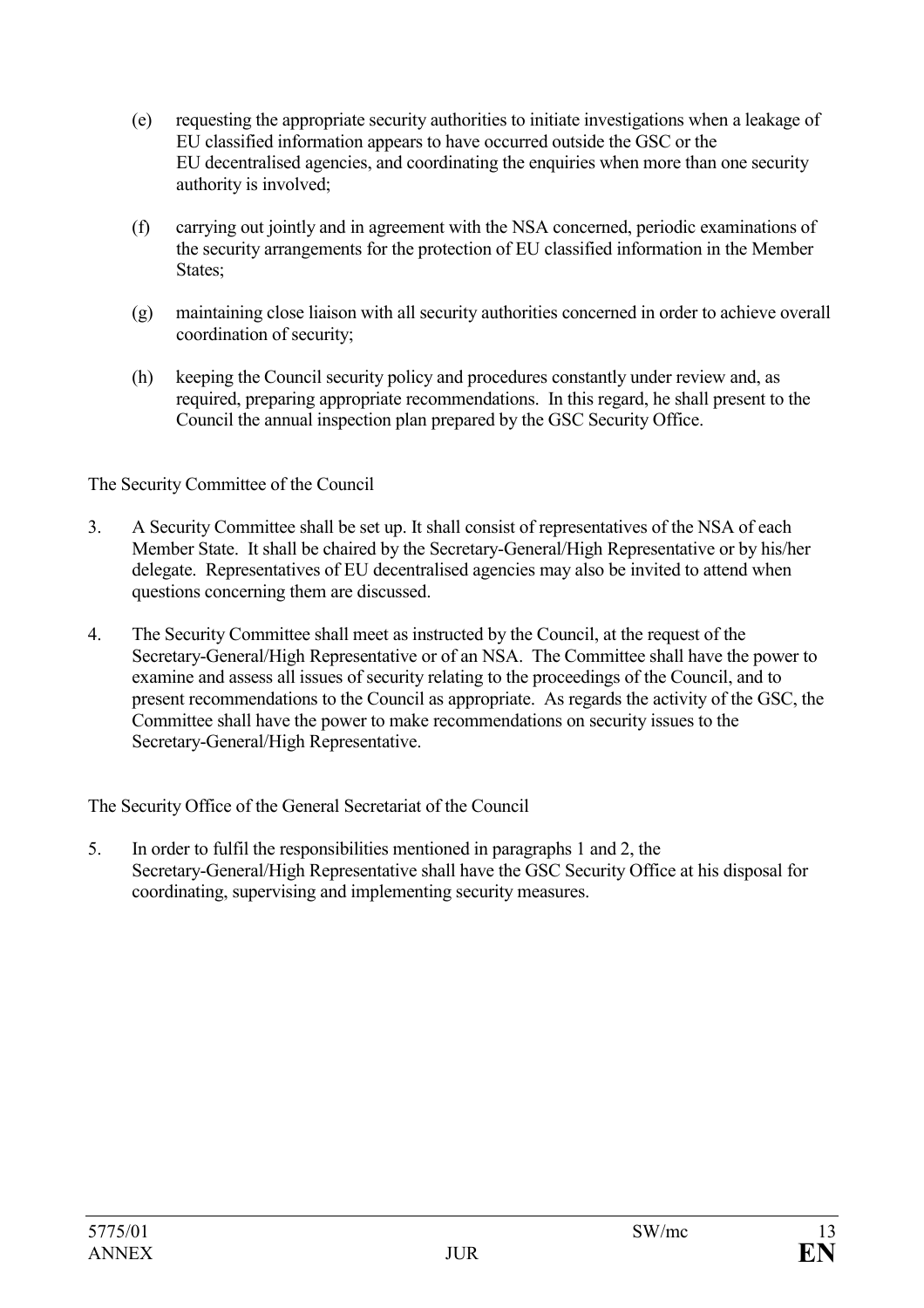(e) requesting the appropriate security authorities to initiate investigations when a leakage of EU classified information appears to have occurred outside the GSC or the EU decentralised agencies, and coordinating the enquiries when more than one security authority is involved;

(f) carrying out jointly and in agreement with the NSA concerned, periodic examinations of the security arrangements for the protection of EU classified information in the Member States;

(g) maintaining close liaison with all security authorities concerned in order to achieve overall coordination of security;

(h) keeping the Council security policy and procedures constantly under review and, as required, preparing appropriate recommendations. In this regard, he shall present to the Council the annual inspection plan prepared by the GSC Security Office.

The Security Committee of the Council

3. A Security Committee shall be set up. It shall consist of representatives of the NSA of each Member State. It shall be chaired by the Secretary-General/High Representative or by his/her delegate. Representatives of EU decentralised agencies may also be invited to attend when questions concerning them are discussed.

4. The Security Committee shall meet as instructed by the Council, at the request of the Secretary-General/High Representative or of an NSA. The Committee shall have the power to examine and assess all issues of security relating to the proceedings of the Council, and to present recommendations to the Council as appropriate. As regards the activity of the GSC, the Committee shall have the power to make recommendations on security issues to the Secretary-General/High Representative.

The Security Office of the General Secretariat of the Council

5. In order to fulfil the responsibilities mentioned in paragraphs 1 and 2, the Secretary-General/High Representative shall have the GSC Security Office at his disposal for coordinating, supervising and implementing security measures.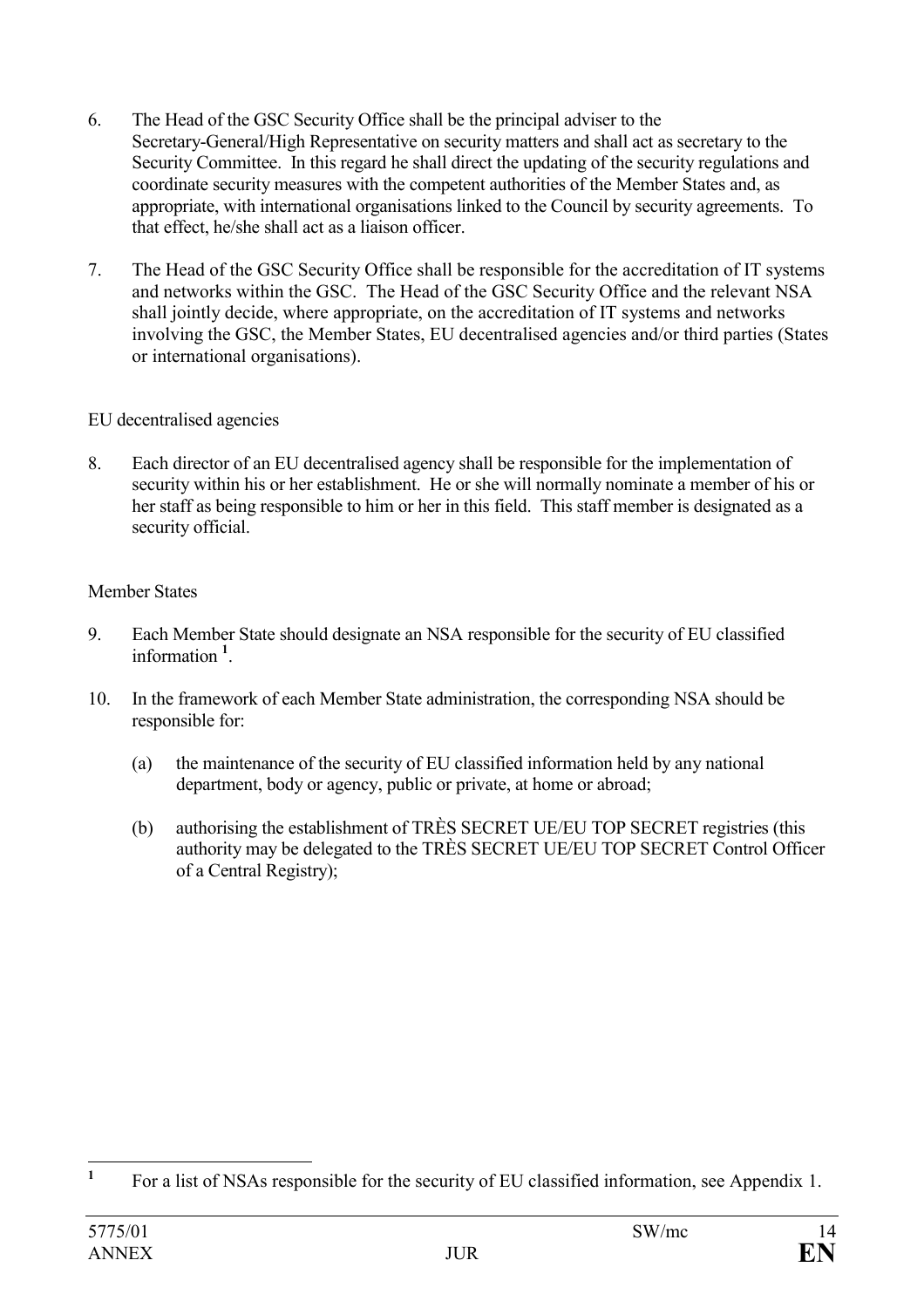6. The Head of the GSC Security Office shall be the principal adviser to the Secretary-General/High Representative on security matters and shall act as secretary to the Security Committee. In this regard he shall direct the updating of the security regulations and coordinate security measures with the competent authorities of the Member States and, as appropriate, with international organisations linked to the Council by security agreements. To that effect, he/she shall act as a liaison officer.

7. The Head of the GSC Security Office shall be responsible for the accreditation of IT systems and networks within the GSC. The Head of the GSC Security Office and the relevant NSA shall jointly decide, where appropriate, on the accreditation of IT systems and networks involving the GSC, the Member States, EU decentralised agencies and/or third parties (States or international organisations).

EU decentralised agencies

8. Each director of an EU decentralised agency shall be responsible for the implementation of security within his or her establishment. He or she will normally nominate a member of his or her staff as being responsible to him or her in this field. This staff member is designated as a security official.

Member States

9. Each Member State should designate an NSA responsible for the security of EU classified information [1].

10. In the framework of each Member State administration, the corresponding NSA should be responsible for:

    (a) the maintenance of the security of EU classified information held by any national department, body or agency, public or private, at home or abroad;

    (b) authorising the establishment of TRÈS SECRET UE/EU TOP SECRET registries (this authority may be delegated to the TRÈS SECRET UE/EU TOP SECRET Control Officer of a Central Registry);

---

[1] For a list of NSAs responsible for the security of EU classified information, see Appendix 1.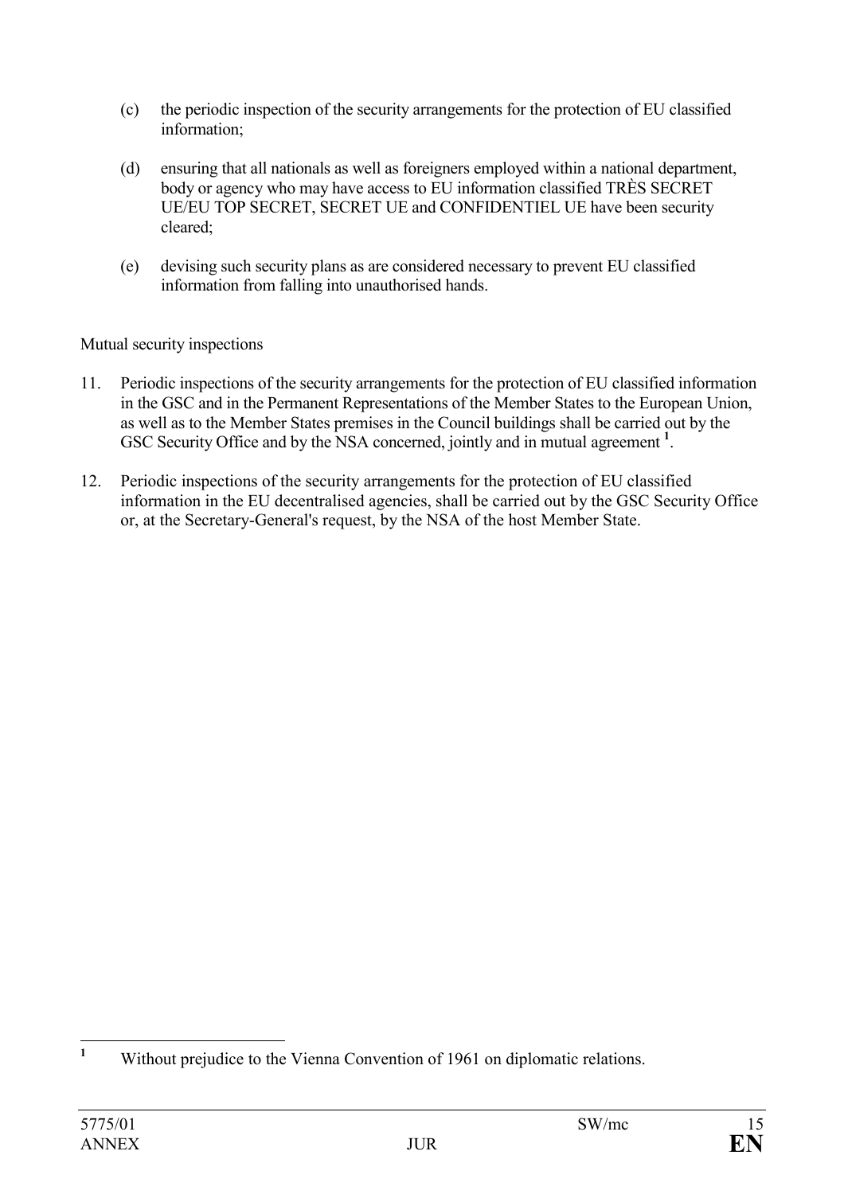(c) the periodic inspection of the security arrangements for the protection of EU classified information;

(d) ensuring that all nationals as well as foreigners employed within a national department, body or agency who may have access to EU information classified TRÈS SECRET UE/EU TOP SECRET, SECRET UE and CONFIDENTIEL UE have been security cleared;

(e) devising such security plans as are considered necessary to prevent EU classified information from falling into unauthorised hands.

Mutual security inspections

11. Periodic inspections of the security arrangements for the protection of EU classified information in the GSC and in the Permanent Representations of the Member States to the European Union, as well as to the Member States premises in the Council buildings shall be carried out by the GSC Security Office and by the NSA concerned, jointly and in mutual agreement [1].

12. Periodic inspections of the security arrangements for the protection of EU classified information in the EU decentralised agencies, shall be carried out by the GSC Security Office or, at the Secretary-General's request, by the NSA of the host Member State.

[1] Without prejudice to the Vienna Convention of 1961 on diplomatic relations.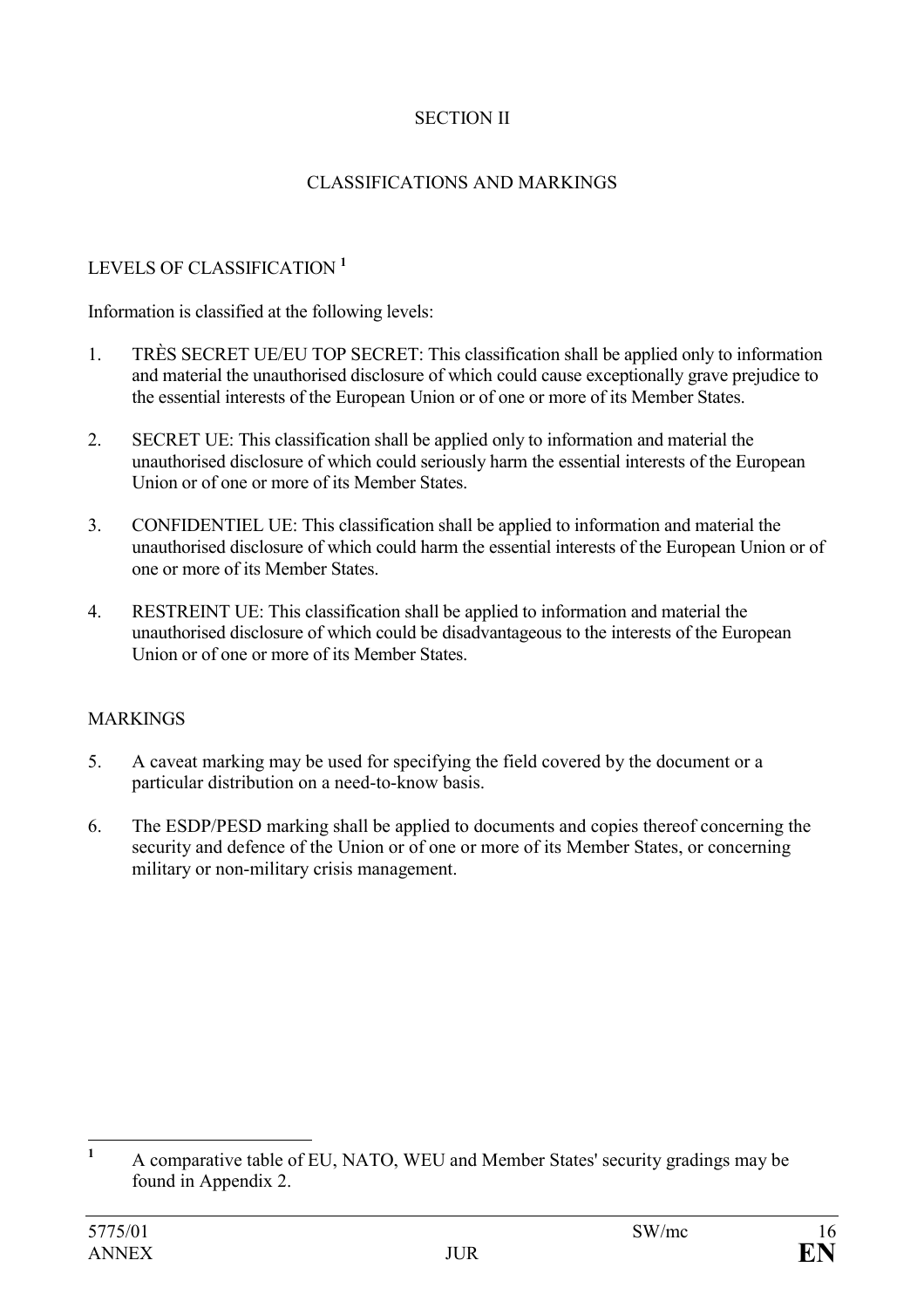## SECTION II

## CLASSIFICATIONS AND MARKINGS

### LEVELS OF CLASSIFICATION [1]

Information is classified at the following levels:

1. TRÈS SECRET UE/EU TOP SECRET: This classification shall be applied only to information and material the unauthorised disclosure of which could cause exceptionally grave prejudice to the essential interests of the European Union or of one or more of its Member States.

2. SECRET UE: This classification shall be applied only to information and material the unauthorised disclosure of which could seriously harm the essential interests of the European Union or of one or more of its Member States.

3. CONFIDENTIEL UE: This classification shall be applied to information and material the unauthorised disclosure of which could harm the essential interests of the European Union or of one or more of its Member States.

4. RESTREINT UE: This classification shall be applied to information and material the unauthorised disclosure of which could be disadvantageous to the interests of the European Union or of one or more of its Member States.

### MARKINGS

5. A caveat marking may be used for specifying the field covered by the document or a particular distribution on a need-to-know basis.

6. The ESDP/PESD marking shall be applied to documents and copies thereof concerning the security and defence of the Union or of one or more of its Member States, or concerning military or non-military crisis management.

---

[1] A comparative table of EU, NATO, WEU and Member States' security gradings may be found in Appendix 2.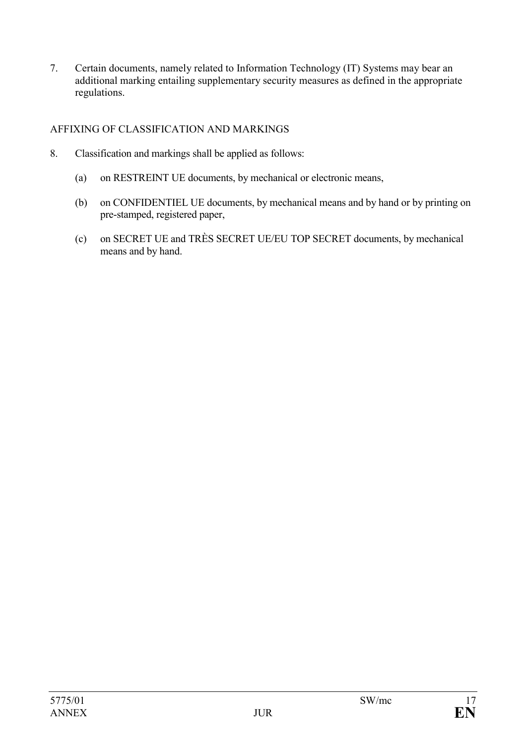7. Certain documents, namely related to Information Technology (IT) Systems may bear an additional marking entailing supplementary security measures as defined in the appropriate regulations.

AFFIXING OF CLASSIFICATION AND MARKINGS

8. Classification and markings shall be applied as follows:

   (a) on RESTREINT UE documents, by mechanical or electronic means,

   (b) on CONFIDENTIEL UE documents, by mechanical means and by hand or by printing on pre-stamped, registered paper,

   (c) on SECRET UE and TRÈS SECRET UE/EU TOP SECRET documents, by mechanical means and by hand.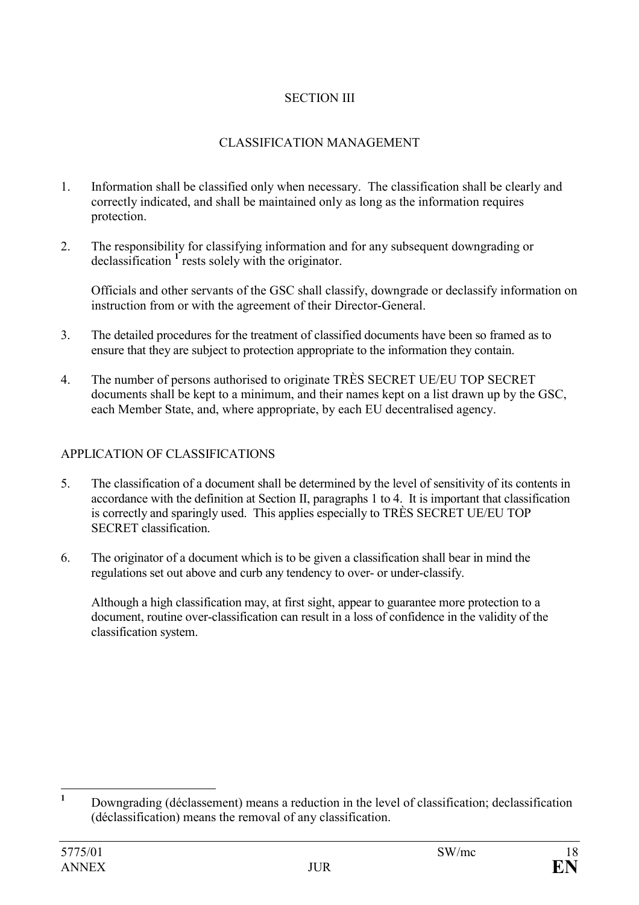## SECTION III

## CLASSIFICATION MANAGEMENT

1. Information shall be classified only when necessary. The classification shall be clearly and correctly indicated, and shall be maintained only as long as the information requires protection.

2. The responsibility for classifying information and for any subsequent downgrading or declassification [1] rests solely with the originator.

   Officials and other servants of the GSC shall classify, downgrade or declassify information on instruction from or with the agreement of their Director-General.

3. The detailed procedures for the treatment of classified documents have been so framed as to ensure that they are subject to protection appropriate to the information they contain.

4. The number of persons authorised to originate TRÈS SECRET UE/EU TOP SECRET documents shall be kept to a minimum, and their names kept on a list drawn up by the GSC, each Member State, and, where appropriate, by each EU decentralised agency.

### APPLICATION OF CLASSIFICATIONS

5. The classification of a document shall be determined by the level of sensitivity of its contents in accordance with the definition at Section II, paragraphs 1 to 4. It is important that classification is correctly and sparingly used. This applies especially to TRÈS SECRET UE/EU TOP SECRET classification.

6. The originator of a document which is to be given a classification shall bear in mind the regulations set out above and curb any tendency to over- or under-classify.

   Although a high classification may, at first sight, appear to guarantee more protection to a document, routine over-classification can result in a loss of confidence in the validity of the classification system.

---

[1] Downgrading (déclassement) means a reduction in the level of classification; declassification (déclassification) means the removal of any classification.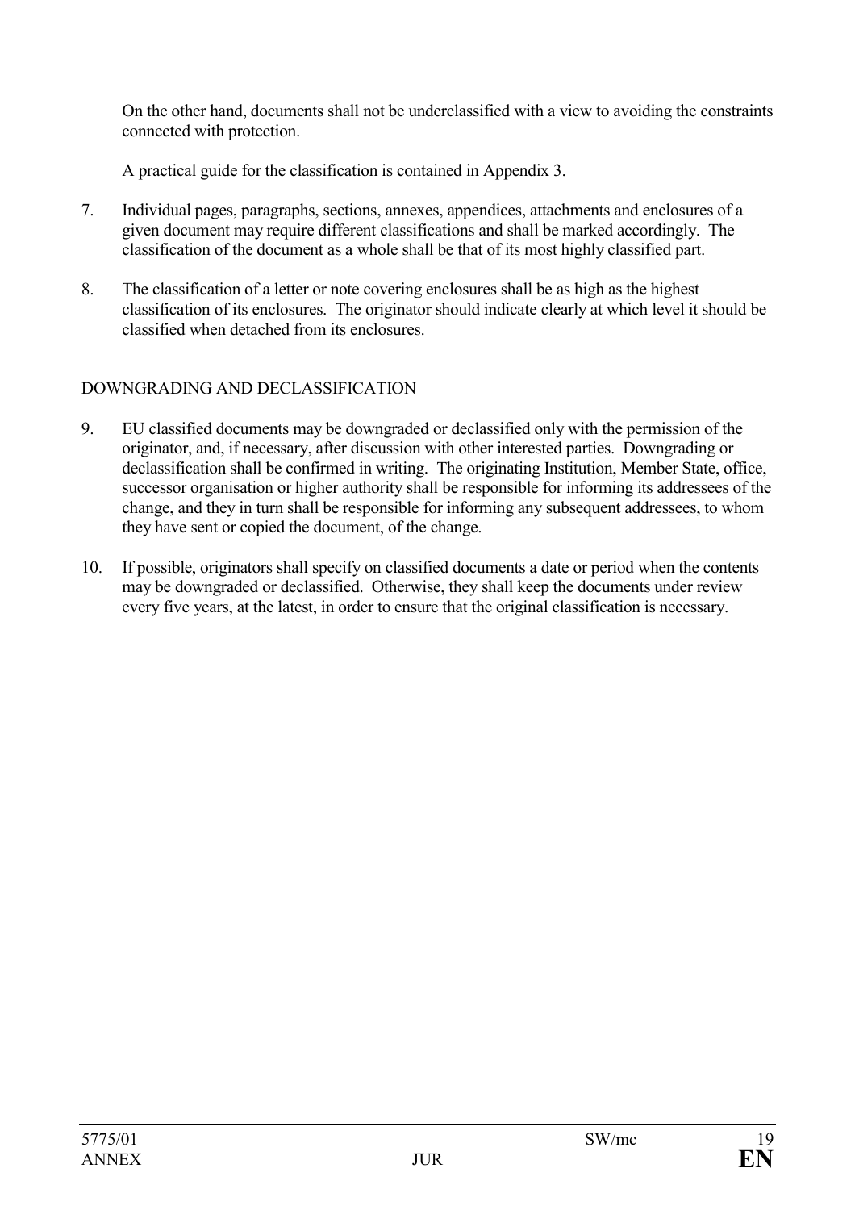On the other hand, documents shall not be underclassified with a view to avoiding the constraints connected with protection.

A practical guide for the classification is contained in Appendix 3.

7. Individual pages, paragraphs, sections, annexes, appendices, attachments and enclosures of a given document may require different classifications and shall be marked accordingly. The classification of the document as a whole shall be that of its most highly classified part.

8. The classification of a letter or note covering enclosures shall be as high as the highest classification of its enclosures. The originator should indicate clearly at which level it should be classified when detached from its enclosures.

DOWNGRADING AND DECLASSIFICATION

9. EU classified documents may be downgraded or declassified only with the permission of the originator, and, if necessary, after discussion with other interested parties. Downgrading or declassification shall be confirmed in writing. The originating Institution, Member State, office, successor organisation or higher authority shall be responsible for informing its addressees of the change, and they in turn shall be responsible for informing any subsequent addressees, to whom they have sent or copied the document, of the change.

10. If possible, originators shall specify on classified documents a date or period when the contents may be downgraded or declassified. Otherwise, they shall keep the documents under review every five years, at the latest, in order to ensure that the original classification is necessary.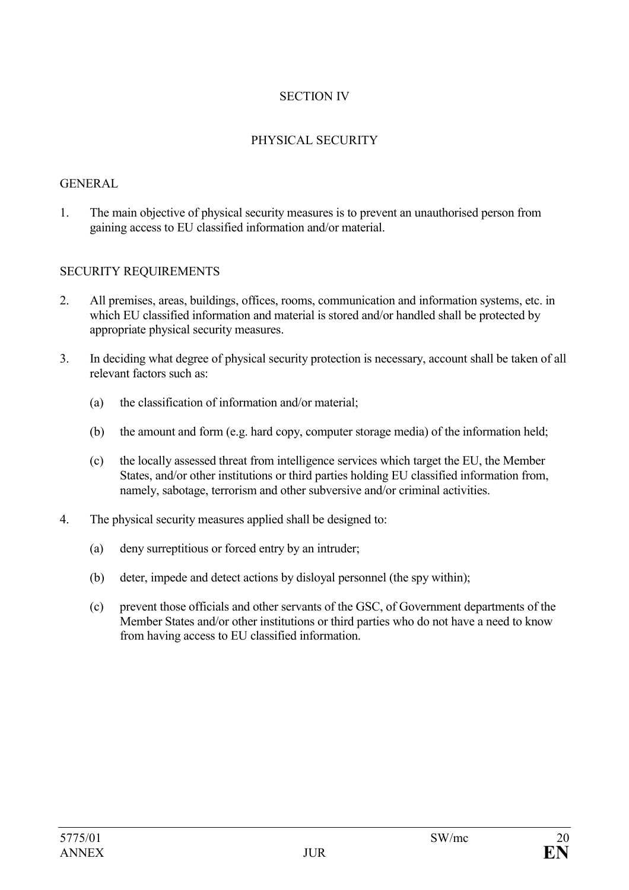# SECTION IV

## PHYSICAL SECURITY

### GENERAL

1. The main objective of physical security measures is to prevent an unauthorised person from gaining access to EU classified information and/or material.

### SECURITY REQUIREMENTS

2. All premises, areas, buildings, offices, rooms, communication and information systems, etc. in which EU classified information and material is stored and/or handled shall be protected by appropriate physical security measures.

3. In deciding what degree of physical security protection is necessary, account shall be taken of all relevant factors such as:

   (a) the classification of information and/or material;

   (b) the amount and form (e.g. hard copy, computer storage media) of the information held;

   (c) the locally assessed threat from intelligence services which target the EU, the Member States, and/or other institutions or third parties holding EU classified information from, namely, sabotage, terrorism and other subversive and/or criminal activities.

4. The physical security measures applied shall be designed to:

   (a) deny surreptitious or forced entry by an intruder;

   (b) deter, impede and detect actions by disloyal personnel (the spy within);

   (c) prevent those officials and other servants of the GSC, of Government departments of the Member States and/or other institutions or third parties who do not have a need to know from having access to EU classified information.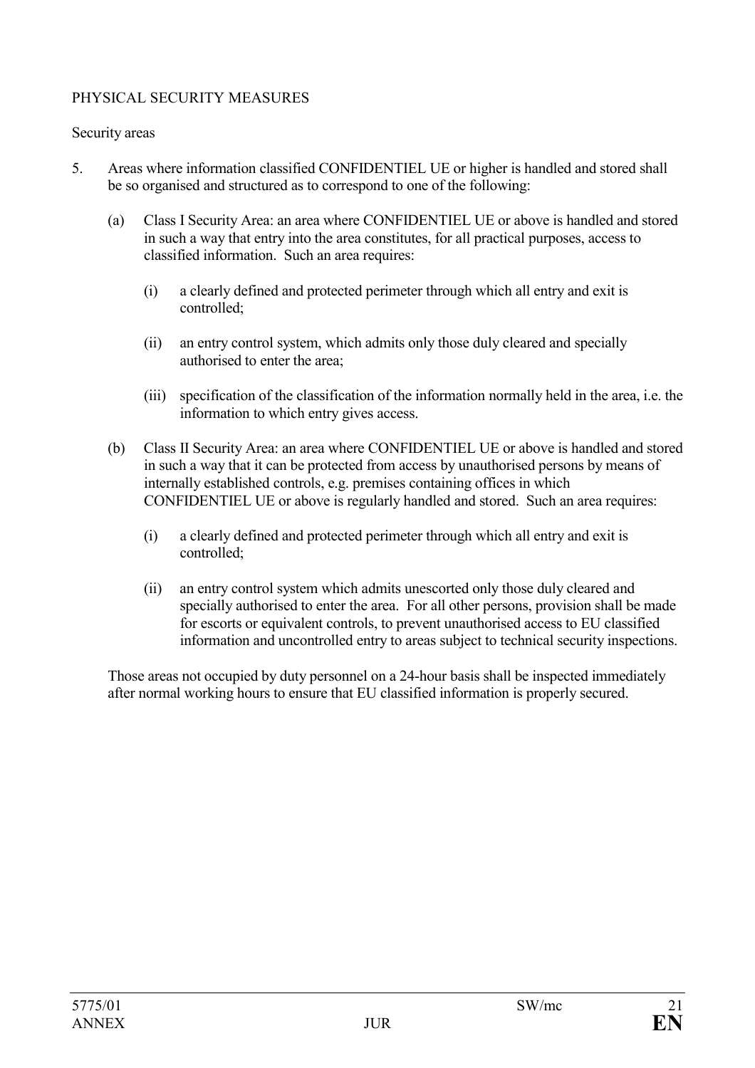PHYSICAL SECURITY MEASURES

Security areas

5. Areas where information classified CONFIDENTIEL UE or higher is handled and stored shall be so organised and structured as to correspond to one of the following:

   (a) Class I Security Area: an area where CONFIDENTIEL UE or above is handled and stored in such a way that entry into the area constitutes, for all practical purposes, access to classified information. Such an area requires:

      (i) a clearly defined and protected perimeter through which all entry and exit is controlled;

      (ii) an entry control system, which admits only those duly cleared and specially authorised to enter the area;

      (iii) specification of the classification of the information normally held in the area, i.e. the information to which entry gives access.

   (b) Class II Security Area: an area where CONFIDENTIEL UE or above is handled and stored in such a way that it can be protected from access by unauthorised persons by means of internally established controls, e.g. premises containing offices in which CONFIDENTIEL UE or above is regularly handled and stored. Such an area requires:

      (i) a clearly defined and protected perimeter through which all entry and exit is controlled;

      (ii) an entry control system which admits unescorted only those duly cleared and specially authorised to enter the area. For all other persons, provision shall be made for escorts or equivalent controls, to prevent unauthorised access to EU classified information and uncontrolled entry to areas subject to technical security inspections.

   Those areas not occupied by duty personnel on a 24-hour basis shall be inspected immediately after normal working hours to ensure that EU classified information is properly secured.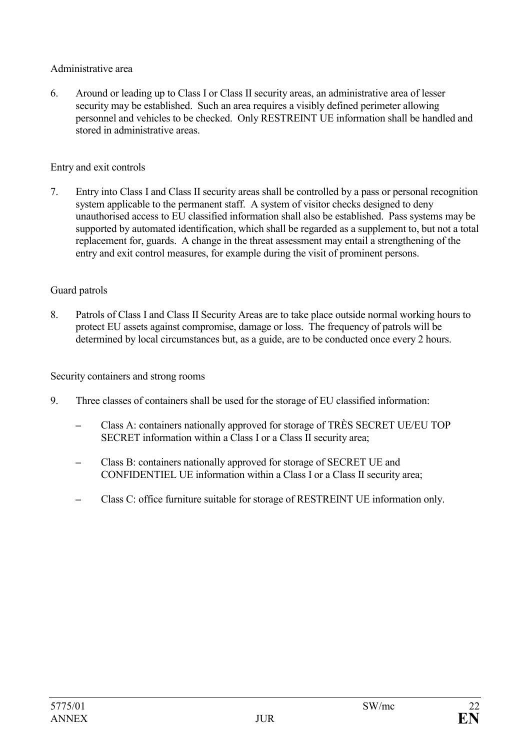Administrative area

6. Around or leading up to Class I or Class II security areas, an administrative area of lesser security may be established. Such an area requires a visibly defined perimeter allowing personnel and vehicles to be checked. Only RESTREINT UE information shall be handled and stored in administrative areas.

Entry and exit controls

7. Entry into Class I and Class II security areas shall be controlled by a pass or personal recognition system applicable to the permanent staff. A system of visitor checks designed to deny unauthorised access to EU classified information shall also be established. Pass systems may be supported by automated identification, which shall be regarded as a supplement to, but not a total replacement for, guards. A change in the threat assessment may entail a strengthening of the entry and exit control measures, for example during the visit of prominent persons.

Guard patrols

8. Patrols of Class I and Class II Security Areas are to take place outside normal working hours to protect EU assets against compromise, damage or loss. The frequency of patrols will be determined by local circumstances but, as a guide, are to be conducted once every 2 hours.

Security containers and strong rooms

9. Three classes of containers shall be used for the storage of EU classified information:

   – Class A: containers nationally approved for storage of TRÈS SECRET UE/EU TOP SECRET information within a Class I or a Class II security area;

   – Class B: containers nationally approved for storage of SECRET UE and CONFIDENTIEL UE information within a Class I or a Class II security area;

   – Class C: office furniture suitable for storage of RESTREINT UE information only.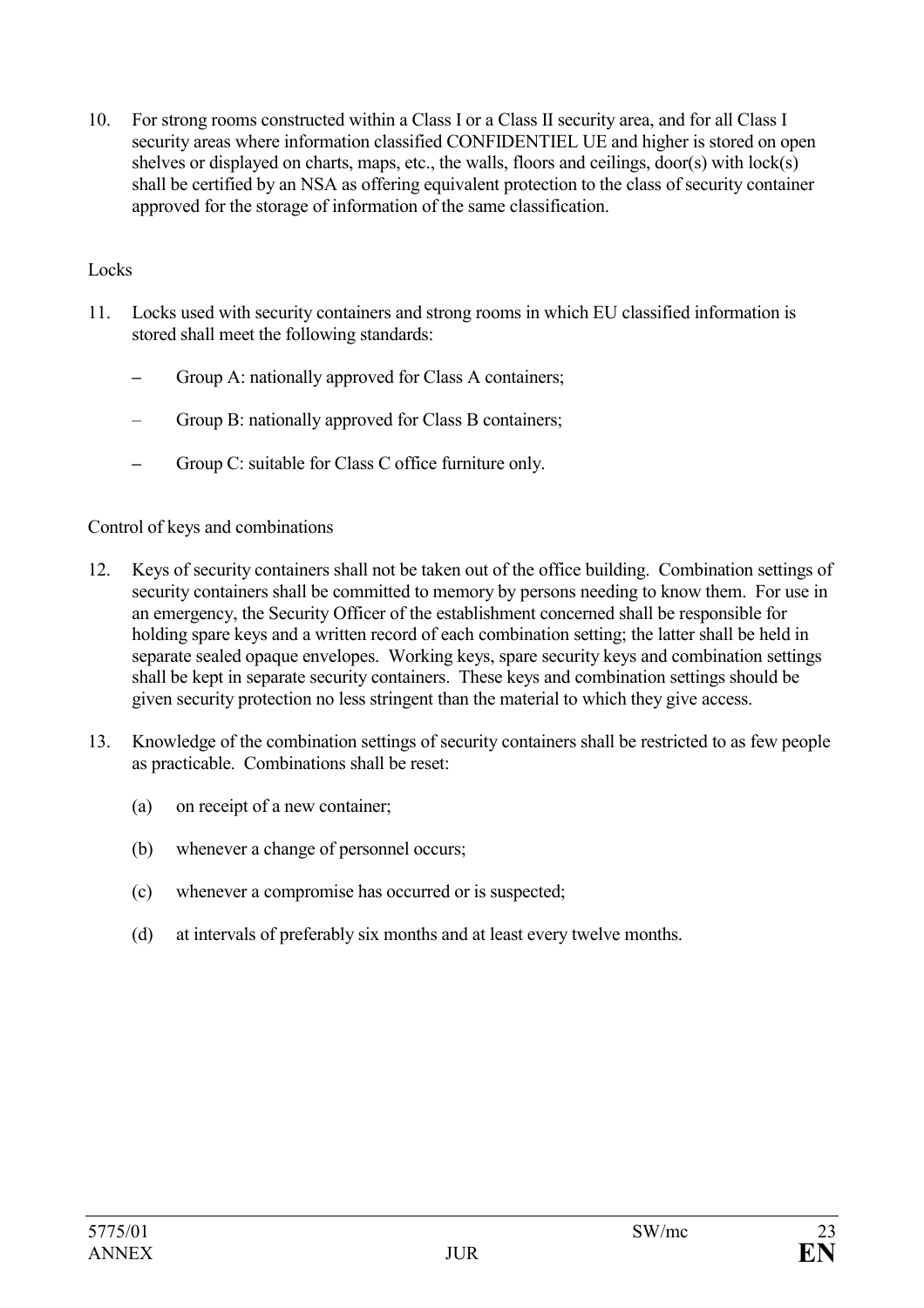10. For strong rooms constructed within a Class I or a Class II security area, and for all Class I security areas where information classified CONFIDENTIEL UE and higher is stored on open shelves or displayed on charts, maps, etc., the walls, floors and ceilings, door(s) with lock(s) shall be certified by an NSA as offering equivalent protection to the class of security container approved for the storage of information of the same classification.

Locks

11. Locks used with security containers and strong rooms in which EU classified information is stored shall meet the following standards:

    - Group A: nationally approved for Class A containers;
    - Group B: nationally approved for Class B containers;
    - Group C: suitable for Class C office furniture only.

Control of keys and combinations

12. Keys of security containers shall not be taken out of the office building. Combination settings of security containers shall be committed to memory by persons needing to know them. For use in an emergency, the Security Officer of the establishment concerned shall be responsible for holding spare keys and a written record of each combination setting; the latter shall be held in separate sealed opaque envelopes. Working keys, spare security keys and combination settings shall be kept in separate security containers. These keys and combination settings should be given security protection no less stringent than the material to which they give access.

13. Knowledge of the combination settings of security containers shall be restricted to as few people as practicable. Combinations shall be reset:

    (a) on receipt of a new container;

    (b) whenever a change of personnel occurs;

    (c) whenever a compromise has occurred or is suspected;

    (d) at intervals of preferably six months and at least every twelve months.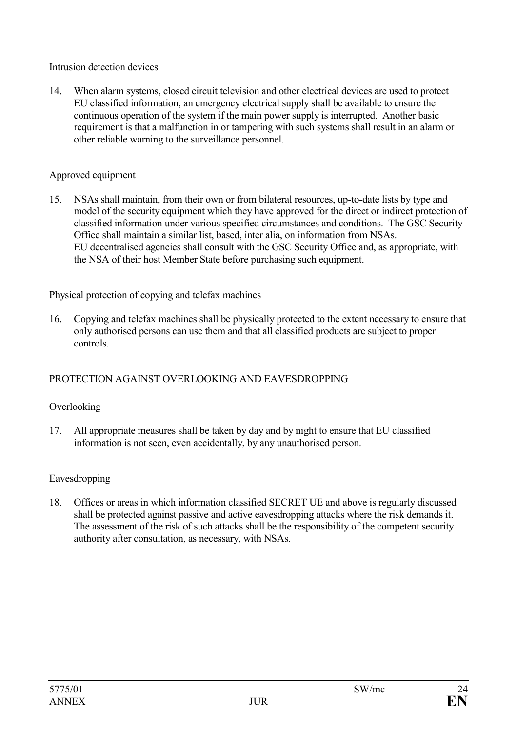Intrusion detection devices

14. When alarm systems, closed circuit television and other electrical devices are used to protect EU classified information, an emergency electrical supply shall be available to ensure the continuous operation of the system if the main power supply is interrupted. Another basic requirement is that a malfunction in or tampering with such systems shall result in an alarm or other reliable warning to the surveillance personnel.

Approved equipment

15. NSAs shall maintain, from their own or from bilateral resources, up-to-date lists by type and model of the security equipment which they have approved for the direct or indirect protection of classified information under various specified circumstances and conditions. The GSC Security Office shall maintain a similar list, based, inter alia, on information from NSAs. EU decentralised agencies shall consult with the GSC Security Office and, as appropriate, with the NSA of their host Member State before purchasing such equipment.

Physical protection of copying and telefax machines

16. Copying and telefax machines shall be physically protected to the extent necessary to ensure that only authorised persons can use them and that all classified products are subject to proper controls.

PROTECTION AGAINST OVERLOOKING AND EAVESDROPPING

Overlooking

17. All appropriate measures shall be taken by day and by night to ensure that EU classified information is not seen, even accidentally, by any unauthorised person.

Eavesdropping

18. Offices or areas in which information classified SECRET UE and above is regularly discussed shall be protected against passive and active eavesdropping attacks where the risk demands it. The assessment of the risk of such attacks shall be the responsibility of the competent security authority after consultation, as necessary, with NSAs.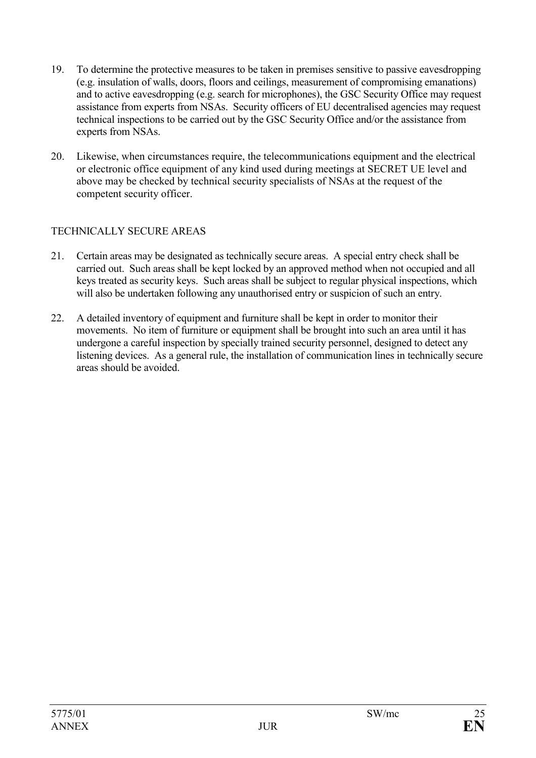19. To determine the protective measures to be taken in premises sensitive to passive eavesdropping (e.g. insulation of walls, doors, floors and ceilings, measurement of compromising emanations) and to active eavesdropping (e.g. search for microphones), the GSC Security Office may request assistance from experts from NSAs. Security officers of EU decentralised agencies may request technical inspections to be carried out by the GSC Security Office and/or the assistance from experts from NSAs.

20. Likewise, when circumstances require, the telecommunications equipment and the electrical or electronic office equipment of any kind used during meetings at SECRET UE level and above may be checked by technical security specialists of NSAs at the request of the competent security officer.

TECHNICALLY SECURE AREAS

21. Certain areas may be designated as technically secure areas. A special entry check shall be carried out. Such areas shall be kept locked by an approved method when not occupied and all keys treated as security keys. Such areas shall be subject to regular physical inspections, which will also be undertaken following any unauthorised entry or suspicion of such an entry.

22. A detailed inventory of equipment and furniture shall be kept in order to monitor their movements. No item of furniture or equipment shall be brought into such an area until it has undergone a careful inspection by specially trained security personnel, designed to detect any listening devices. As a general rule, the installation of communication lines in technically secure areas should be avoided.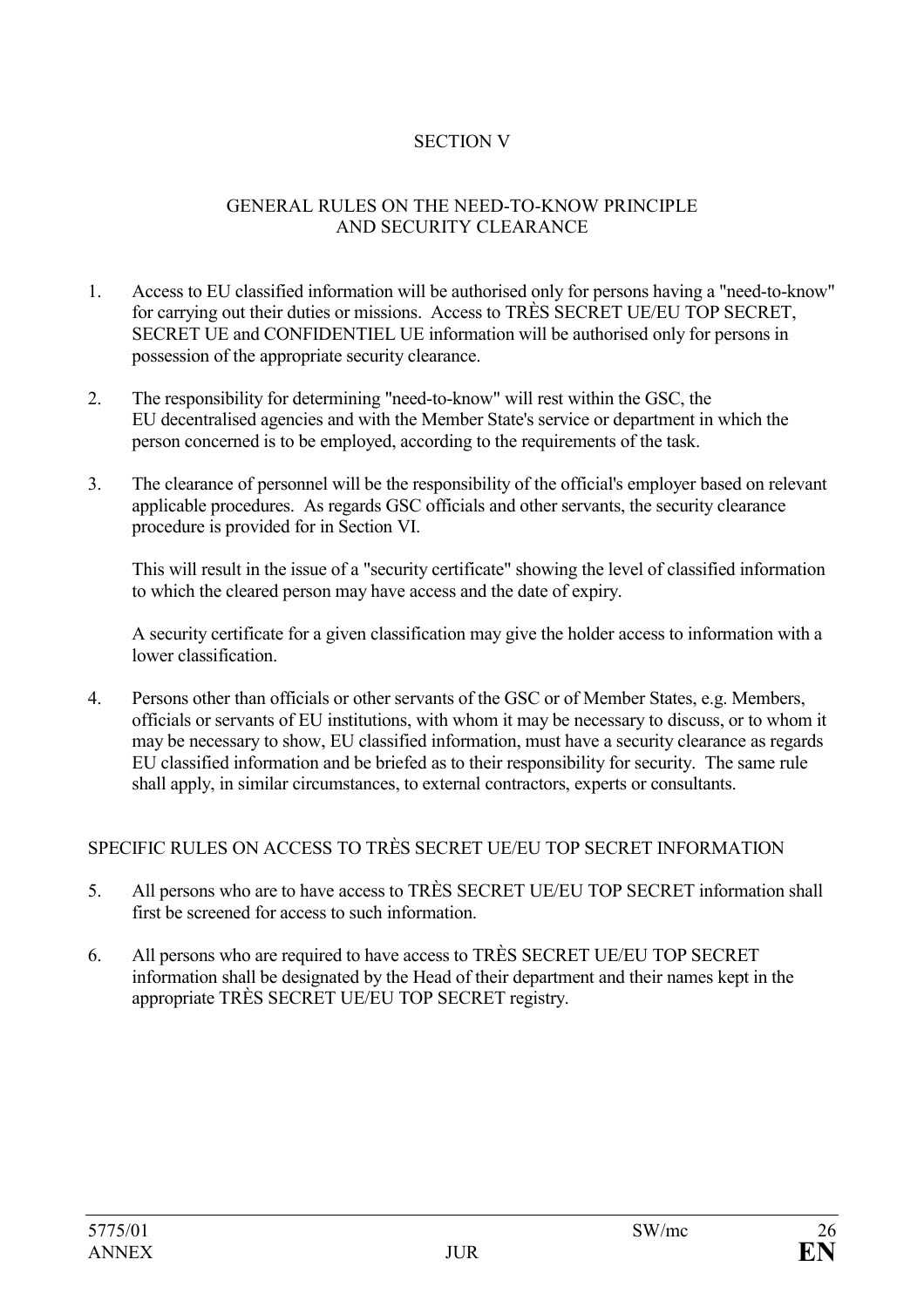## SECTION V

## GENERAL RULES ON THE NEED-TO-KNOW PRINCIPLE AND SECURITY CLEARANCE

1. Access to EU classified information will be authorised only for persons having a "need-to-know" for carrying out their duties or missions. Access to TRÈS SECRET UE/EU TOP SECRET, SECRET UE and CONFIDENTIEL UE information will be authorised only for persons in possession of the appropriate security clearance.

2. The responsibility for determining "need-to-know" will rest within the GSC, the EU decentralised agencies and with the Member State's service or department in which the person concerned is to be employed, according to the requirements of the task.

3. The clearance of personnel will be the responsibility of the official's employer based on relevant applicable procedures. As regards GSC officials and other servants, the security clearance procedure is provided for in Section VI.

   This will result in the issue of a "security certificate" showing the level of classified information to which the cleared person may have access and the date of expiry.

   A security certificate for a given classification may give the holder access to information with a lower classification.

4. Persons other than officials or other servants of the GSC or of Member States, e.g. Members, officials or servants of EU institutions, with whom it may be necessary to discuss, or to whom it may be necessary to show, EU classified information, must have a security clearance as regards EU classified information and be briefed as to their responsibility for security. The same rule shall apply, in similar circumstances, to external contractors, experts or consultants.

### SPECIFIC RULES ON ACCESS TO TRÈS SECRET UE/EU TOP SECRET INFORMATION

5. All persons who are to have access to TRÈS SECRET UE/EU TOP SECRET information shall first be screened for access to such information.

6. All persons who are required to have access to TRÈS SECRET UE/EU TOP SECRET information shall be designated by the Head of their department and their names kept in the appropriate TRÈS SECRET UE/EU TOP SECRET registry.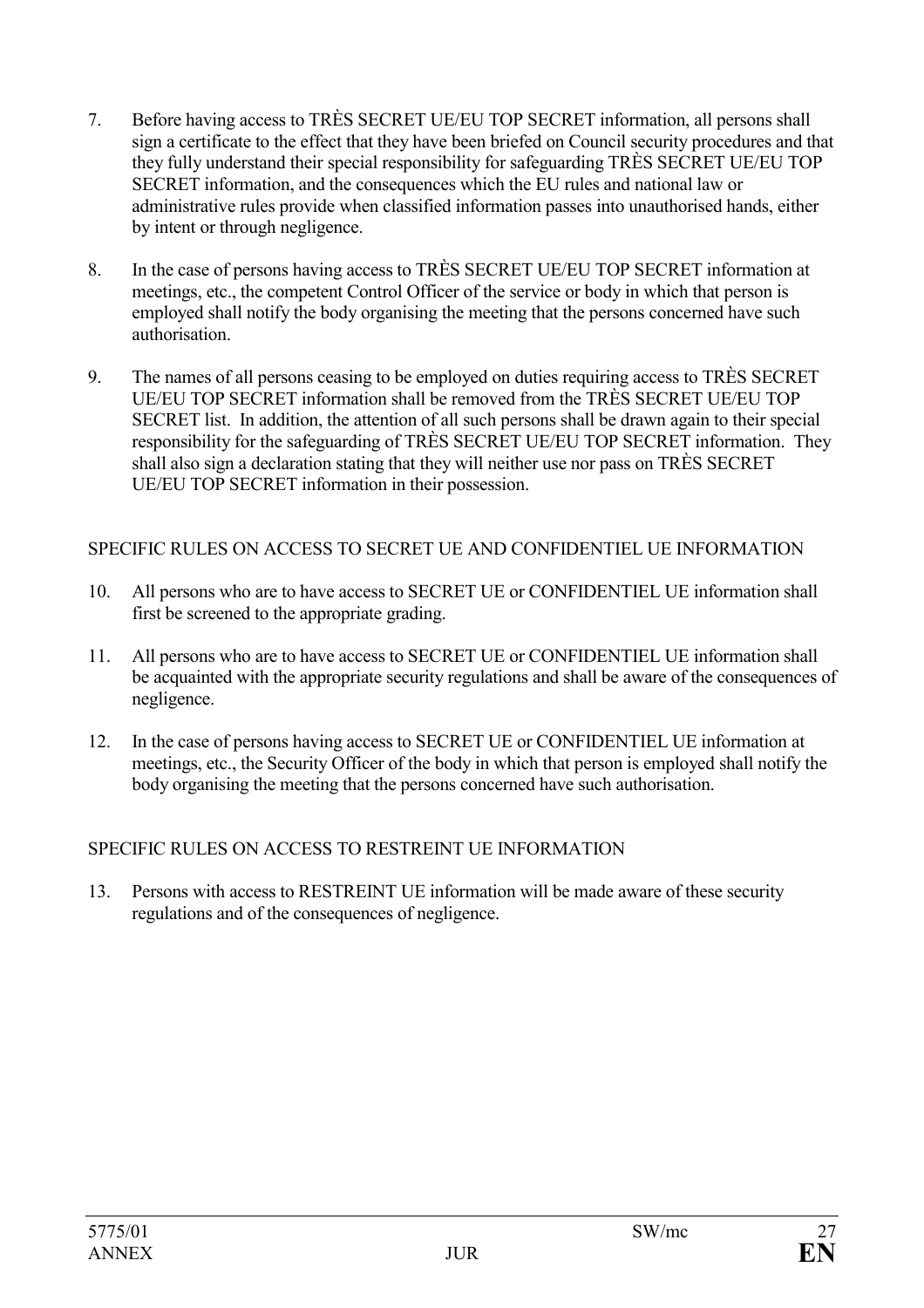7. Before having access to TRÈS SECRET UE/EU TOP SECRET information, all persons shall sign a certificate to the effect that they have been briefed on Council security procedures and that they fully understand their special responsibility for safeguarding TRÈS SECRET UE/EU TOP SECRET information, and the consequences which the EU rules and national law or administrative rules provide when classified information passes into unauthorised hands, either by intent or through negligence.

8. In the case of persons having access to TRÈS SECRET UE/EU TOP SECRET information at meetings, etc., the competent Control Officer of the service or body in which that person is employed shall notify the body organising the meeting that the persons concerned have such authorisation.

9. The names of all persons ceasing to be employed on duties requiring access to TRÈS SECRET UE/EU TOP SECRET information shall be removed from the TRÈS SECRET UE/EU TOP SECRET list. In addition, the attention of all such persons shall be drawn again to their special responsibility for the safeguarding of TRÈS SECRET UE/EU TOP SECRET information. They shall also sign a declaration stating that they will neither use nor pass on TRÈS SECRET UE/EU TOP SECRET information in their possession.

## SPECIFIC RULES ON ACCESS TO SECRET UE AND CONFIDENTIEL UE INFORMATION

10. All persons who are to have access to SECRET UE or CONFIDENTIEL UE information shall first be screened to the appropriate grading.

11. All persons who are to have access to SECRET UE or CONFIDENTIEL UE information shall be acquainted with the appropriate security regulations and shall be aware of the consequences of negligence.

12. In the case of persons having access to SECRET UE or CONFIDENTIEL UE information at meetings, etc., the Security Officer of the body in which that person is employed shall notify the body organising the meeting that the persons concerned have such authorisation.

## SPECIFIC RULES ON ACCESS TO RESTREINT UE INFORMATION

13. Persons with access to RESTREINT UE information will be made aware of these security regulations and of the consequences of negligence.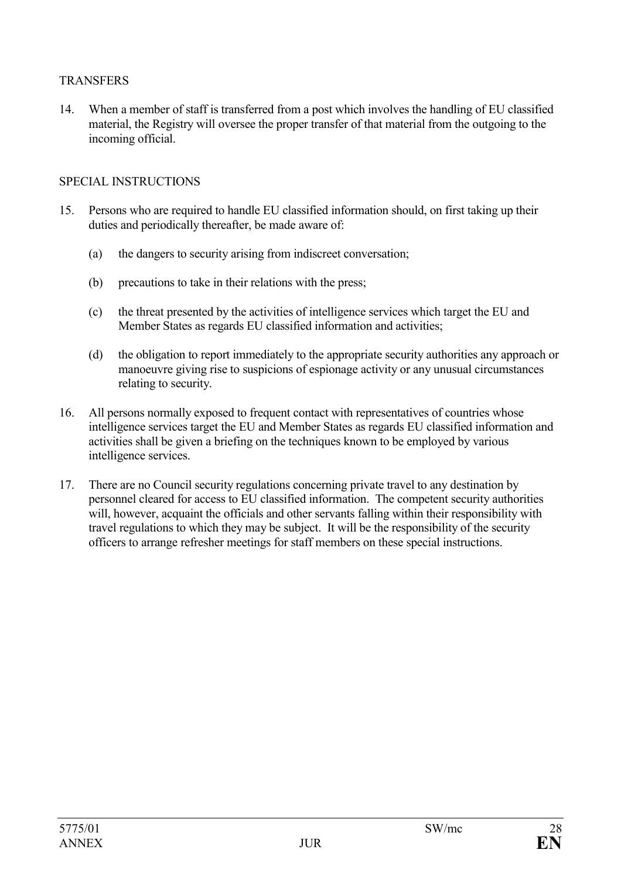TRANSFERS

14. When a member of staff is transferred from a post which involves the handling of EU classified material, the Registry will oversee the proper transfer of that material from the outgoing to the incoming official.

SPECIAL INSTRUCTIONS

15. Persons who are required to handle EU classified information should, on first taking up their duties and periodically thereafter, be made aware of:

    (a) the dangers to security arising from indiscreet conversation;

    (b) precautions to take in their relations with the press;

    (c) the threat presented by the activities of intelligence services which target the EU and Member States as regards EU classified information and activities;

    (d) the obligation to report immediately to the appropriate security authorities any approach or manoeuvre giving rise to suspicions of espionage activity or any unusual circumstances relating to security.

16. All persons normally exposed to frequent contact with representatives of countries whose intelligence services target the EU and Member States as regards EU classified information and activities shall be given a briefing on the techniques known to be employed by various intelligence services.

17. There are no Council security regulations concerning private travel to any destination by personnel cleared for access to EU classified information. The competent security authorities will, however, acquaint the officials and other servants falling within their responsibility with travel regulations to which they may be subject. It will be the responsibility of the security officers to arrange refresher meetings for staff members on these special instructions.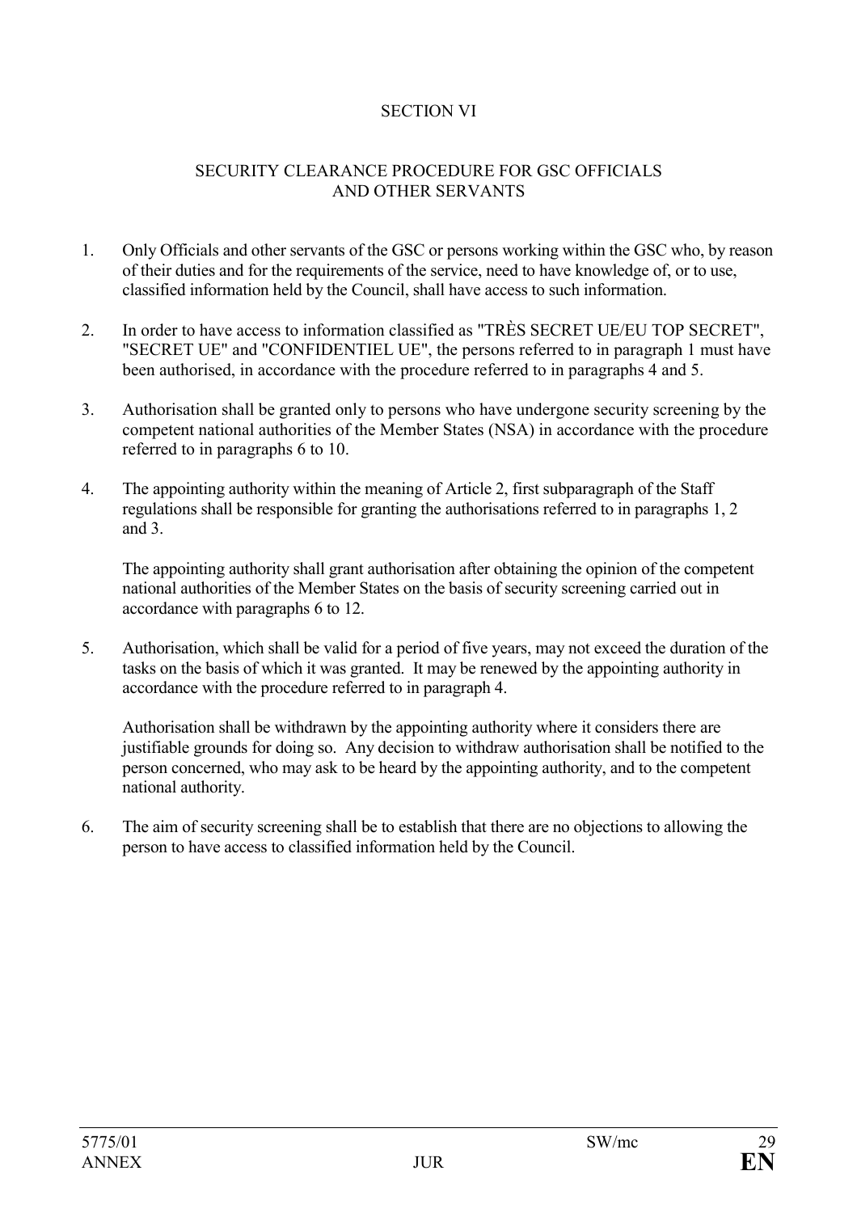## SECTION VI

## SECURITY CLEARANCE PROCEDURE FOR GSC OFFICIALS AND OTHER SERVANTS

1. Only Officials and other servants of the GSC or persons working within the GSC who, by reason of their duties and for the requirements of the service, need to have knowledge of, or to use, classified information held by the Council, shall have access to such information.

2. In order to have access to information classified as "TRÈS SECRET UE/EU TOP SECRET", "SECRET UE" and "CONFIDENTIEL UE", the persons referred to in paragraph 1 must have been authorised, in accordance with the procedure referred to in paragraphs 4 and 5.

3. Authorisation shall be granted only to persons who have undergone security screening by the competent national authorities of the Member States (NSA) in accordance with the procedure referred to in paragraphs 6 to 10.

4. The appointing authority within the meaning of Article 2, first subparagraph of the Staff regulations shall be responsible for granting the authorisations referred to in paragraphs 1, 2 and 3.

   The appointing authority shall grant authorisation after obtaining the opinion of the competent national authorities of the Member States on the basis of security screening carried out in accordance with paragraphs 6 to 12.

5. Authorisation, which shall be valid for a period of five years, may not exceed the duration of the tasks on the basis of which it was granted. It may be renewed by the appointing authority in accordance with the procedure referred to in paragraph 4.

   Authorisation shall be withdrawn by the appointing authority where it considers there are justifiable grounds for doing so. Any decision to withdraw authorisation shall be notified to the person concerned, who may ask to be heard by the appointing authority, and to the competent national authority.

6. The aim of security screening shall be to establish that there are no objections to allowing the person to have access to classified information held by the Council.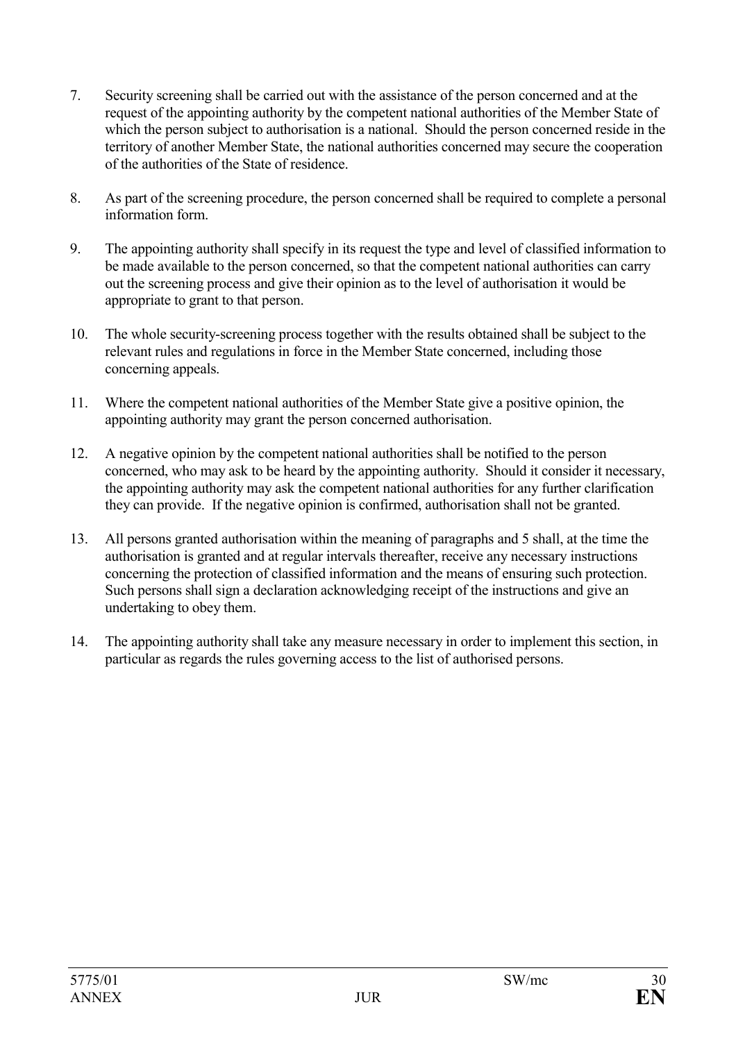7. Security screening shall be carried out with the assistance of the person concerned and at the request of the appointing authority by the competent national authorities of the Member State of which the person subject to authorisation is a national. Should the person concerned reside in the territory of another Member State, the national authorities concerned may secure the cooperation of the authorities of the State of residence.

8. As part of the screening procedure, the person concerned shall be required to complete a personal information form.

9. The appointing authority shall specify in its request the type and level of classified information to be made available to the person concerned, so that the competent national authorities can carry out the screening process and give their opinion as to the level of authorisation it would be appropriate to grant to that person.

10. The whole security-screening process together with the results obtained shall be subject to the relevant rules and regulations in force in the Member State concerned, including those concerning appeals.

11. Where the competent national authorities of the Member State give a positive opinion, the appointing authority may grant the person concerned authorisation.

12. A negative opinion by the competent national authorities shall be notified to the person concerned, who may ask to be heard by the appointing authority. Should it consider it necessary, the appointing authority may ask the competent national authorities for any further clarification they can provide. If the negative opinion is confirmed, authorisation shall not be granted.

13. All persons granted authorisation within the meaning of paragraphs and 5 shall, at the time the authorisation is granted and at regular intervals thereafter, receive any necessary instructions concerning the protection of classified information and the means of ensuring such protection. Such persons shall sign a declaration acknowledging receipt of the instructions and give an undertaking to obey them.

14. The appointing authority shall take any measure necessary in order to implement this section, in particular as regards the rules governing access to the list of authorised persons.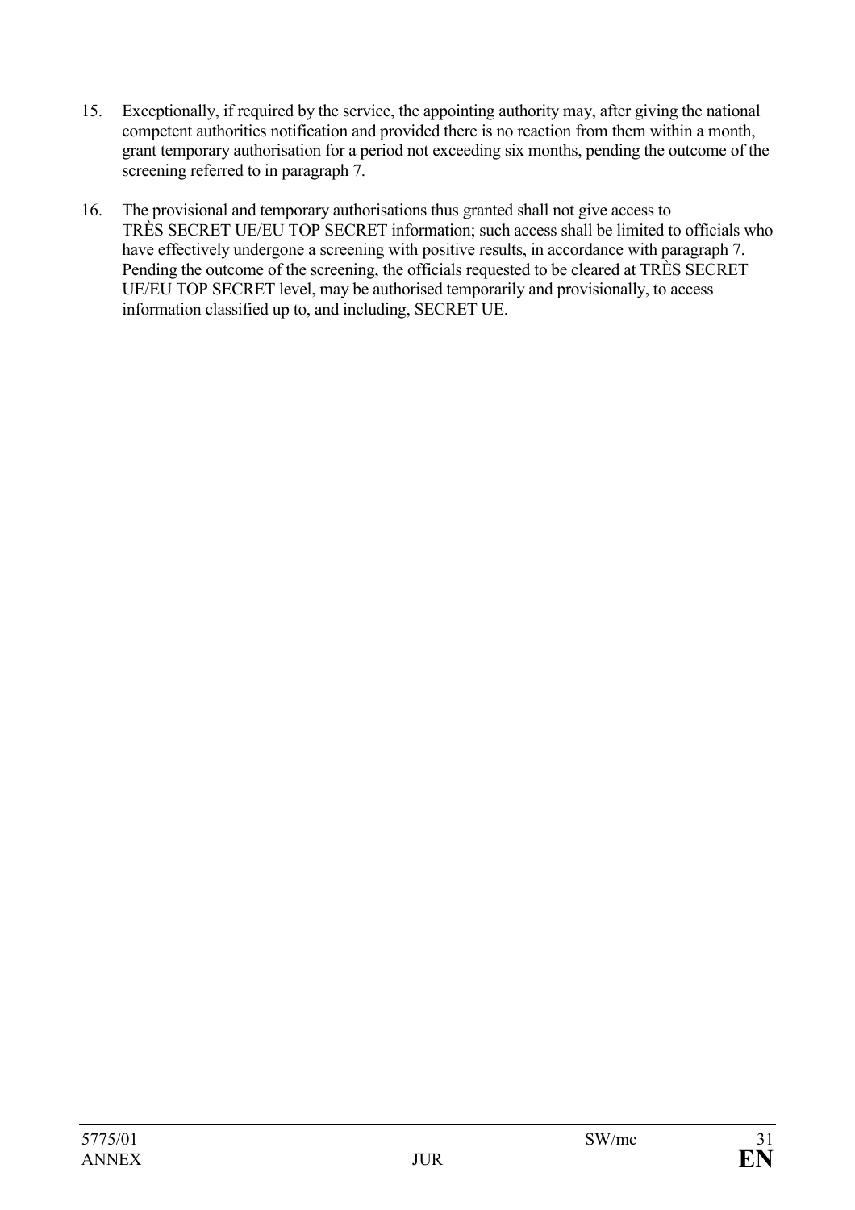15. Exceptionally, if required by the service, the appointing authority may, after giving the national competent authorities notification and provided there is no reaction from them within a month, grant temporary authorisation for a period not exceeding six months, pending the outcome of the screening referred to in paragraph 7.

16. The provisional and temporary authorisations thus granted shall not give access to TRÈS SECRET UE/EU TOP SECRET information; such access shall be limited to officials who have effectively undergone a screening with positive results, in accordance with paragraph 7. Pending the outcome of the screening, the officials requested to be cleared at TRÈS SECRET UE/EU TOP SECRET level, may be authorised temporarily and provisionally, to access information classified up to, and including, SECRET UE.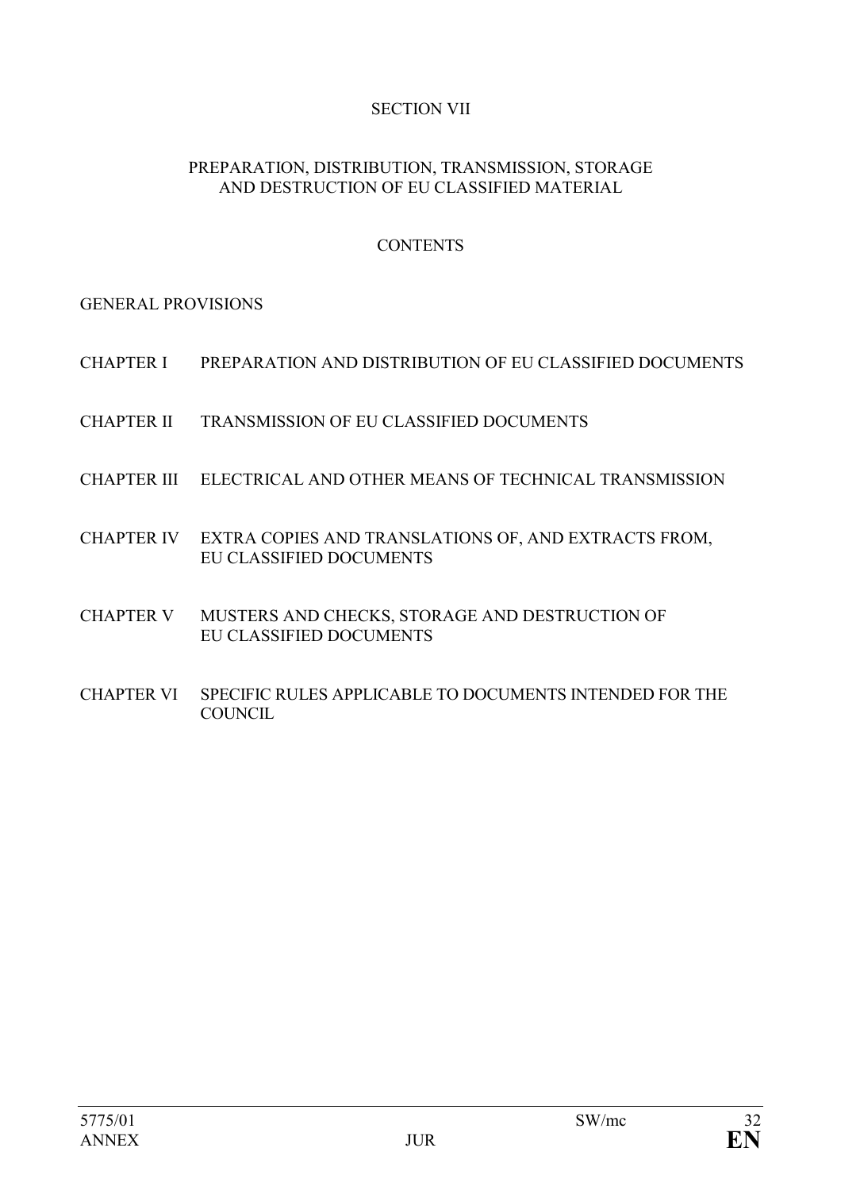# SECTION VII

## PREPARATION, DISTRIBUTION, TRANSMISSION, STORAGE AND DESTRUCTION OF EU CLASSIFIED MATERIAL

### CONTENTS

GENERAL PROVISIONS

CHAPTER I PREPARATION AND DISTRIBUTION OF EU CLASSIFIED DOCUMENTS

CHAPTER II TRANSMISSION OF EU CLASSIFIED DOCUMENTS

CHAPTER III ELECTRICAL AND OTHER MEANS OF TECHNICAL TRANSMISSION

CHAPTER IV EXTRA COPIES AND TRANSLATIONS OF, AND EXTRACTS FROM, EU CLASSIFIED DOCUMENTS

CHAPTER V MUSTERS AND CHECKS, STORAGE AND DESTRUCTION OF EU CLASSIFIED DOCUMENTS

CHAPTER VI SPECIFIC RULES APPLICABLE TO DOCUMENTS INTENDED FOR THE COUNCIL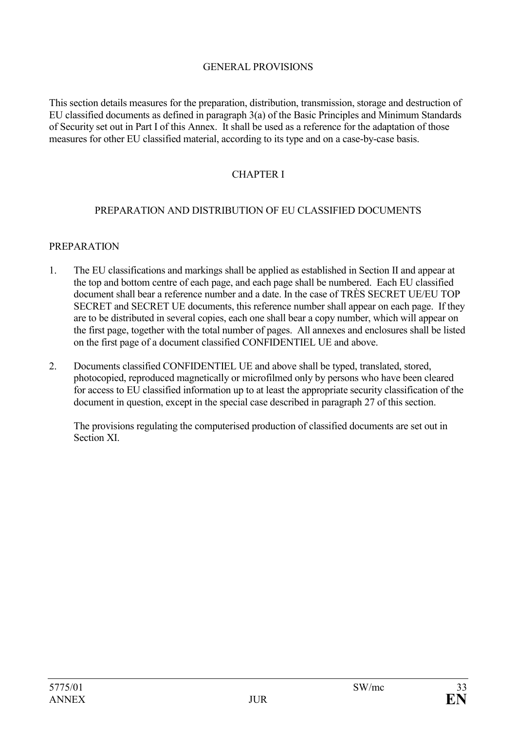## GENERAL PROVISIONS

This section details measures for the preparation, distribution, transmission, storage and destruction of EU classified documents as defined in paragraph 3(a) of the Basic Principles and Minimum Standards of Security set out in Part I of this Annex. It shall be used as a reference for the adaptation of those measures for other EU classified material, according to its type and on a case-by-case basis.

## CHAPTER I

## PREPARATION AND DISTRIBUTION OF EU CLASSIFIED DOCUMENTS

### PREPARATION

1. The EU classifications and markings shall be applied as established in Section II and appear at the top and bottom centre of each page, and each page shall be numbered. Each EU classified document shall bear a reference number and a date. In the case of TRÈS SECRET UE/EU TOP SECRET and SECRET UE documents, this reference number shall appear on each page. If they are to be distributed in several copies, each one shall bear a copy number, which will appear on the first page, together with the total number of pages. All annexes and enclosures shall be listed on the first page of a document classified CONFIDENTIEL UE and above.

2. Documents classified CONFIDENTIEL UE and above shall be typed, translated, stored, photocopied, reproduced magnetically or microfilmed only by persons who have been cleared for access to EU classified information up to at least the appropriate security classification of the document in question, except in the special case described in paragraph 27 of this section.

   The provisions regulating the computerised production of classified documents are set out in Section XI.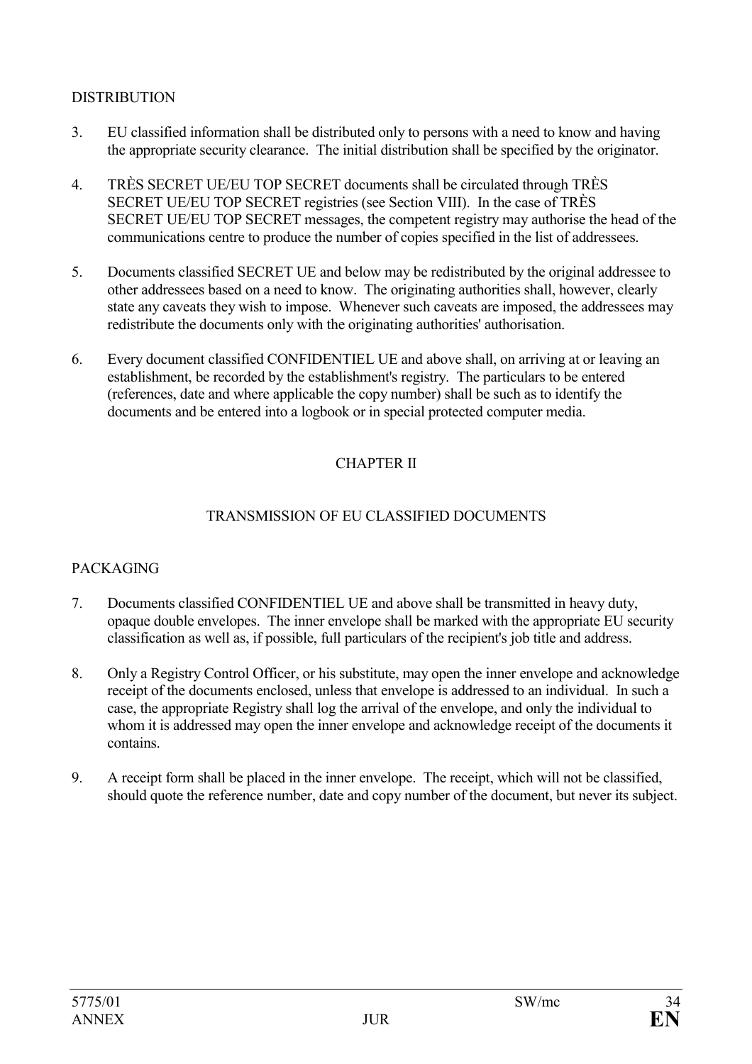DISTRIBUTION

3. EU classified information shall be distributed only to persons with a need to know and having the appropriate security clearance. The initial distribution shall be specified by the originator.

4. TRÈS SECRET UE/EU TOP SECRET documents shall be circulated through TRÈS SECRET UE/EU TOP SECRET registries (see Section VIII). In the case of TRÈS SECRET UE/EU TOP SECRET messages, the competent registry may authorise the head of the communications centre to produce the number of copies specified in the list of addressees.

5. Documents classified SECRET UE and below may be redistributed by the original addressee to other addressees based on a need to know. The originating authorities shall, however, clearly state any caveats they wish to impose. Whenever such caveats are imposed, the addressees may redistribute the documents only with the originating authorities' authorisation.

6. Every document classified CONFIDENTIEL UE and above shall, on arriving at or leaving an establishment, be recorded by the establishment's registry. The particulars to be entered (references, date and where applicable the copy number) shall be such as to identify the documents and be entered into a logbook or in special protected computer media.

## CHAPTER II

## TRANSMISSION OF EU CLASSIFIED DOCUMENTS

PACKAGING

7. Documents classified CONFIDENTIEL UE and above shall be transmitted in heavy duty, opaque double envelopes. The inner envelope shall be marked with the appropriate EU security classification as well as, if possible, full particulars of the recipient's job title and address.

8. Only a Registry Control Officer, or his substitute, may open the inner envelope and acknowledge receipt of the documents enclosed, unless that envelope is addressed to an individual. In such a case, the appropriate Registry shall log the arrival of the envelope, and only the individual to whom it is addressed may open the inner envelope and acknowledge receipt of the documents it contains.

9. A receipt form shall be placed in the inner envelope. The receipt, which will not be classified, should quote the reference number, date and copy number of the document, but never its subject.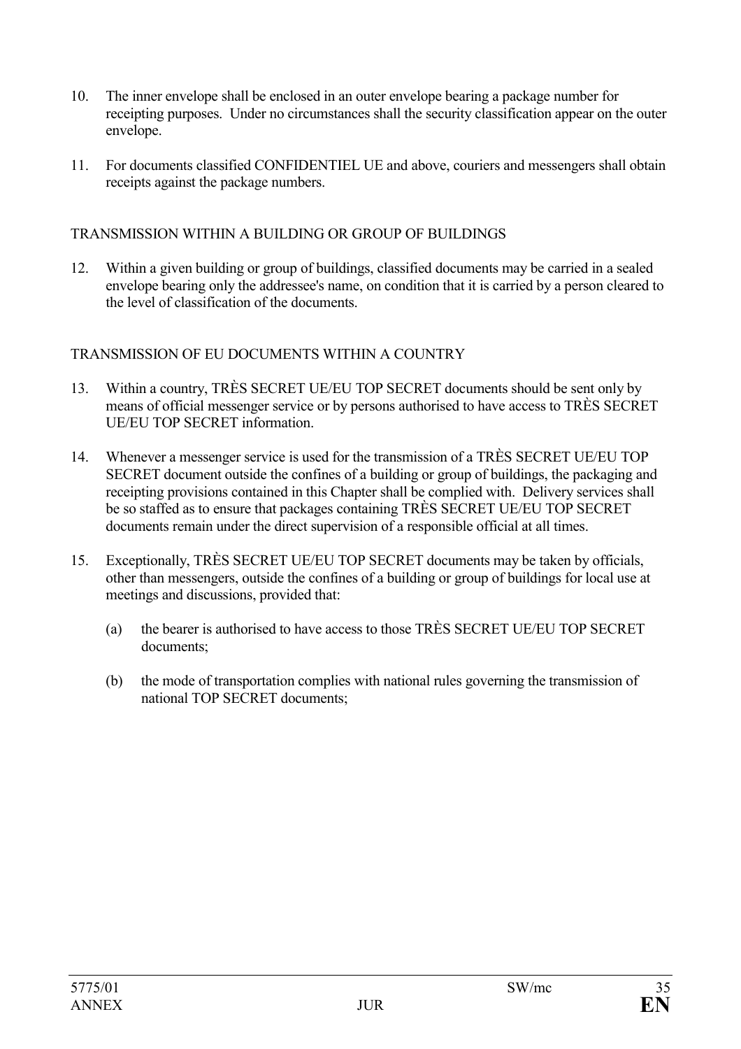10. The inner envelope shall be enclosed in an outer envelope bearing a package number for receipting purposes. Under no circumstances shall the security classification appear on the outer envelope.

11. For documents classified CONFIDENTIEL UE and above, couriers and messengers shall obtain receipts against the package numbers.

TRANSMISSION WITHIN A BUILDING OR GROUP OF BUILDINGS

12. Within a given building or group of buildings, classified documents may be carried in a sealed envelope bearing only the addressee's name, on condition that it is carried by a person cleared to the level of classification of the documents.

TRANSMISSION OF EU DOCUMENTS WITHIN A COUNTRY

13. Within a country, TRÈS SECRET UE/EU TOP SECRET documents should be sent only by means of official messenger service or by persons authorised to have access to TRÈS SECRET UE/EU TOP SECRET information.

14. Whenever a messenger service is used for the transmission of a TRÈS SECRET UE/EU TOP SECRET document outside the confines of a building or group of buildings, the packaging and receipting provisions contained in this Chapter shall be complied with. Delivery services shall be so staffed as to ensure that packages containing TRÈS SECRET UE/EU TOP SECRET documents remain under the direct supervision of a responsible official at all times.

15. Exceptionally, TRÈS SECRET UE/EU TOP SECRET documents may be taken by officials, other than messengers, outside the confines of a building or group of buildings for local use at meetings and discussions, provided that:

    (a) the bearer is authorised to have access to those TRÈS SECRET UE/EU TOP SECRET documents;

    (b) the mode of transportation complies with national rules governing the transmission of national TOP SECRET documents;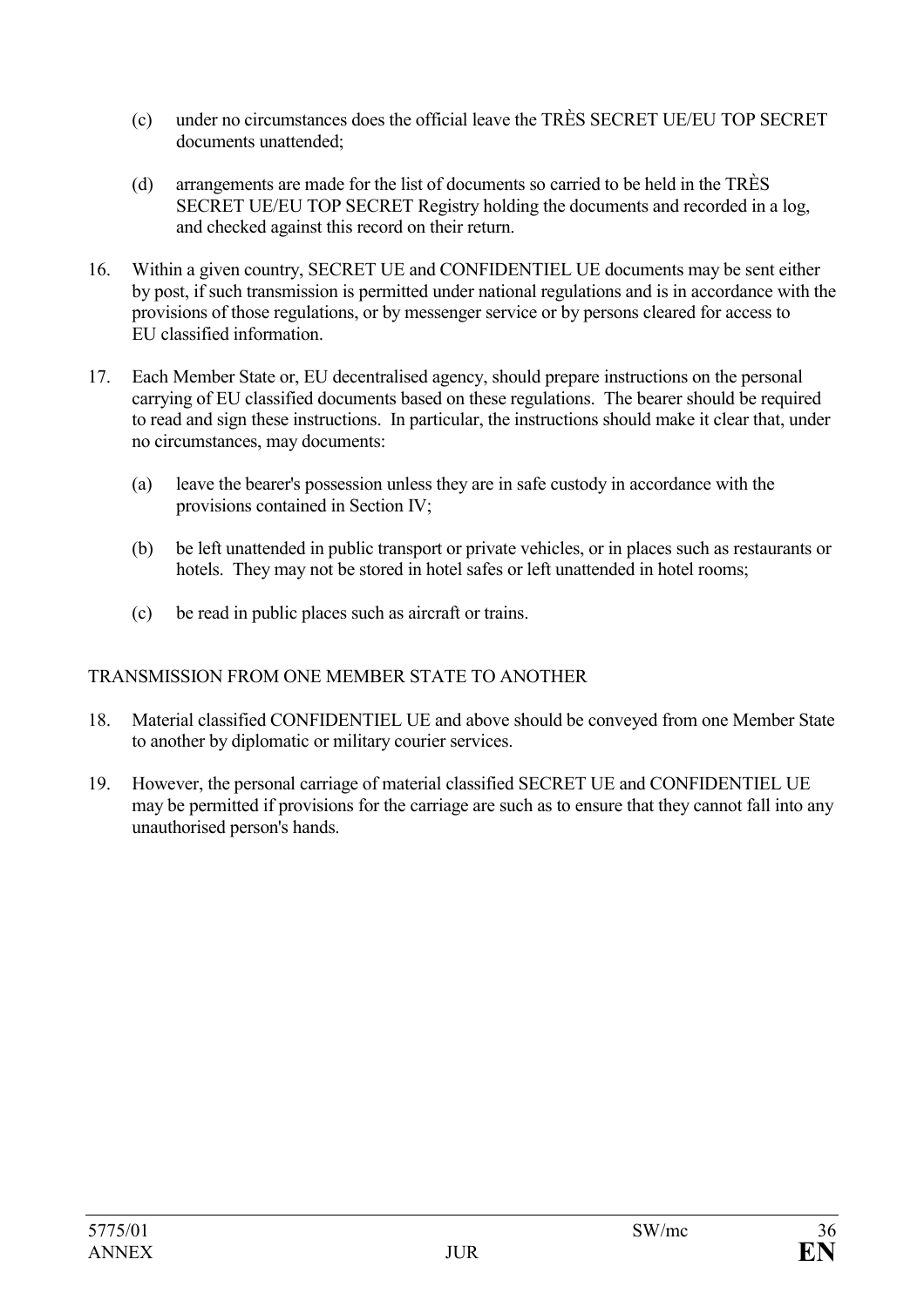(c) under no circumstances does the official leave the TRÈS SECRET UE/EU TOP SECRET documents unattended;

(d) arrangements are made for the list of documents so carried to be held in the TRÈS SECRET UE/EU TOP SECRET Registry holding the documents and recorded in a log, and checked against this record on their return.

16. Within a given country, SECRET UE and CONFIDENTIEL UE documents may be sent either by post, if such transmission is permitted under national regulations and is in accordance with the provisions of those regulations, or by messenger service or by persons cleared for access to EU classified information.

17. Each Member State or, EU decentralised agency, should prepare instructions on the personal carrying of EU classified documents based on these regulations. The bearer should be required to read and sign these instructions. In particular, the instructions should make it clear that, under no circumstances, may documents:

(a) leave the bearer's possession unless they are in safe custody in accordance with the provisions contained in Section IV;

(b) be left unattended in public transport or private vehicles, or in places such as restaurants or hotels. They may not be stored in hotel safes or left unattended in hotel rooms;

(c) be read in public places such as aircraft or trains.

TRANSMISSION FROM ONE MEMBER STATE TO ANOTHER

18. Material classified CONFIDENTIEL UE and above should be conveyed from one Member State to another by diplomatic or military courier services.

19. However, the personal carriage of material classified SECRET UE and CONFIDENTIEL UE may be permitted if provisions for the carriage are such as to ensure that they cannot fall into any unauthorised person's hands.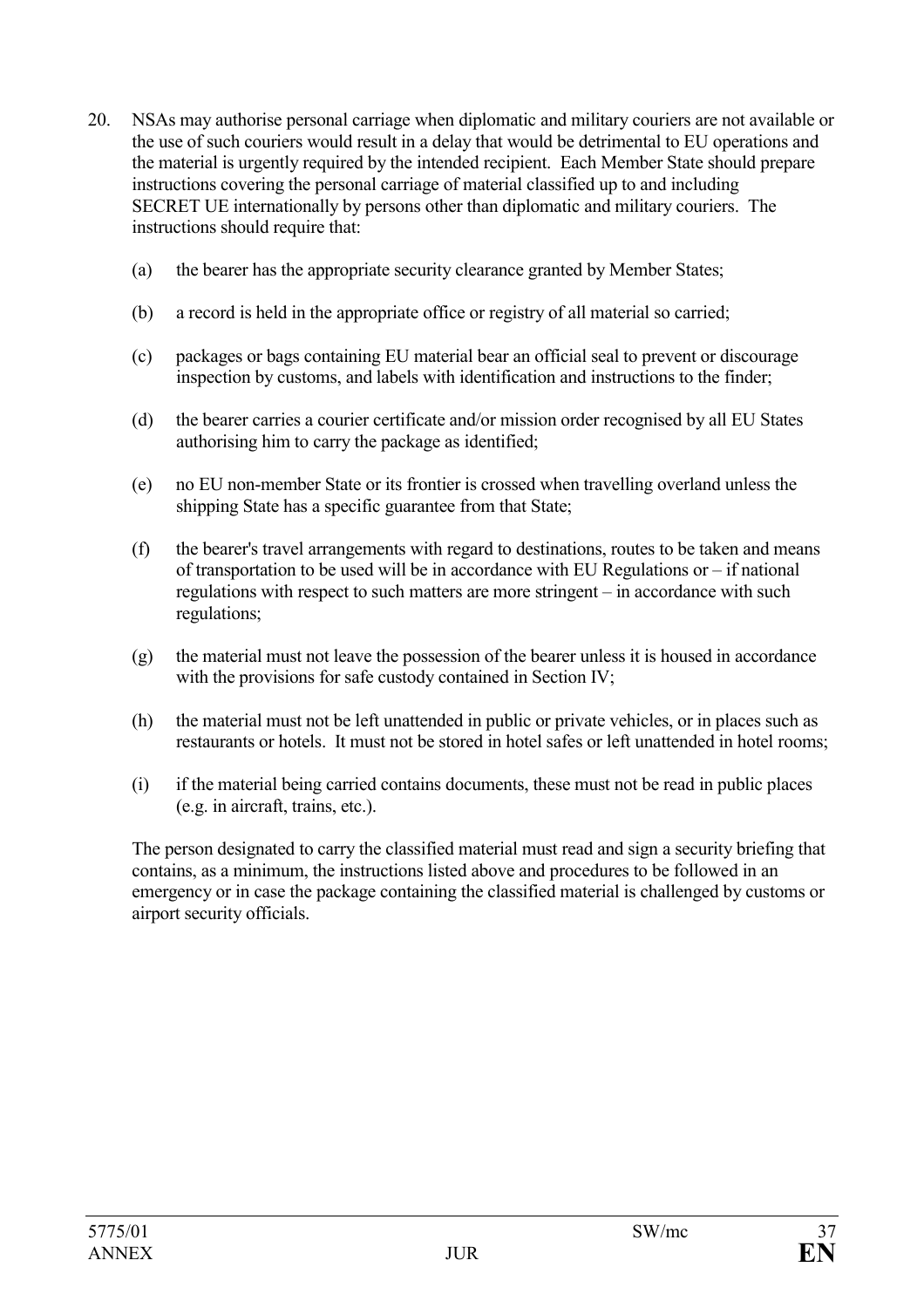20. NSAs may authorise personal carriage when diplomatic and military couriers are not available or the use of such couriers would result in a delay that would be detrimental to EU operations and the material is urgently required by the intended recipient. Each Member State should prepare instructions covering the personal carriage of material classified up to and including SECRET UE internationally by persons other than diplomatic and military couriers. The instructions should require that:

    (a) the bearer has the appropriate security clearance granted by Member States;

    (b) a record is held in the appropriate office or registry of all material so carried;

    (c) packages or bags containing EU material bear an official seal to prevent or discourage inspection by customs, and labels with identification and instructions to the finder;

    (d) the bearer carries a courier certificate and/or mission order recognised by all EU States authorising him to carry the package as identified;

    (e) no EU non-member State or its frontier is crossed when travelling overland unless the shipping State has a specific guarantee from that State;

    (f) the bearer's travel arrangements with regard to destinations, routes to be taken and means of transportation to be used will be in accordance with EU Regulations or – if national regulations with respect to such matters are more stringent – in accordance with such regulations;

    (g) the material must not leave the possession of the bearer unless it is housed in accordance with the provisions for safe custody contained in Section IV;

    (h) the material must not be left unattended in public or private vehicles, or in places such as restaurants or hotels. It must not be stored in hotel safes or left unattended in hotel rooms;

    (i) if the material being carried contains documents, these must not be read in public places (e.g. in aircraft, trains, etc.).

    The person designated to carry the classified material must read and sign a security briefing that contains, as a minimum, the instructions listed above and procedures to be followed in an emergency or in case the package containing the classified material is challenged by customs or airport security officials.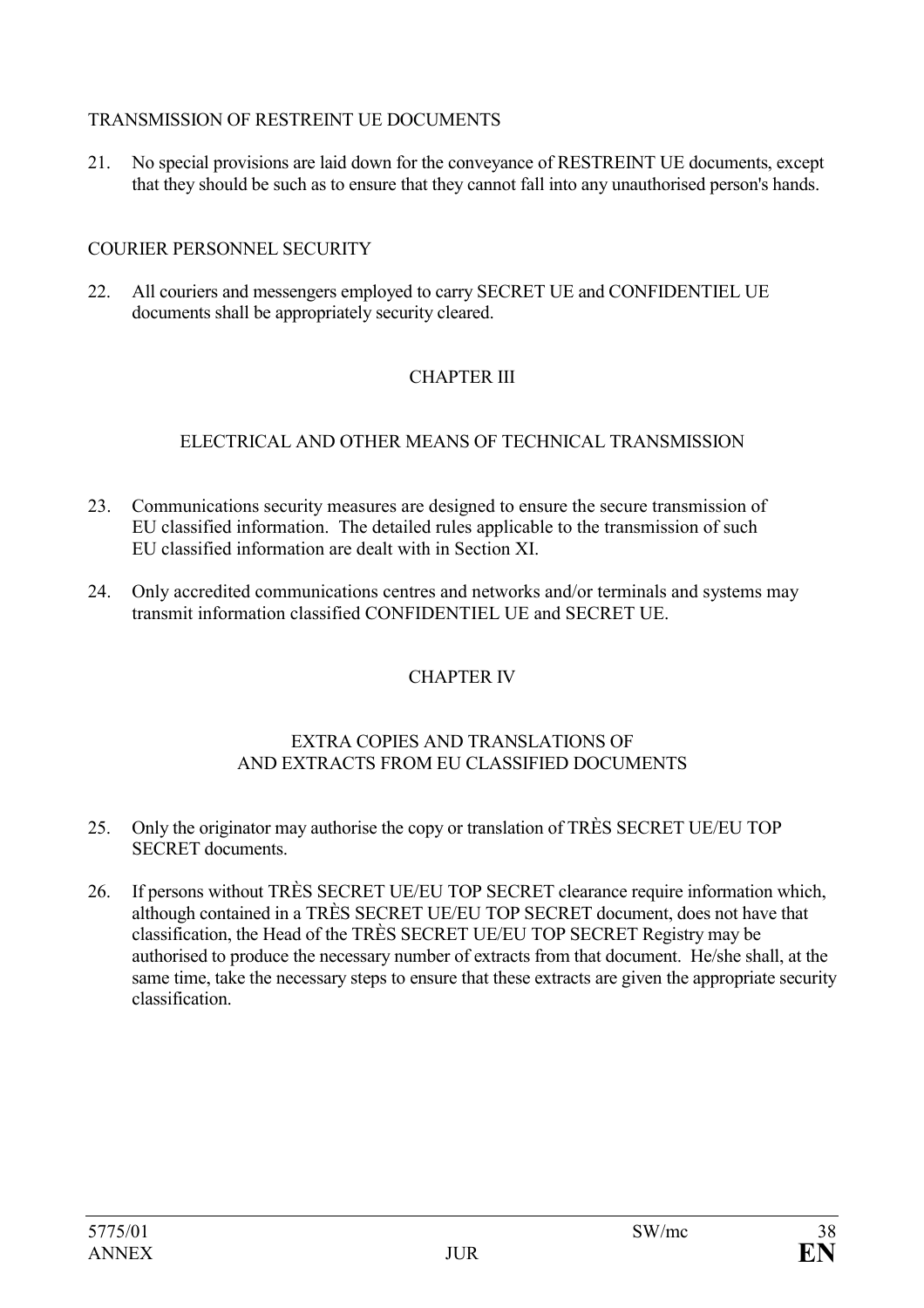### TRANSMISSION OF RESTREINT UE DOCUMENTS

21. No special provisions are laid down for the conveyance of RESTREINT UE documents, except that they should be such as to ensure that they cannot fall into any unauthorised person's hands.

### COURIER PERSONNEL SECURITY

22. All couriers and messengers employed to carry SECRET UE and CONFIDENTIEL UE documents shall be appropriately security cleared.

## CHAPTER III

## ELECTRICAL AND OTHER MEANS OF TECHNICAL TRANSMISSION

23. Communications security measures are designed to ensure the secure transmission of EU classified information. The detailed rules applicable to the transmission of such EU classified information are dealt with in Section XI.

24. Only accredited communications centres and networks and/or terminals and systems may transmit information classified CONFIDENTIEL UE and SECRET UE.

## CHAPTER IV

## EXTRA COPIES AND TRANSLATIONS OF AND EXTRACTS FROM EU CLASSIFIED DOCUMENTS

25. Only the originator may authorise the copy or translation of TRÈS SECRET UE/EU TOP SECRET documents.

26. If persons without TRÈS SECRET UE/EU TOP SECRET clearance require information which, although contained in a TRÈS SECRET UE/EU TOP SECRET document, does not have that classification, the Head of the TRÈS SECRET UE/EU TOP SECRET Registry may be authorised to produce the necessary number of extracts from that document. He/she shall, at the same time, take the necessary steps to ensure that these extracts are given the appropriate security classification.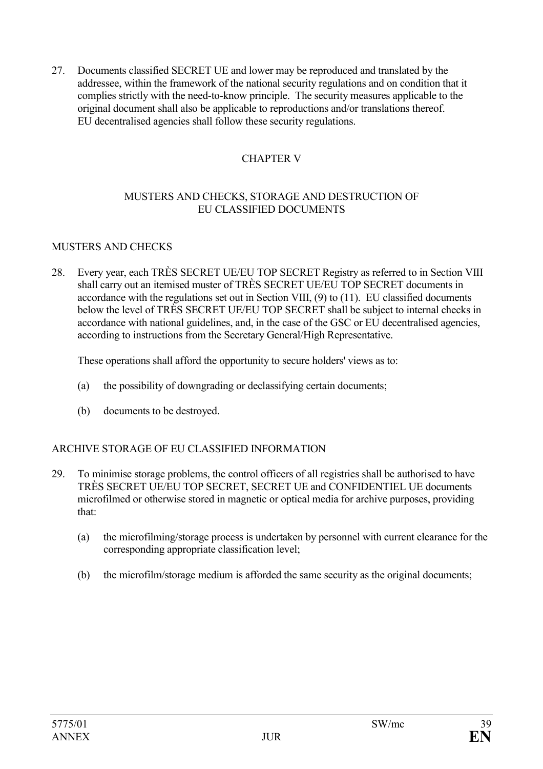27. Documents classified SECRET UE and lower may be reproduced and translated by the addressee, within the framework of the national security regulations and on condition that it complies strictly with the need-to-know principle. The security measures applicable to the original document shall also be applicable to reproductions and/or translations thereof. EU decentralised agencies shall follow these security regulations.

## CHAPTER V

## MUSTERS AND CHECKS, STORAGE AND DESTRUCTION OF EU CLASSIFIED DOCUMENTS

### MUSTERS AND CHECKS

28. Every year, each TRÈS SECRET UE/EU TOP SECRET Registry as referred to in Section VIII shall carry out an itemised muster of TRÈS SECRET UE/EU TOP SECRET documents in accordance with the regulations set out in Section VIII, (9) to (11). EU classified documents below the level of TRÈS SECRET UE/EU TOP SECRET shall be subject to internal checks in accordance with national guidelines, and, in the case of the GSC or EU decentralised agencies, according to instructions from the Secretary General/High Representative.

    These operations shall afford the opportunity to secure holders' views as to:

    (a) the possibility of downgrading or declassifying certain documents;

    (b) documents to be destroyed.

### ARCHIVE STORAGE OF EU CLASSIFIED INFORMATION

29. To minimise storage problems, the control officers of all registries shall be authorised to have TRÈS SECRET UE/EU TOP SECRET, SECRET UE and CONFIDENTIEL UE documents microfilmed or otherwise stored in magnetic or optical media for archive purposes, providing that:

    (a) the microfilming/storage process is undertaken by personnel with current clearance for the corresponding appropriate classification level;

    (b) the microfilm/storage medium is afforded the same security as the original documents;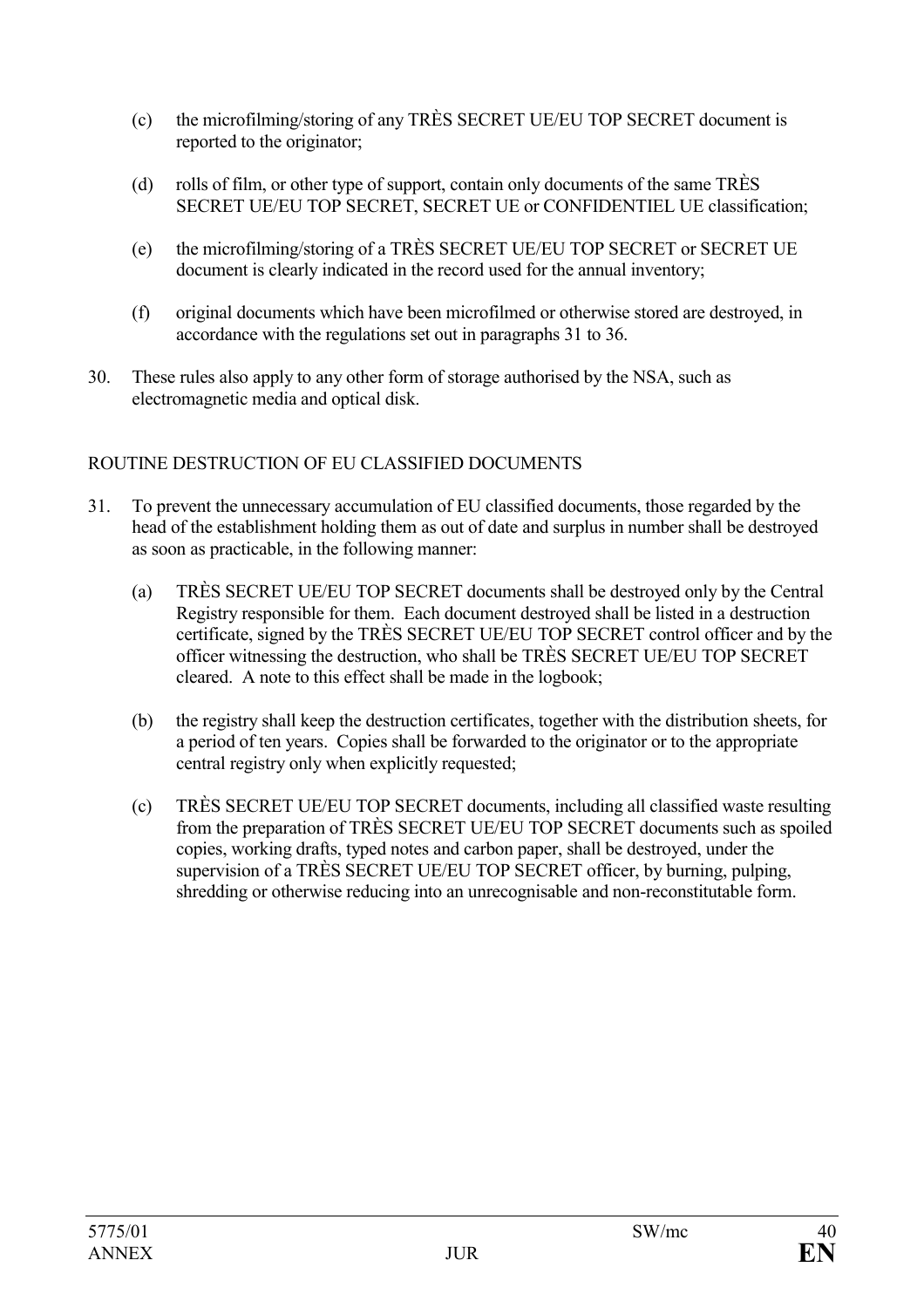(c) the microfilming/storing of any TRÈS SECRET UE/EU TOP SECRET document is reported to the originator;

(d) rolls of film, or other type of support, contain only documents of the same TRÈS SECRET UE/EU TOP SECRET, SECRET UE or CONFIDENTIEL UE classification;

(e) the microfilming/storing of a TRÈS SECRET UE/EU TOP SECRET or SECRET UE document is clearly indicated in the record used for the annual inventory;

(f) original documents which have been microfilmed or otherwise stored are destroyed, in accordance with the regulations set out in paragraphs 31 to 36.

30. These rules also apply to any other form of storage authorised by the NSA, such as electromagnetic media and optical disk.

ROUTINE DESTRUCTION OF EU CLASSIFIED DOCUMENTS

31. To prevent the unnecessary accumulation of EU classified documents, those regarded by the head of the establishment holding them as out of date and surplus in number shall be destroyed as soon as practicable, in the following manner:

(a) TRÈS SECRET UE/EU TOP SECRET documents shall be destroyed only by the Central Registry responsible for them. Each document destroyed shall be listed in a destruction certificate, signed by the TRÈS SECRET UE/EU TOP SECRET control officer and by the officer witnessing the destruction, who shall be TRÈS SECRET UE/EU TOP SECRET cleared. A note to this effect shall be made in the logbook;

(b) the registry shall keep the destruction certificates, together with the distribution sheets, for a period of ten years. Copies shall be forwarded to the originator or to the appropriate central registry only when explicitly requested;

(c) TRÈS SECRET UE/EU TOP SECRET documents, including all classified waste resulting from the preparation of TRÈS SECRET UE/EU TOP SECRET documents such as spoiled copies, working drafts, typed notes and carbon paper, shall be destroyed, under the supervision of a TRÈS SECRET UE/EU TOP SECRET officer, by burning, pulping, shredding or otherwise reducing into an unrecognisable and non-reconstitutable form.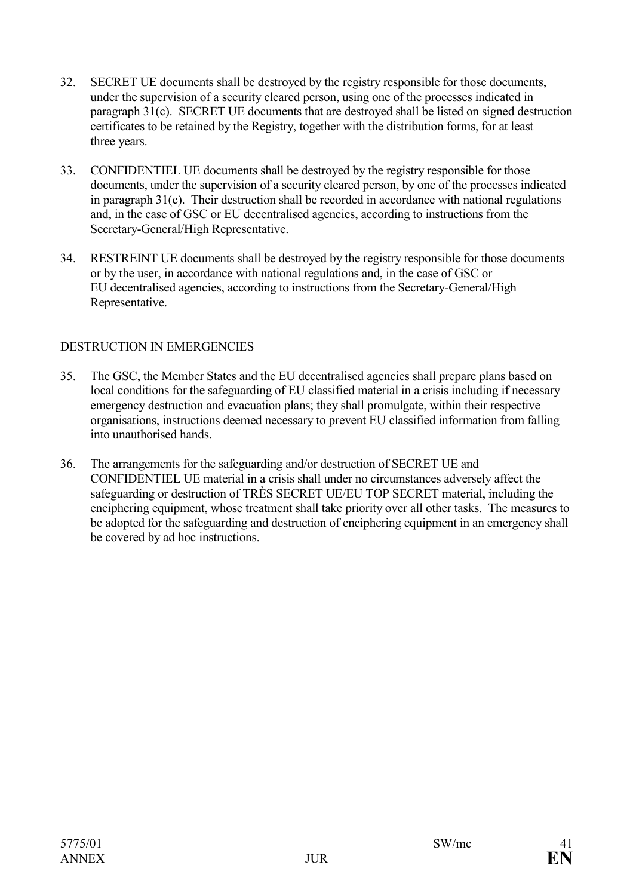32. SECRET UE documents shall be destroyed by the registry responsible for those documents, under the supervision of a security cleared person, using one of the processes indicated in paragraph 31(c). SECRET UE documents that are destroyed shall be listed on signed destruction certificates to be retained by the Registry, together with the distribution forms, for at least three years.

33. CONFIDENTIEL UE documents shall be destroyed by the registry responsible for those documents, under the supervision of a security cleared person, by one of the processes indicated in paragraph 31(c). Their destruction shall be recorded in accordance with national regulations and, in the case of GSC or EU decentralised agencies, according to instructions from the Secretary-General/High Representative.

34. RESTREINT UE documents shall be destroyed by the registry responsible for those documents or by the user, in accordance with national regulations and, in the case of GSC or EU decentralised agencies, according to instructions from the Secretary-General/High Representative.

DESTRUCTION IN EMERGENCIES

35. The GSC, the Member States and the EU decentralised agencies shall prepare plans based on local conditions for the safeguarding of EU classified material in a crisis including if necessary emergency destruction and evacuation plans; they shall promulgate, within their respective organisations, instructions deemed necessary to prevent EU classified information from falling into unauthorised hands.

36. The arrangements for the safeguarding and/or destruction of SECRET UE and CONFIDENTIEL UE material in a crisis shall under no circumstances adversely affect the safeguarding or destruction of TRÈS SECRET UE/EU TOP SECRET material, including the enciphering equipment, whose treatment shall take priority over all other tasks. The measures to be adopted for the safeguarding and destruction of enciphering equipment in an emergency shall be covered by ad hoc instructions.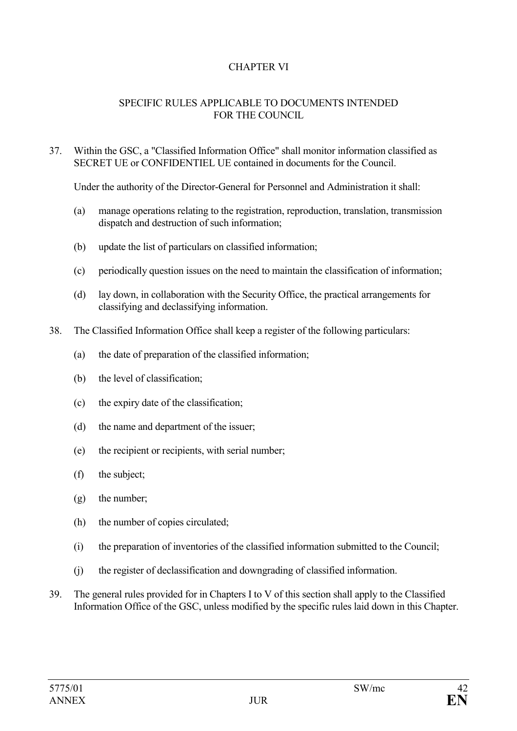## CHAPTER VI

### SPECIFIC RULES APPLICABLE TO DOCUMENTS INTENDED FOR THE COUNCIL

37. Within the GSC, a "Classified Information Office" shall monitor information classified as SECRET UE or CONFIDENTIEL UE contained in documents for the Council.

    Under the authority of the Director-General for Personnel and Administration it shall:

    (a) manage operations relating to the registration, reproduction, translation, transmission dispatch and destruction of such information;

    (b) update the list of particulars on classified information;

    (c) periodically question issues on the need to maintain the classification of information;

    (d) lay down, in collaboration with the Security Office, the practical arrangements for classifying and declassifying information.

38. The Classified Information Office shall keep a register of the following particulars:

    (a) the date of preparation of the classified information;

    (b) the level of classification;

    (c) the expiry date of the classification;

    (d) the name and department of the issuer;

    (e) the recipient or recipients, with serial number;

    (f) the subject;

    (g) the number;

    (h) the number of copies circulated;

    (i) the preparation of inventories of the classified information submitted to the Council;

    (j) the register of declassification and downgrading of classified information.

39. The general rules provided for in Chapters I to V of this section shall apply to the Classified Information Office of the GSC, unless modified by the specific rules laid down in this Chapter.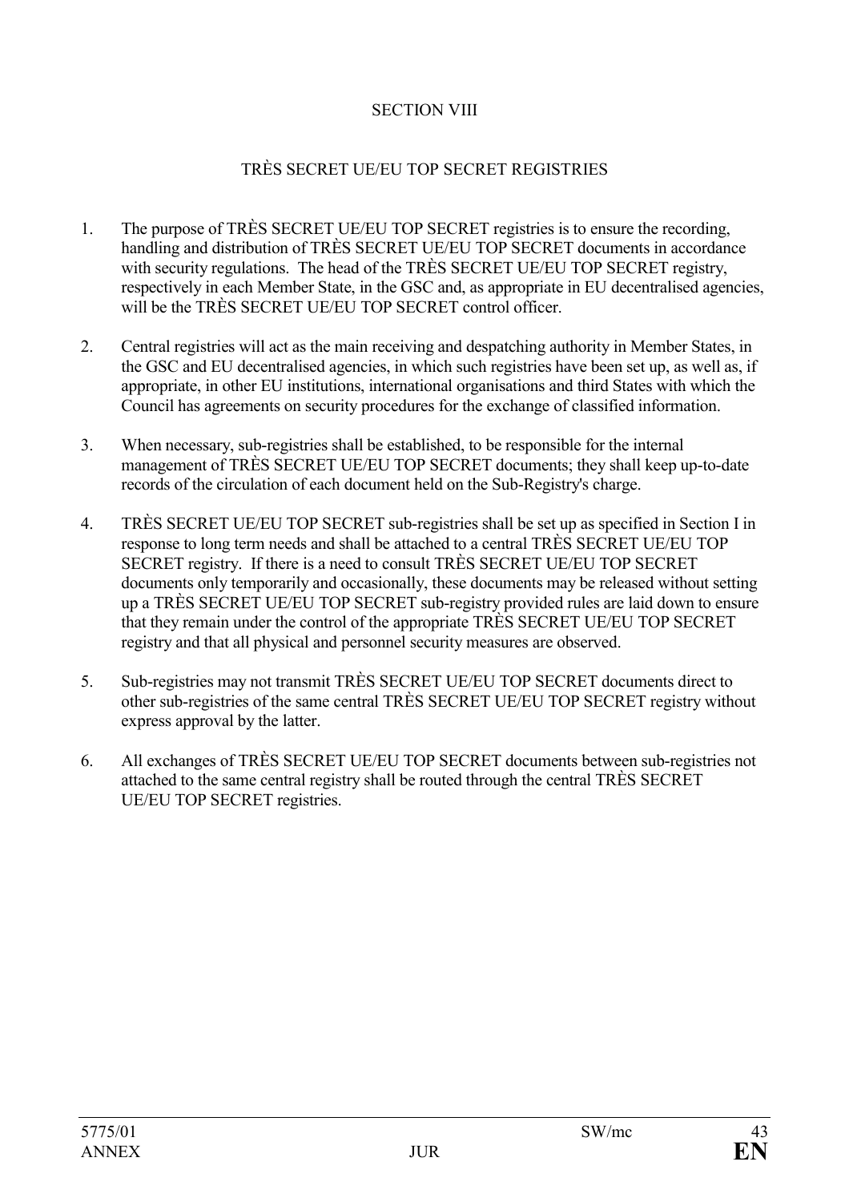## SECTION VIII

## TRÈS SECRET UE/EU TOP SECRET REGISTRIES

1. The purpose of TRÈS SECRET UE/EU TOP SECRET registries is to ensure the recording, handling and distribution of TRÈS SECRET UE/EU TOP SECRET documents in accordance with security regulations. The head of the TRÈS SECRET UE/EU TOP SECRET registry, respectively in each Member State, in the GSC and, as appropriate in EU decentralised agencies, will be the TRÈS SECRET UE/EU TOP SECRET control officer.

2. Central registries will act as the main receiving and despatching authority in Member States, in the GSC and EU decentralised agencies, in which such registries have been set up, as well as, if appropriate, in other EU institutions, international organisations and third States with which the Council has agreements on security procedures for the exchange of classified information.

3. When necessary, sub-registries shall be established, to be responsible for the internal management of TRÈS SECRET UE/EU TOP SECRET documents; they shall keep up-to-date records of the circulation of each document held on the Sub-Registry's charge.

4. TRÈS SECRET UE/EU TOP SECRET sub-registries shall be set up as specified in Section I in response to long term needs and shall be attached to a central TRÈS SECRET UE/EU TOP SECRET registry. If there is a need to consult TRÈS SECRET UE/EU TOP SECRET documents only temporarily and occasionally, these documents may be released without setting up a TRÈS SECRET UE/EU TOP SECRET sub-registry provided rules are laid down to ensure that they remain under the control of the appropriate TRÈS SECRET UE/EU TOP SECRET registry and that all physical and personnel security measures are observed.

5. Sub-registries may not transmit TRÈS SECRET UE/EU TOP SECRET documents direct to other sub-registries of the same central TRÈS SECRET UE/EU TOP SECRET registry without express approval by the latter.

6. All exchanges of TRÈS SECRET UE/EU TOP SECRET documents between sub-registries not attached to the same central registry shall be routed through the central TRÈS SECRET UE/EU TOP SECRET registries.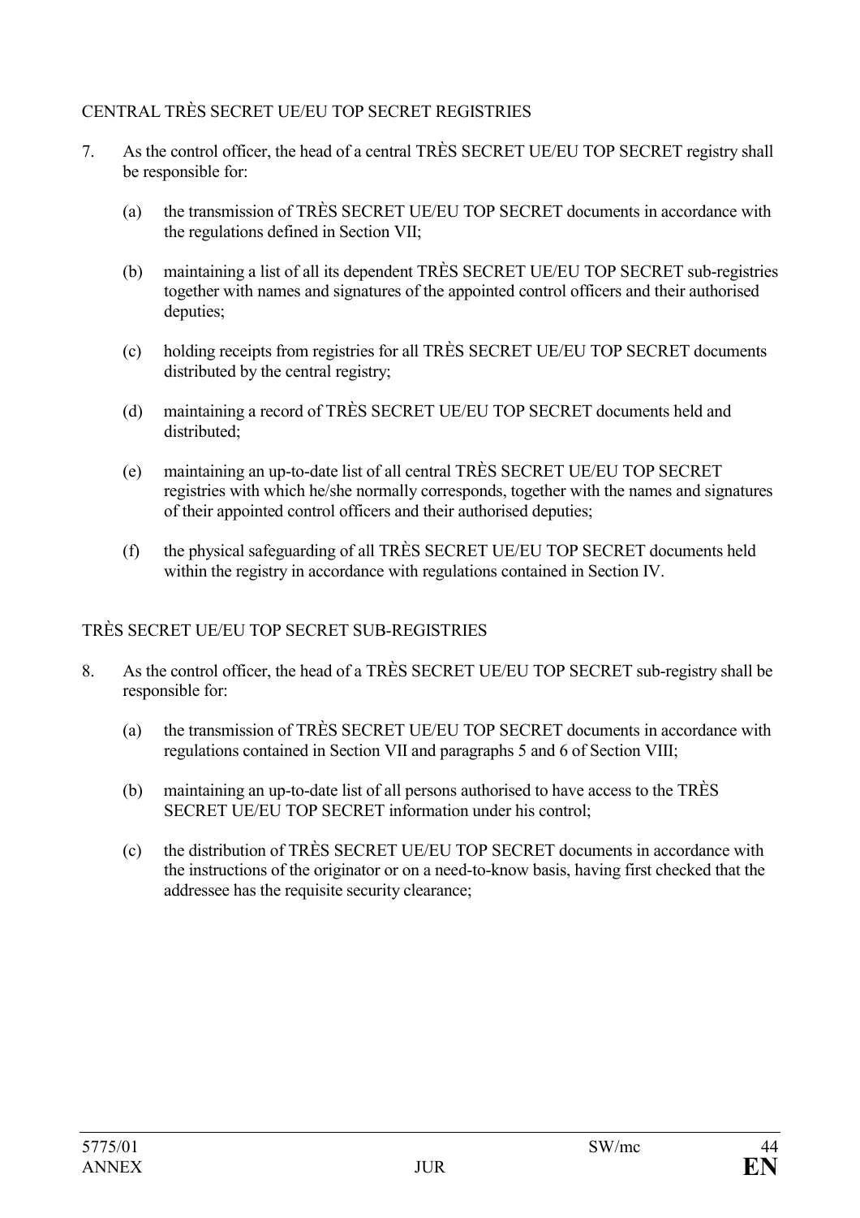CENTRAL TRÈS SECRET UE/EU TOP SECRET REGISTRIES

7. As the control officer, the head of a central TRÈS SECRET UE/EU TOP SECRET registry shall be responsible for:

   (a) the transmission of TRÈS SECRET UE/EU TOP SECRET documents in accordance with the regulations defined in Section VII;

   (b) maintaining a list of all its dependent TRÈS SECRET UE/EU TOP SECRET sub-registries together with names and signatures of the appointed control officers and their authorised deputies;

   (c) holding receipts from registries for all TRÈS SECRET UE/EU TOP SECRET documents distributed by the central registry;

   (d) maintaining a record of TRÈS SECRET UE/EU TOP SECRET documents held and distributed;

   (e) maintaining an up-to-date list of all central TRÈS SECRET UE/EU TOP SECRET registries with which he/she normally corresponds, together with the names and signatures of their appointed control officers and their authorised deputies;

   (f) the physical safeguarding of all TRÈS SECRET UE/EU TOP SECRET documents held within the registry in accordance with regulations contained in Section IV.

TRÈS SECRET UE/EU TOP SECRET SUB-REGISTRIES

8. As the control officer, the head of a TRÈS SECRET UE/EU TOP SECRET sub-registry shall be responsible for:

   (a) the transmission of TRÈS SECRET UE/EU TOP SECRET documents in accordance with regulations contained in Section VII and paragraphs 5 and 6 of Section VIII;

   (b) maintaining an up-to-date list of all persons authorised to have access to the TRÈS SECRET UE/EU TOP SECRET information under his control;

   (c) the distribution of TRÈS SECRET UE/EU TOP SECRET documents in accordance with the instructions of the originator or on a need-to-know basis, having first checked that the addressee has the requisite security clearance;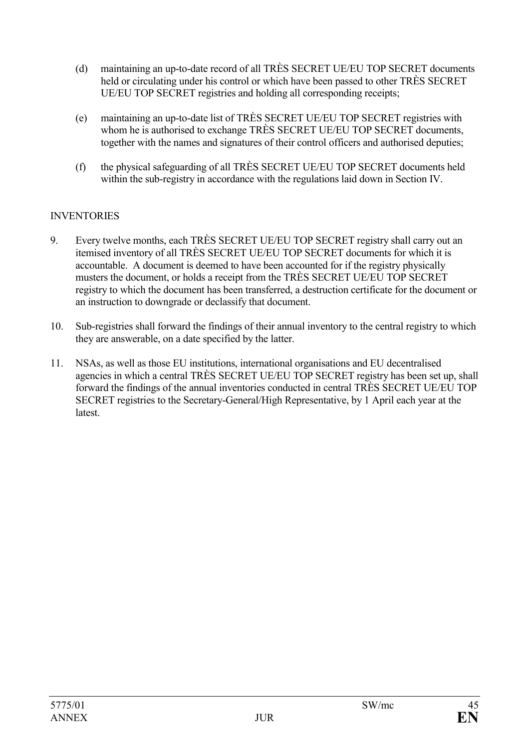(d) maintaining an up-to-date record of all TRÈS SECRET UE/EU TOP SECRET documents held or circulating under his control or which have been passed to other TRÈS SECRET UE/EU TOP SECRET registries and holding all corresponding receipts;

(e) maintaining an up-to-date list of TRÈS SECRET UE/EU TOP SECRET registries with whom he is authorised to exchange TRÈS SECRET UE/EU TOP SECRET documents, together with the names and signatures of their control officers and authorised deputies;

(f) the physical safeguarding of all TRÈS SECRET UE/EU TOP SECRET documents held within the sub-registry in accordance with the regulations laid down in Section IV.

INVENTORIES

9. Every twelve months, each TRÈS SECRET UE/EU TOP SECRET registry shall carry out an itemised inventory of all TRÈS SECRET UE/EU TOP SECRET documents for which it is accountable. A document is deemed to have been accounted for if the registry physically musters the document, or holds a receipt from the TRÈS SECRET UE/EU TOP SECRET registry to which the document has been transferred, a destruction certificate for the document or an instruction to downgrade or declassify that document.

10. Sub-registries shall forward the findings of their annual inventory to the central registry to which they are answerable, on a date specified by the latter.

11. NSAs, as well as those EU institutions, international organisations and EU decentralised agencies in which a central TRÈS SECRET UE/EU TOP SECRET registry has been set up, shall forward the findings of the annual inventories conducted in central TRÈS SECRET UE/EU TOP SECRET registries to the Secretary-General/High Representative, by 1 April each year at the latest.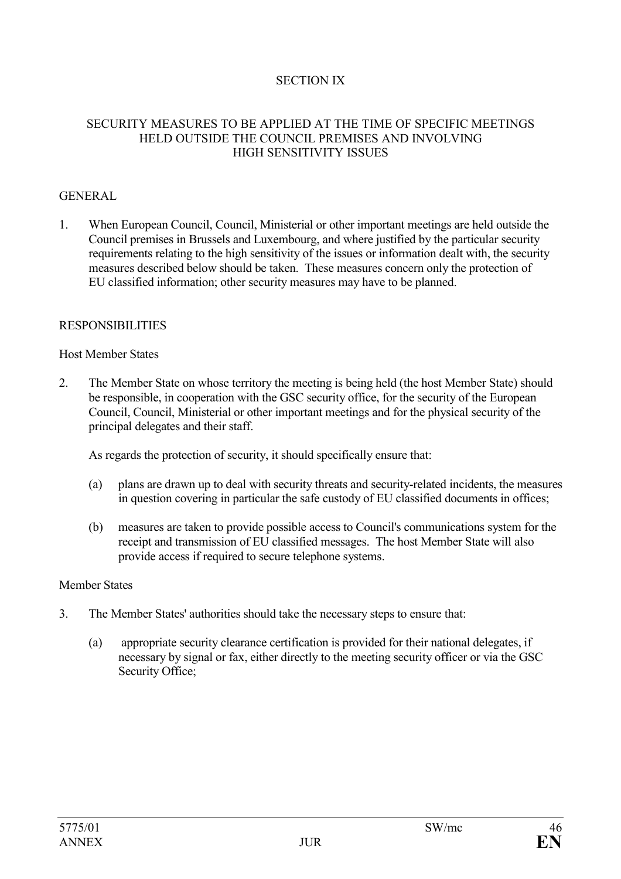## SECTION IX

### SECURITY MEASURES TO BE APPLIED AT THE TIME OF SPECIFIC MEETINGS HELD OUTSIDE THE COUNCIL PREMISES AND INVOLVING HIGH SENSITIVITY ISSUES

#### GENERAL

1. When European Council, Council, Ministerial or other important meetings are held outside the Council premises in Brussels and Luxembourg, and where justified by the particular security requirements relating to the high sensitivity of the issues or information dealt with, the security measures described below should be taken. These measures concern only the protection of EU classified information; other security measures may have to be planned.

#### RESPONSIBILITIES

Host Member States

2. The Member State on whose territory the meeting is being held (the host Member State) should be responsible, in cooperation with the GSC security office, for the security of the European Council, Council, Ministerial or other important meetings and for the physical security of the principal delegates and their staff.

   As regards the protection of security, it should specifically ensure that:

   (a) plans are drawn up to deal with security threats and security-related incidents, the measures in question covering in particular the safe custody of EU classified documents in offices;

   (b) measures are taken to provide possible access to Council's communications system for the receipt and transmission of EU classified messages. The host Member State will also provide access if required to secure telephone systems.

Member States

3. The Member States' authorities should take the necessary steps to ensure that:

   (a) appropriate security clearance certification is provided for their national delegates, if necessary by signal or fax, either directly to the meeting security officer or via the GSC Security Office;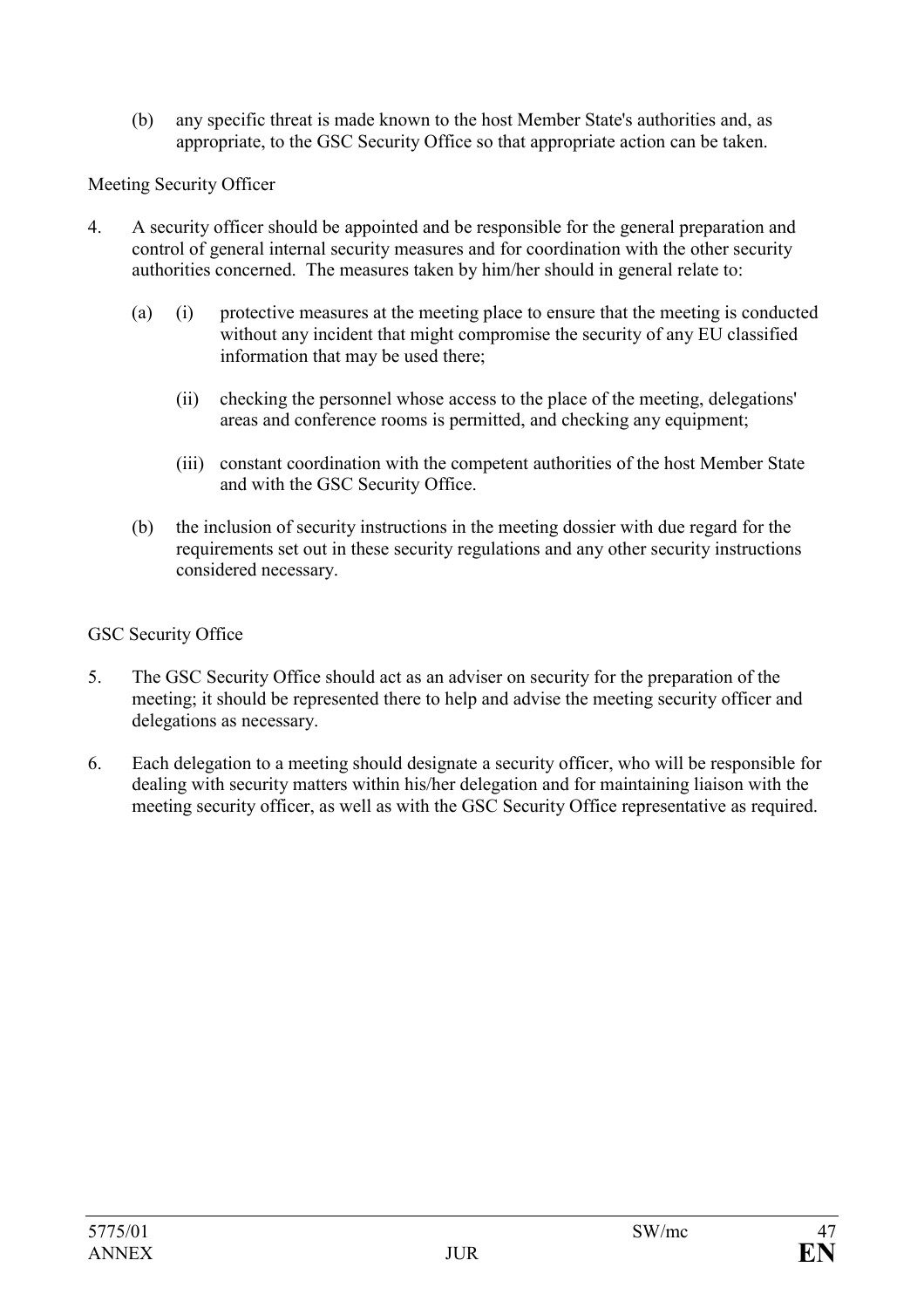(b) any specific threat is made known to the host Member State's authorities and, as appropriate, to the GSC Security Office so that appropriate action can be taken.

Meeting Security Officer

4. A security officer should be appointed and be responsible for the general preparation and control of general internal security measures and for coordination with the other security authorities concerned. The measures taken by him/her should in general relate to:

   (a) (i) protective measures at the meeting place to ensure that the meeting is conducted without any incident that might compromise the security of any EU classified information that may be used there;

   (ii) checking the personnel whose access to the place of the meeting, delegations' areas and conference rooms is permitted, and checking any equipment;

   (iii) constant coordination with the competent authorities of the host Member State and with the GSC Security Office.

   (b) the inclusion of security instructions in the meeting dossier with due regard for the requirements set out in these security regulations and any other security instructions considered necessary.

GSC Security Office

5. The GSC Security Office should act as an adviser on security for the preparation of the meeting; it should be represented there to help and advise the meeting security officer and delegations as necessary.

6. Each delegation to a meeting should designate a security officer, who will be responsible for dealing with security matters within his/her delegation and for maintaining liaison with the meeting security officer, as well as with the GSC Security Office representative as required.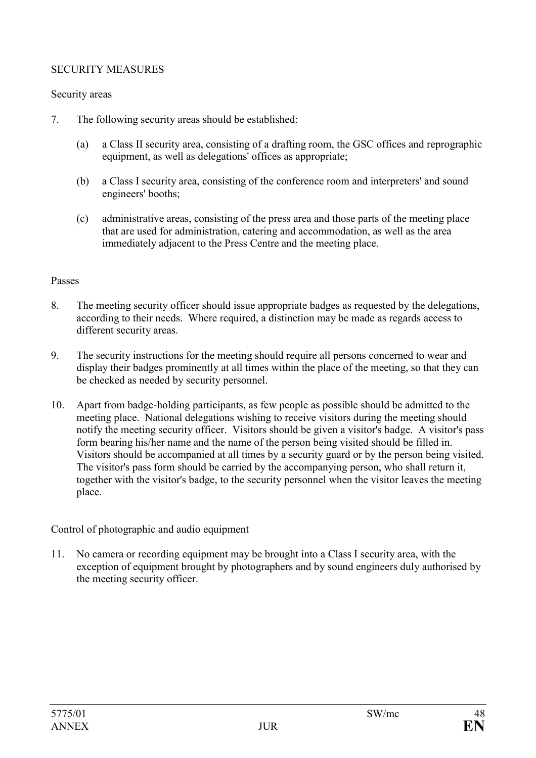## SECURITY MEASURES

### Security areas

7. The following security areas should be established:

   (a) a Class II security area, consisting of a drafting room, the GSC offices and reprographic equipment, as well as delegations' offices as appropriate;

   (b) a Class I security area, consisting of the conference room and interpreters' and sound engineers' booths;

   (c) administrative areas, consisting of the press area and those parts of the meeting place that are used for administration, catering and accommodation, as well as the area immediately adjacent to the Press Centre and the meeting place.

### Passes

8. The meeting security officer should issue appropriate badges as requested by the delegations, according to their needs. Where required, a distinction may be made as regards access to different security areas.

9. The security instructions for the meeting should require all persons concerned to wear and display their badges prominently at all times within the place of the meeting, so that they can be checked as needed by security personnel.

10. Apart from badge-holding participants, as few people as possible should be admitted to the meeting place. National delegations wishing to receive visitors during the meeting should notify the meeting security officer. Visitors should be given a visitor's badge. A visitor's pass form bearing his/her name and the name of the person being visited should be filled in. Visitors should be accompanied at all times by a security guard or by the person being visited. The visitor's pass form should be carried by the accompanying person, who shall return it, together with the visitor's badge, to the security personnel when the visitor leaves the meeting place.

### Control of photographic and audio equipment

11. No camera or recording equipment may be brought into a Class I security area, with the exception of equipment brought by photographers and by sound engineers duly authorised by the meeting security officer.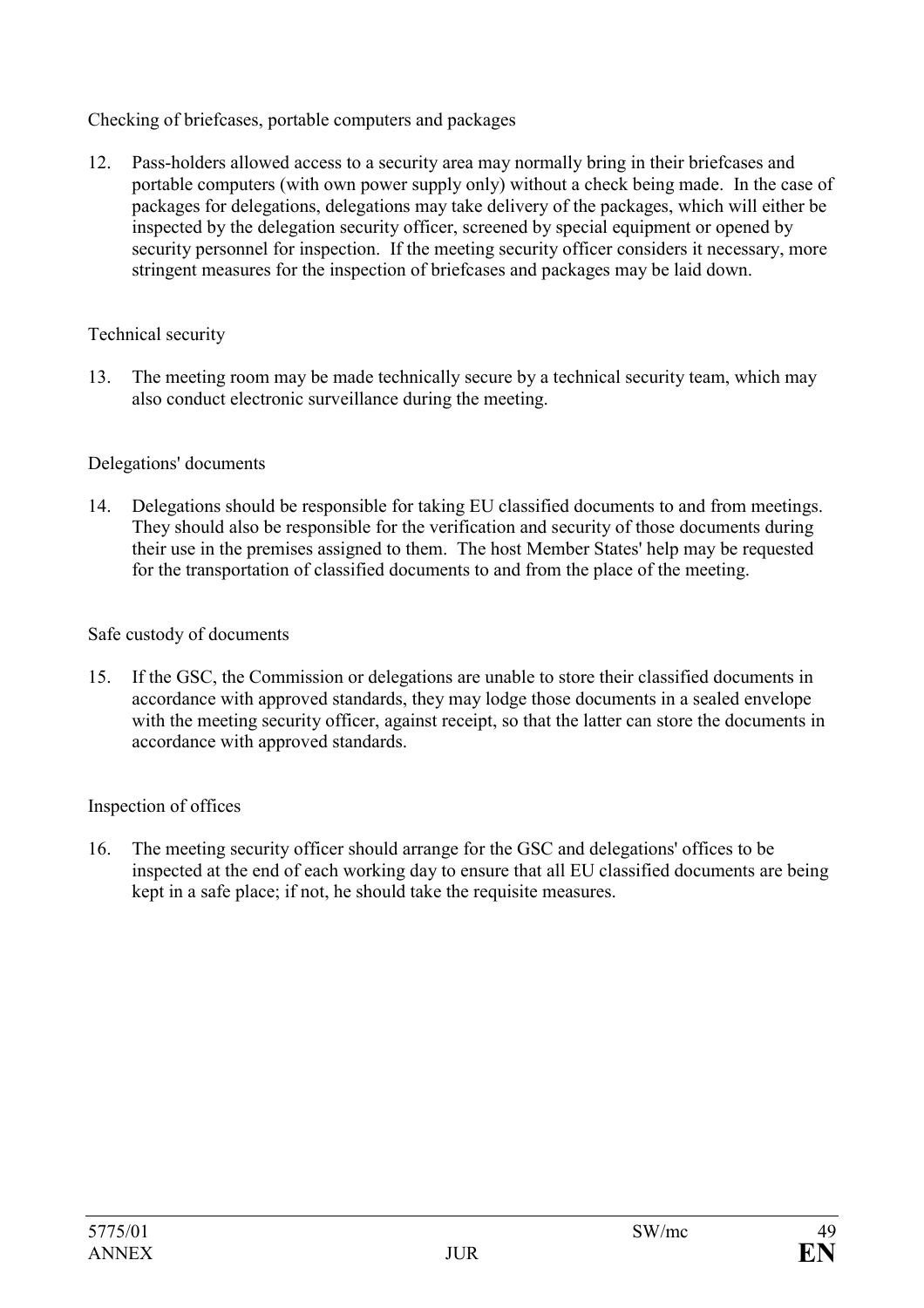Checking of briefcases, portable computers and packages

12. Pass-holders allowed access to a security area may normally bring in their briefcases and portable computers (with own power supply only) without a check being made. In the case of packages for delegations, delegations may take delivery of the packages, which will either be inspected by the delegation security officer, screened by special equipment or opened by security personnel for inspection. If the meeting security officer considers it necessary, more stringent measures for the inspection of briefcases and packages may be laid down.

Technical security

13. The meeting room may be made technically secure by a technical security team, which may also conduct electronic surveillance during the meeting.

Delegations' documents

14. Delegations should be responsible for taking EU classified documents to and from meetings. They should also be responsible for the verification and security of those documents during their use in the premises assigned to them. The host Member States' help may be requested for the transportation of classified documents to and from the place of the meeting.

Safe custody of documents

15. If the GSC, the Commission or delegations are unable to store their classified documents in accordance with approved standards, they may lodge those documents in a sealed envelope with the meeting security officer, against receipt, so that the latter can store the documents in accordance with approved standards.

Inspection of offices

16. The meeting security officer should arrange for the GSC and delegations' offices to be inspected at the end of each working day to ensure that all EU classified documents are being kept in a safe place; if not, he should take the requisite measures.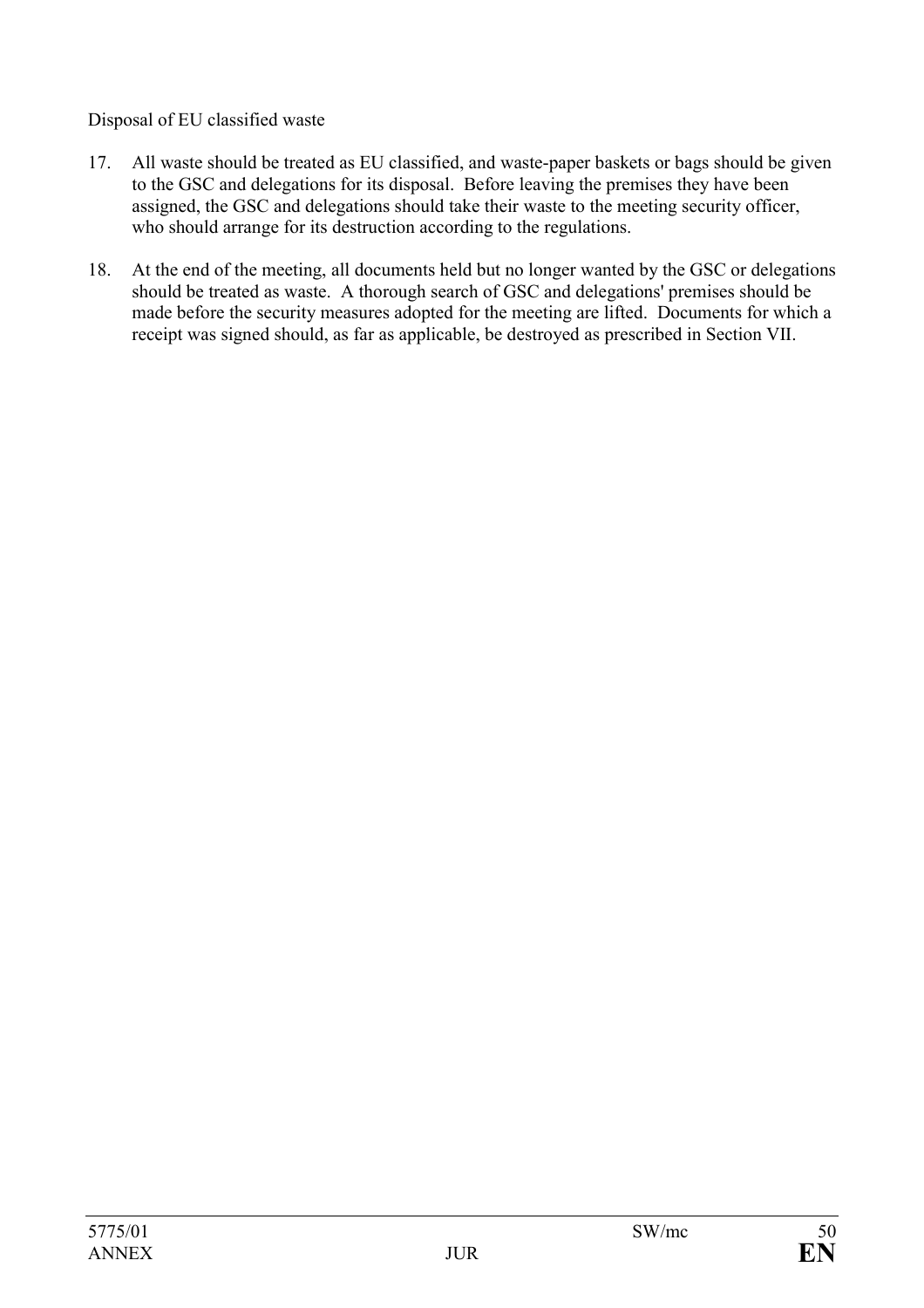Disposal of EU classified waste

17. All waste should be treated as EU classified, and waste-paper baskets or bags should be given to the GSC and delegations for its disposal. Before leaving the premises they have been assigned, the GSC and delegations should take their waste to the meeting security officer, who should arrange for its destruction according to the regulations.

18. At the end of the meeting, all documents held but no longer wanted by the GSC or delegations should be treated as waste. A thorough search of GSC and delegations' premises should be made before the security measures adopted for the meeting are lifted. Documents for which a receipt was signed should, as far as applicable, be destroyed as prescribed in Section VII.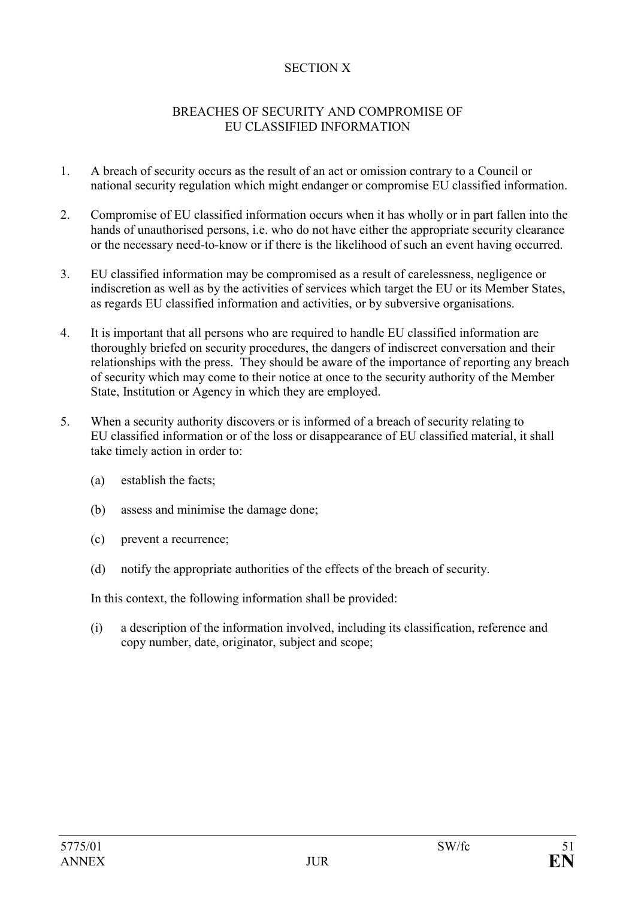## SECTION X

## BREACHES OF SECURITY AND COMPROMISE OF EU CLASSIFIED INFORMATION

1. A breach of security occurs as the result of an act or omission contrary to a Council or national security regulation which might endanger or compromise EU classified information.

2. Compromise of EU classified information occurs when it has wholly or in part fallen into the hands of unauthorised persons, i.e. who do not have either the appropriate security clearance or the necessary need-to-know or if there is the likelihood of such an event having occurred.

3. EU classified information may be compromised as a result of carelessness, negligence or indiscretion as well as by the activities of services which target the EU or its Member States, as regards EU classified information and activities, or by subversive organisations.

4. It is important that all persons who are required to handle EU classified information are thoroughly briefed on security procedures, the dangers of indiscreet conversation and their relationships with the press. They should be aware of the importance of reporting any breach of security which may come to their notice at once to the security authority of the Member State, Institution or Agency in which they are employed.

5. When a security authority discovers or is informed of a breach of security relating to EU classified information or of the loss or disappearance of EU classified material, it shall take timely action in order to:

   (a) establish the facts;

   (b) assess and minimise the damage done;

   (c) prevent a recurrence;

   (d) notify the appropriate authorities of the effects of the breach of security.

   In this context, the following information shall be provided:

   (i) a description of the information involved, including its classification, reference and copy number, date, originator, subject and scope;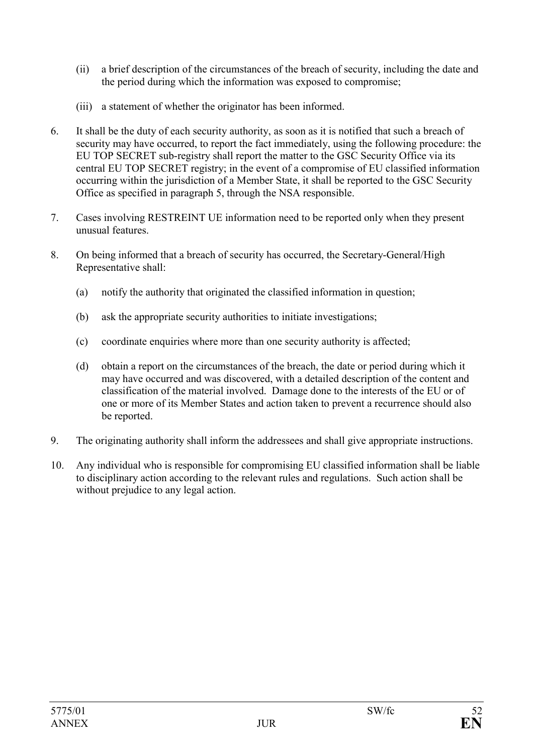(ii) a brief description of the circumstances of the breach of security, including the date and the period during which the information was exposed to compromise;

(iii) a statement of whether the originator has been informed.

6. It shall be the duty of each security authority, as soon as it is notified that such a breach of security may have occurred, to report the fact immediately, using the following procedure: the EU TOP SECRET sub-registry shall report the matter to the GSC Security Office via its central EU TOP SECRET registry; in the event of a compromise of EU classified information occurring within the jurisdiction of a Member State, it shall be reported to the GSC Security Office as specified in paragraph 5, through the NSA responsible.

7. Cases involving RESTREINT UE information need to be reported only when they present unusual features.

8. On being informed that a breach of security has occurred, the Secretary-General/High Representative shall:

   (a) notify the authority that originated the classified information in question;

   (b) ask the appropriate security authorities to initiate investigations;

   (c) coordinate enquiries where more than one security authority is affected;

   (d) obtain a report on the circumstances of the breach, the date or period during which it may have occurred and was discovered, with a detailed description of the content and classification of the material involved. Damage done to the interests of the EU or of one or more of its Member States and action taken to prevent a recurrence should also be reported.

9. The originating authority shall inform the addressees and shall give appropriate instructions.

10. Any individual who is responsible for compromising EU classified information shall be liable to disciplinary action according to the relevant rules and regulations. Such action shall be without prejudice to any legal action.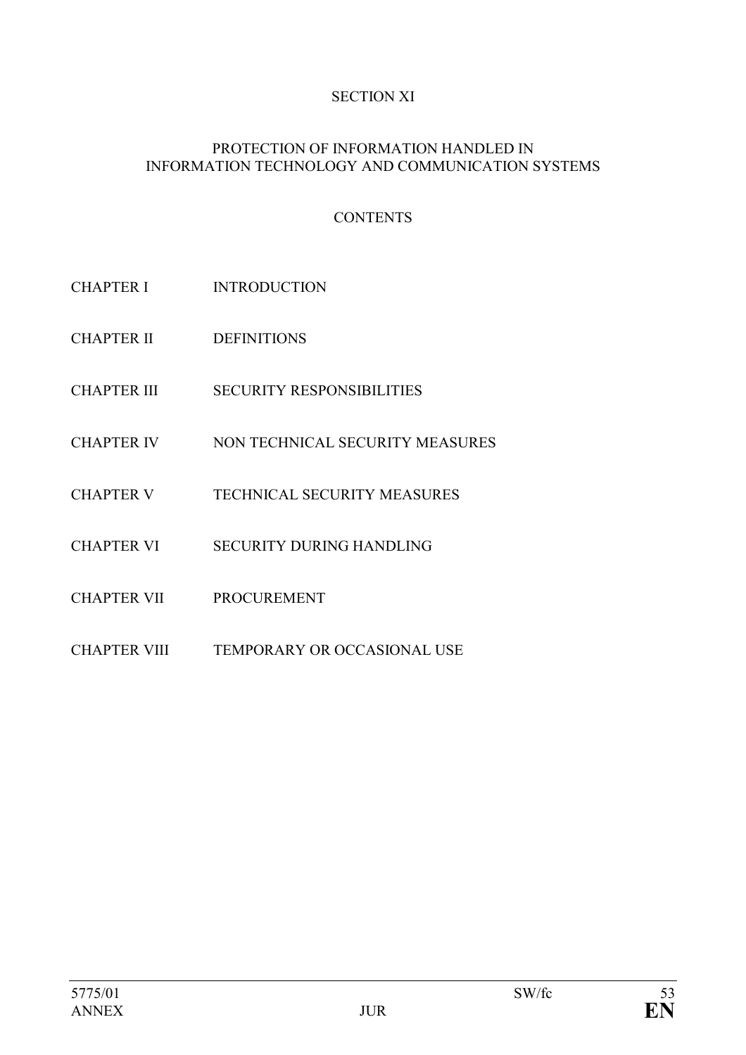# SECTION XI

## PROTECTION OF INFORMATION HANDLED IN INFORMATION TECHNOLOGY AND COMMUNICATION SYSTEMS

### CONTENTS

| | |
|---|---|
| CHAPTER I | INTRODUCTION |
| CHAPTER II | DEFINITIONS |
| CHAPTER III | SECURITY RESPONSIBILITIES |
| CHAPTER IV | NON TECHNICAL SECURITY MEASURES |
| CHAPTER V | TECHNICAL SECURITY MEASURES |
| CHAPTER VI | SECURITY DURING HANDLING |
| CHAPTER VII | PROCUREMENT |
| CHAPTER VIII | TEMPORARY OR OCCASIONAL USE |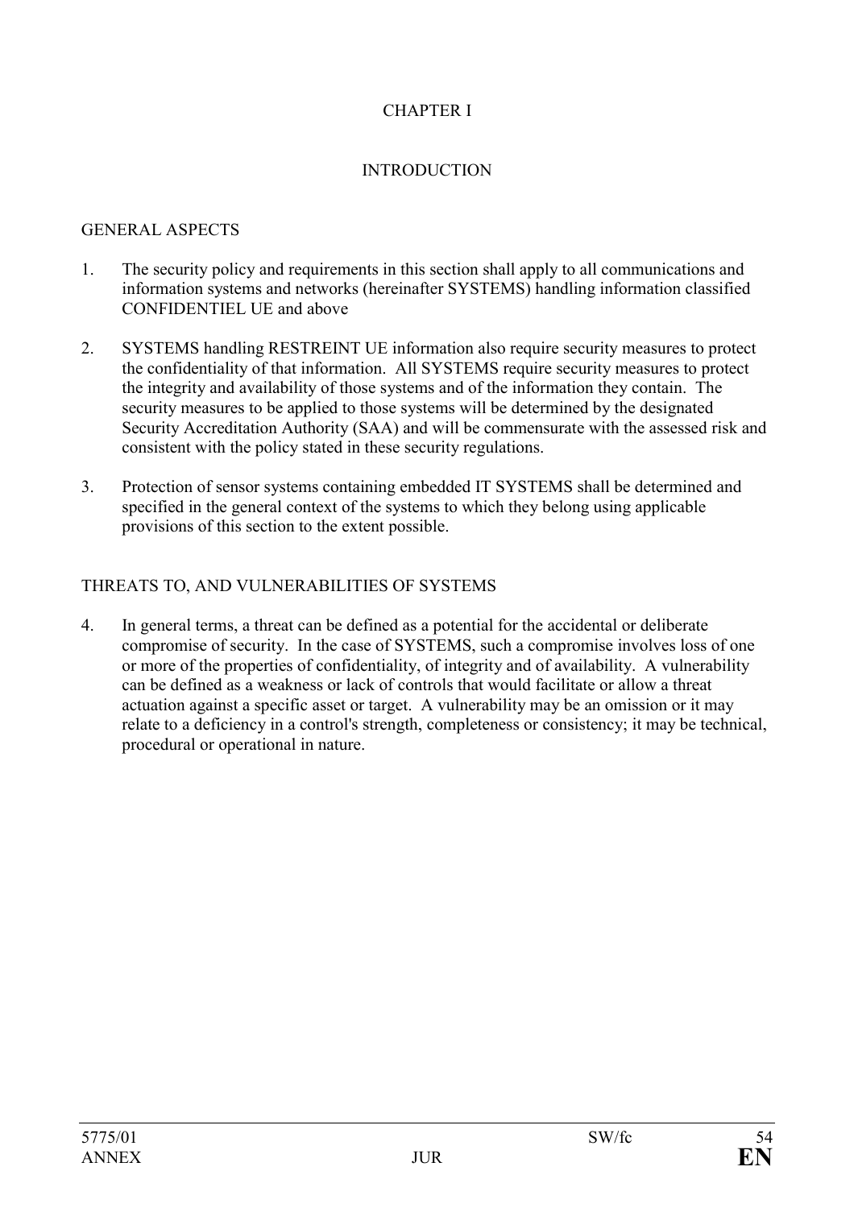# CHAPTER I

## INTRODUCTION

### GENERAL ASPECTS

1. The security policy and requirements in this section shall apply to all communications and information systems and networks (hereinafter SYSTEMS) handling information classified CONFIDENTIEL UE and above

2. SYSTEMS handling RESTREINT UE information also require security measures to protect the confidentiality of that information. All SYSTEMS require security measures to protect the integrity and availability of those systems and of the information they contain. The security measures to be applied to those systems will be determined by the designated Security Accreditation Authority (SAA) and will be commensurate with the assessed risk and consistent with the policy stated in these security regulations.

3. Protection of sensor systems containing embedded IT SYSTEMS shall be determined and specified in the general context of the systems to which they belong using applicable provisions of this section to the extent possible.

### THREATS TO, AND VULNERABILITIES OF SYSTEMS

4. In general terms, a threat can be defined as a potential for the accidental or deliberate compromise of security. In the case of SYSTEMS, such a compromise involves loss of one or more of the properties of confidentiality, of integrity and of availability. A vulnerability can be defined as a weakness or lack of controls that would facilitate or allow a threat actuation against a specific asset or target. A vulnerability may be an omission or it may relate to a deficiency in a control's strength, completeness or consistency; it may be technical, procedural or operational in nature.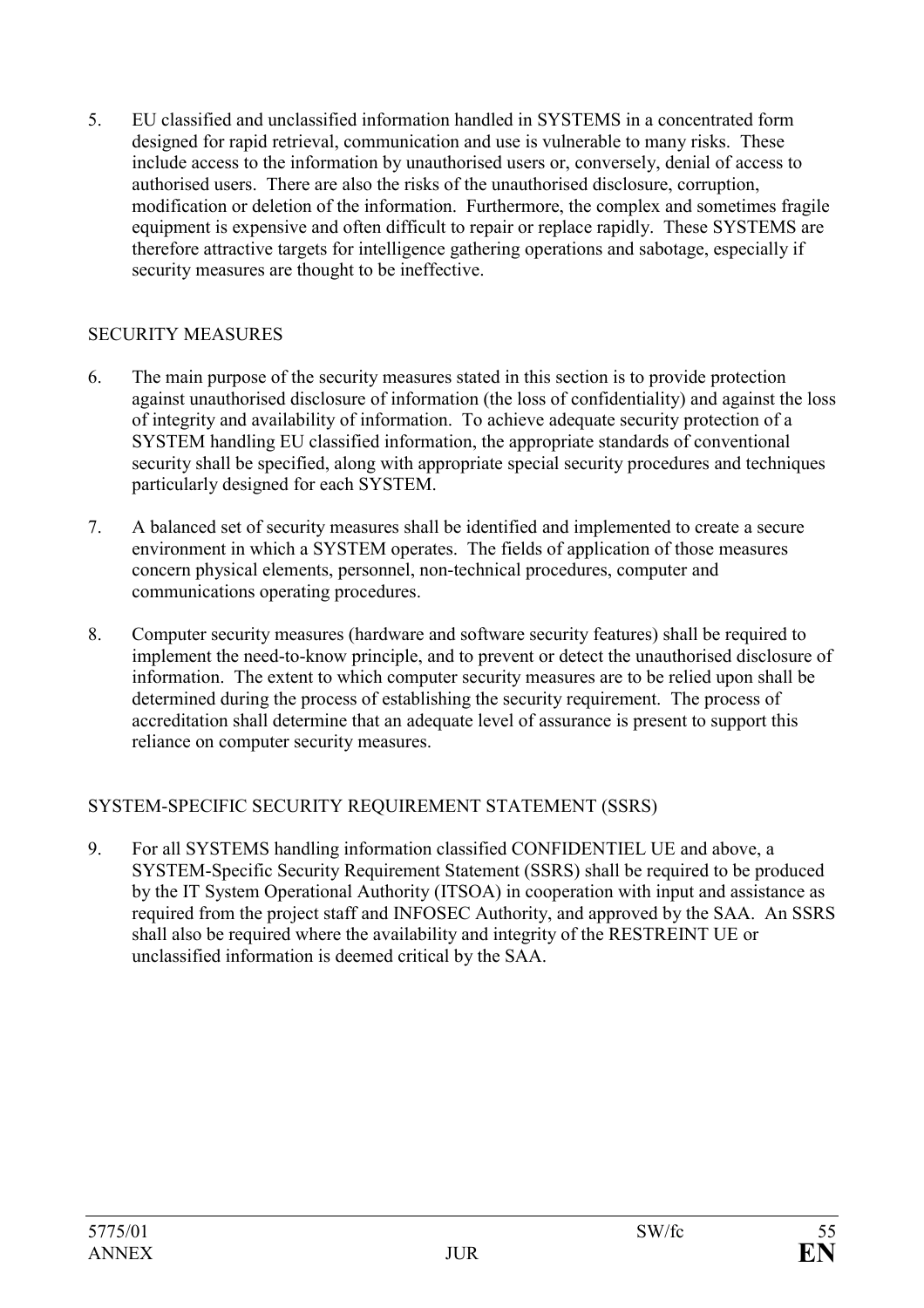5. EU classified and unclassified information handled in SYSTEMS in a concentrated form designed for rapid retrieval, communication and use is vulnerable to many risks. These include access to the information by unauthorised users or, conversely, denial of access to authorised users. There are also the risks of the unauthorised disclosure, corruption, modification or deletion of the information. Furthermore, the complex and sometimes fragile equipment is expensive and often difficult to repair or replace rapidly. These SYSTEMS are therefore attractive targets for intelligence gathering operations and sabotage, especially if security measures are thought to be ineffective.

SECURITY MEASURES

6. The main purpose of the security measures stated in this section is to provide protection against unauthorised disclosure of information (the loss of confidentiality) and against the loss of integrity and availability of information. To achieve adequate security protection of a SYSTEM handling EU classified information, the appropriate standards of conventional security shall be specified, along with appropriate special security procedures and techniques particularly designed for each SYSTEM.

7. A balanced set of security measures shall be identified and implemented to create a secure environment in which a SYSTEM operates. The fields of application of those measures concern physical elements, personnel, non-technical procedures, computer and communications operating procedures.

8. Computer security measures (hardware and software security features) shall be required to implement the need-to-know principle, and to prevent or detect the unauthorised disclosure of information. The extent to which computer security measures are to be relied upon shall be determined during the process of establishing the security requirement. The process of accreditation shall determine that an adequate level of assurance is present to support this reliance on computer security measures.

SYSTEM-SPECIFIC SECURITY REQUIREMENT STATEMENT (SSRS)

9. For all SYSTEMS handling information classified CONFIDENTIEL UE and above, a SYSTEM-Specific Security Requirement Statement (SSRS) shall be required to be produced by the IT System Operational Authority (ITSOA) in cooperation with input and assistance as required from the project staff and INFOSEC Authority, and approved by the SAA. An SSRS shall also be required where the availability and integrity of the RESTREINT UE or unclassified information is deemed critical by the SAA.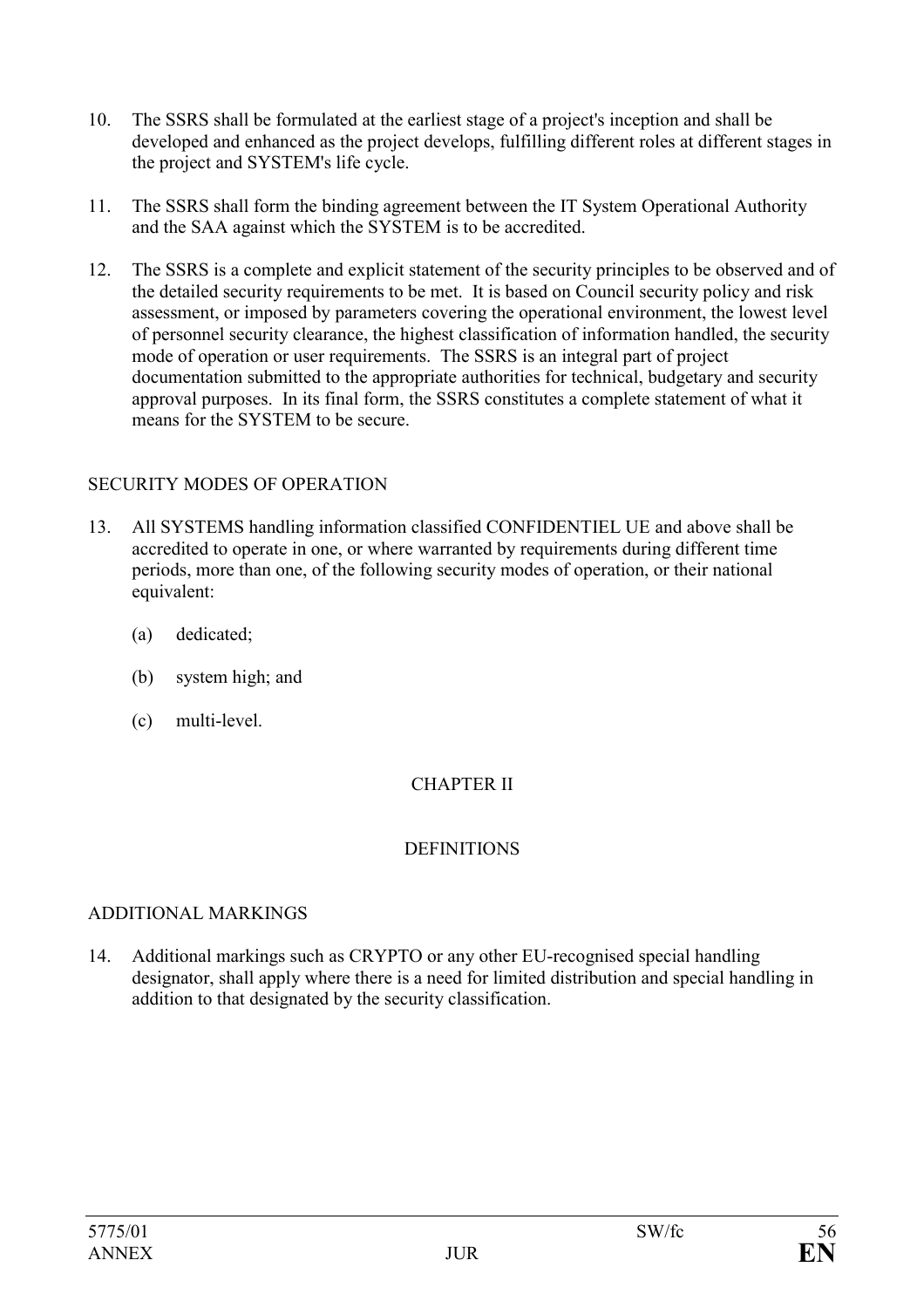10. The SSRS shall be formulated at the earliest stage of a project's inception and shall be developed and enhanced as the project develops, fulfilling different roles at different stages in the project and SYSTEM's life cycle.

11. The SSRS shall form the binding agreement between the IT System Operational Authority and the SAA against which the SYSTEM is to be accredited.

12. The SSRS is a complete and explicit statement of the security principles to be observed and of the detailed security requirements to be met. It is based on Council security policy and risk assessment, or imposed by parameters covering the operational environment, the lowest level of personnel security clearance, the highest classification of information handled, the security mode of operation or user requirements. The SSRS is an integral part of project documentation submitted to the appropriate authorities for technical, budgetary and security approval purposes. In its final form, the SSRS constitutes a complete statement of what it means for the SYSTEM to be secure.

SECURITY MODES OF OPERATION

13. All SYSTEMS handling information classified CONFIDENTIEL UE and above shall be accredited to operate in one, or where warranted by requirements during different time periods, more than one, of the following security modes of operation, or their national equivalent:

    (a) dedicated;

    (b) system high; and

    (c) multi-level.

## CHAPTER II

## DEFINITIONS

ADDITIONAL MARKINGS

14. Additional markings such as CRYPTO or any other EU-recognised special handling designator, shall apply where there is a need for limited distribution and special handling in addition to that designated by the security classification.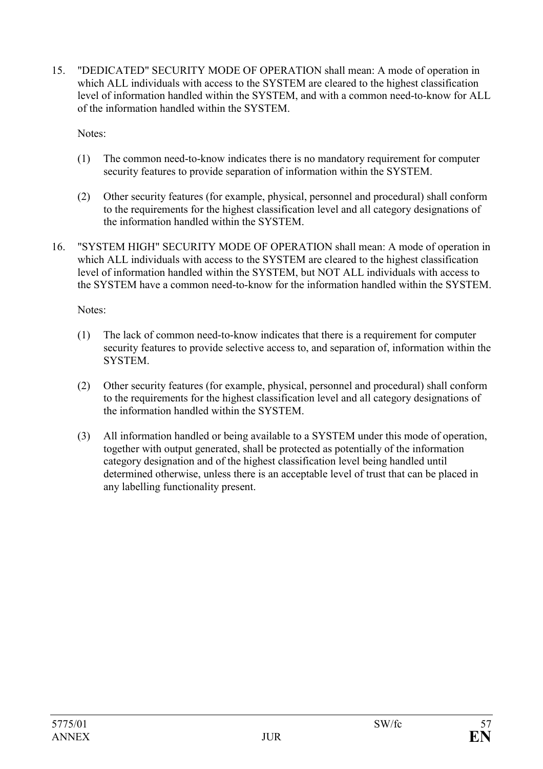15. "DEDICATED" SECURITY MODE OF OPERATION shall mean: A mode of operation in which ALL individuals with access to the SYSTEM are cleared to the highest classification level of information handled within the SYSTEM, and with a common need-to-know for ALL of the information handled within the SYSTEM.

    Notes:

    (1) The common need-to-know indicates there is no mandatory requirement for computer security features to provide separation of information within the SYSTEM.

    (2) Other security features (for example, physical, personnel and procedural) shall conform to the requirements for the highest classification level and all category designations of the information handled within the SYSTEM.

16. "SYSTEM HIGH" SECURITY MODE OF OPERATION shall mean: A mode of operation in which ALL individuals with access to the SYSTEM are cleared to the highest classification level of information handled within the SYSTEM, but NOT ALL individuals with access to the SYSTEM have a common need-to-know for the information handled within the SYSTEM.

    Notes:

    (1) The lack of common need-to-know indicates that there is a requirement for computer security features to provide selective access to, and separation of, information within the SYSTEM.

    (2) Other security features (for example, physical, personnel and procedural) shall conform to the requirements for the highest classification level and all category designations of the information handled within the SYSTEM.

    (3) All information handled or being available to a SYSTEM under this mode of operation, together with output generated, shall be protected as potentially of the information category designation and of the highest classification level being handled until determined otherwise, unless there is an acceptable level of trust that can be placed in any labelling functionality present.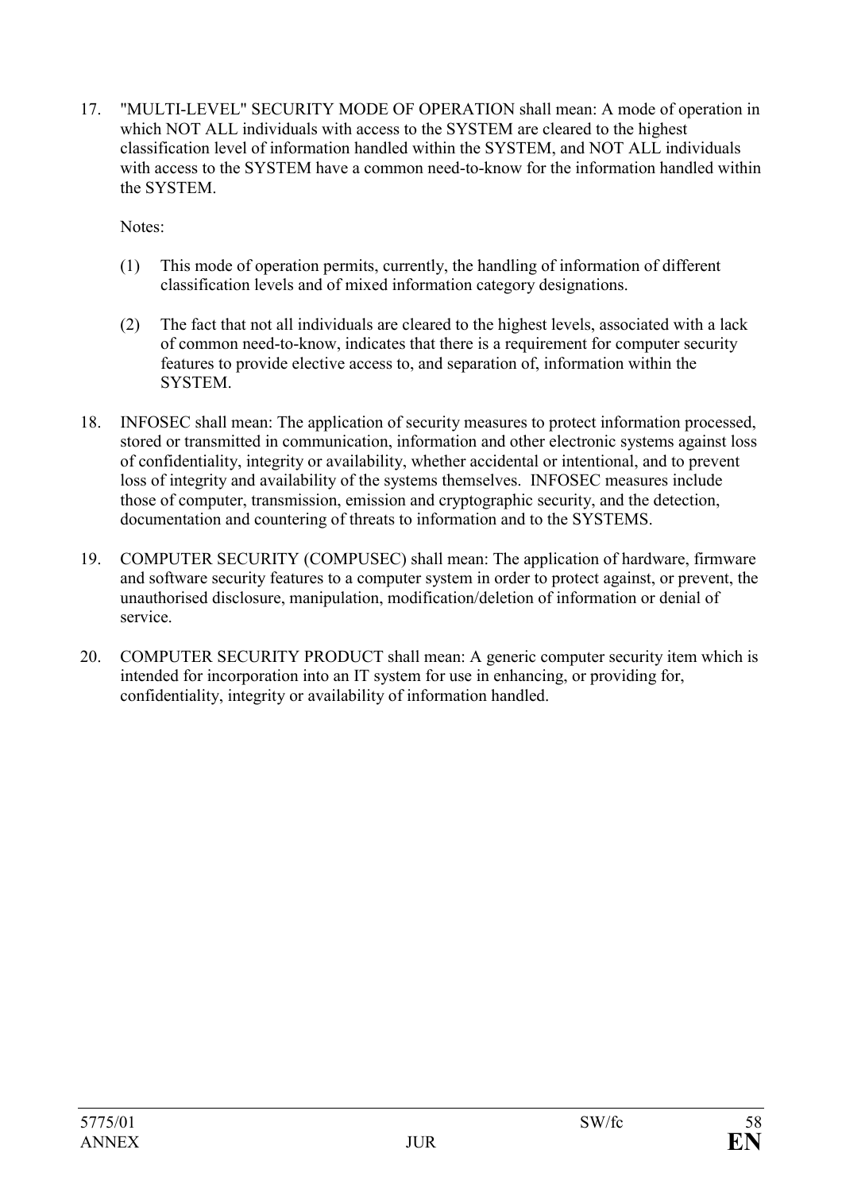17. "MULTI-LEVEL" SECURITY MODE OF OPERATION shall mean: A mode of operation in which NOT ALL individuals with access to the SYSTEM are cleared to the highest classification level of information handled within the SYSTEM, and NOT ALL individuals with access to the SYSTEM have a common need-to-know for the information handled within the SYSTEM.

    Notes:

    (1) This mode of operation permits, currently, the handling of information of different classification levels and of mixed information category designations.

    (2) The fact that not all individuals are cleared to the highest levels, associated with a lack of common need-to-know, indicates that there is a requirement for computer security features to provide elective access to, and separation of, information within the SYSTEM.

18. INFOSEC shall mean: The application of security measures to protect information processed, stored or transmitted in communication, information and other electronic systems against loss of confidentiality, integrity or availability, whether accidental or intentional, and to prevent loss of integrity and availability of the systems themselves. INFOSEC measures include those of computer, transmission, emission and cryptographic security, and the detection, documentation and countering of threats to information and to the SYSTEMS.

19. COMPUTER SECURITY (COMPUSEC) shall mean: The application of hardware, firmware and software security features to a computer system in order to protect against, or prevent, the unauthorised disclosure, manipulation, modification/deletion of information or denial of service.

20. COMPUTER SECURITY PRODUCT shall mean: A generic computer security item which is intended for incorporation into an IT system for use in enhancing, or providing for, confidentiality, integrity or availability of information handled.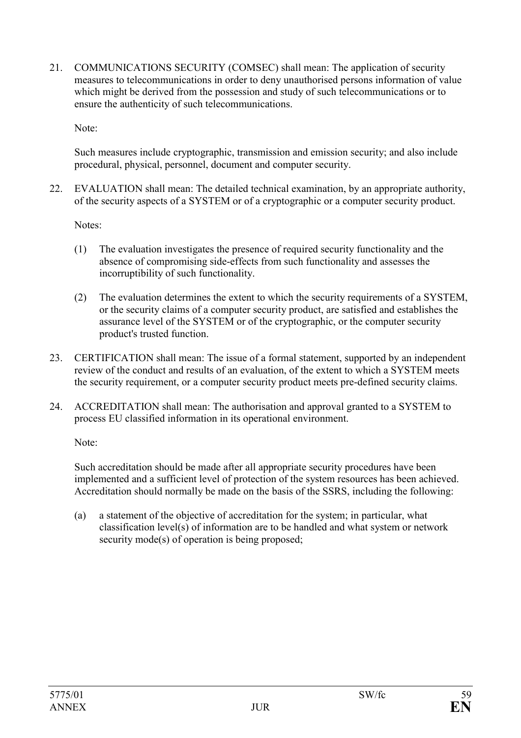21. COMMUNICATIONS SECURITY (COMSEC) shall mean: The application of security measures to telecommunications in order to deny unauthorised persons information of value which might be derived from the possession and study of such telecommunications or to ensure the authenticity of such telecommunications.

    Note:

    Such measures include cryptographic, transmission and emission security; and also include procedural, physical, personnel, document and computer security.

22. EVALUATION shall mean: The detailed technical examination, by an appropriate authority, of the security aspects of a SYSTEM or of a cryptographic or a computer security product.

    Notes:

    (1) The evaluation investigates the presence of required security functionality and the absence of compromising side-effects from such functionality and assesses the incorruptibility of such functionality.

    (2) The evaluation determines the extent to which the security requirements of a SYSTEM, or the security claims of a computer security product, are satisfied and establishes the assurance level of the SYSTEM or of the cryptographic, or the computer security product's trusted function.

23. CERTIFICATION shall mean: The issue of a formal statement, supported by an independent review of the conduct and results of an evaluation, of the extent to which a SYSTEM meets the security requirement, or a computer security product meets pre-defined security claims.

24. ACCREDITATION shall mean: The authorisation and approval granted to a SYSTEM to process EU classified information in its operational environment.

    Note:

    Such accreditation should be made after all appropriate security procedures have been implemented and a sufficient level of protection of the system resources has been achieved. Accreditation should normally be made on the basis of the SSRS, including the following:

    (a) a statement of the objective of accreditation for the system; in particular, what classification level(s) of information are to be handled and what system or network security mode(s) of operation is being proposed;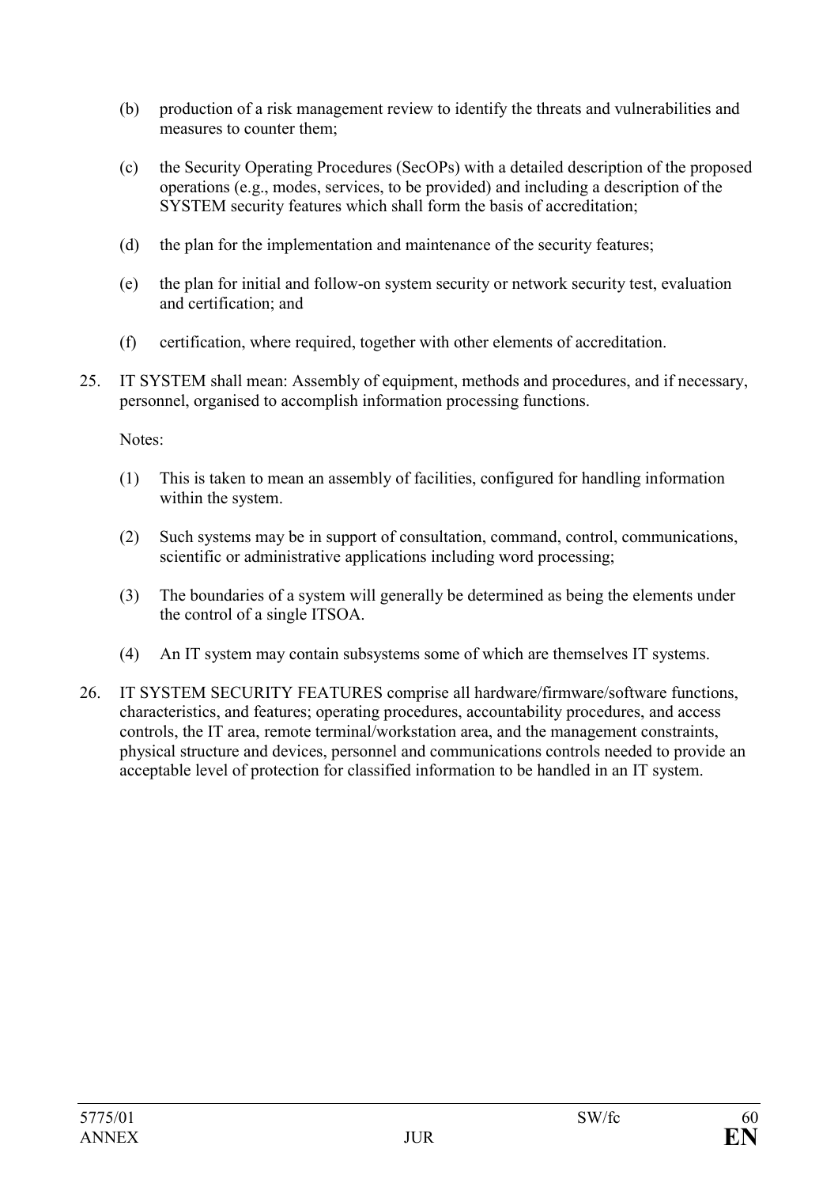(b) production of a risk management review to identify the threats and vulnerabilities and measures to counter them;

(c) the Security Operating Procedures (SecOPs) with a detailed description of the proposed operations (e.g., modes, services, to be provided) and including a description of the SYSTEM security features which shall form the basis of accreditation;

(d) the plan for the implementation and maintenance of the security features;

(e) the plan for initial and follow-on system security or network security test, evaluation and certification; and

(f) certification, where required, together with other elements of accreditation.

25. IT SYSTEM shall mean: Assembly of equipment, methods and procedures, and if necessary, personnel, organised to accomplish information processing functions.

Notes:

(1) This is taken to mean an assembly of facilities, configured for handling information within the system.

(2) Such systems may be in support of consultation, command, control, communications, scientific or administrative applications including word processing;

(3) The boundaries of a system will generally be determined as being the elements under the control of a single ITSOA.

(4) An IT system may contain subsystems some of which are themselves IT systems.

26. IT SYSTEM SECURITY FEATURES comprise all hardware/firmware/software functions, characteristics, and features; operating procedures, accountability procedures, and access controls, the IT area, remote terminal/workstation area, and the management constraints, physical structure and devices, personnel and communications controls needed to provide an acceptable level of protection for classified information to be handled in an IT system.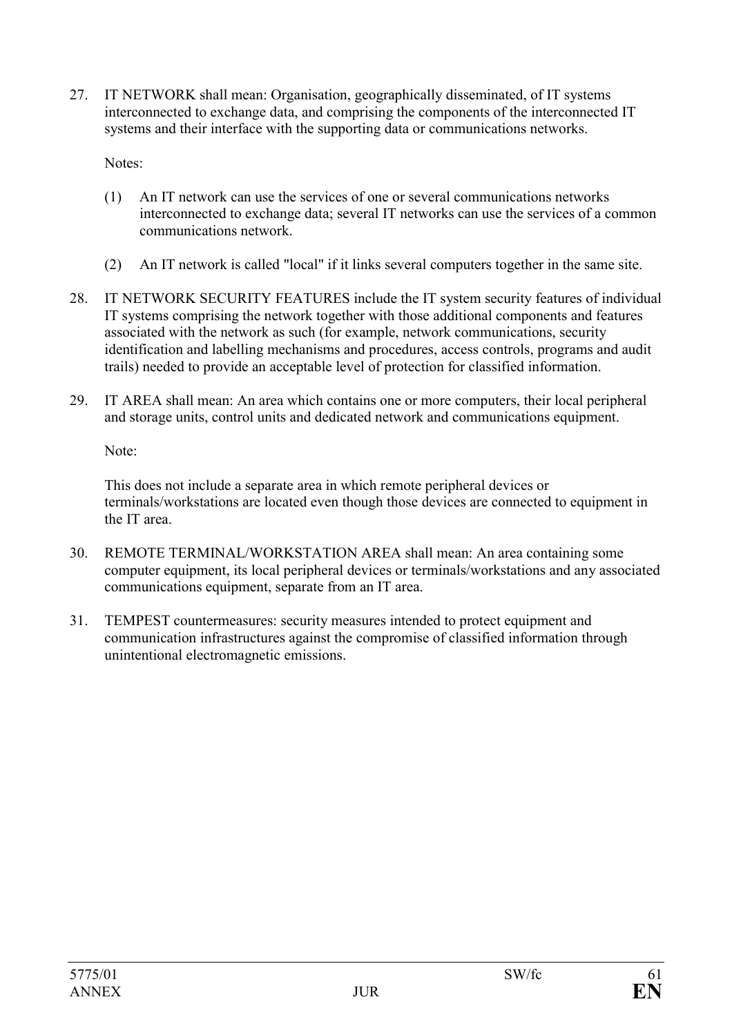27. IT NETWORK shall mean: Organisation, geographically disseminated, of IT systems interconnected to exchange data, and comprising the components of the interconnected IT systems and their interface with the supporting data or communications networks.

    Notes:

    (1) An IT network can use the services of one or several communications networks interconnected to exchange data; several IT networks can use the services of a common communications network.

    (2) An IT network is called "local" if it links several computers together in the same site.

28. IT NETWORK SECURITY FEATURES include the IT system security features of individual IT systems comprising the network together with those additional components and features associated with the network as such (for example, network communications, security identification and labelling mechanisms and procedures, access controls, programs and audit trails) needed to provide an acceptable level of protection for classified information.

29. IT AREA shall mean: An area which contains one or more computers, their local peripheral and storage units, control units and dedicated network and communications equipment.

    Note:

    This does not include a separate area in which remote peripheral devices or terminals/workstations are located even though those devices are connected to equipment in the IT area.

30. REMOTE TERMINAL/WORKSTATION AREA shall mean: An area containing some computer equipment, its local peripheral devices or terminals/workstations and any associated communications equipment, separate from an IT area.

31. TEMPEST countermeasures: security measures intended to protect equipment and communication infrastructures against the compromise of classified information through unintentional electromagnetic emissions.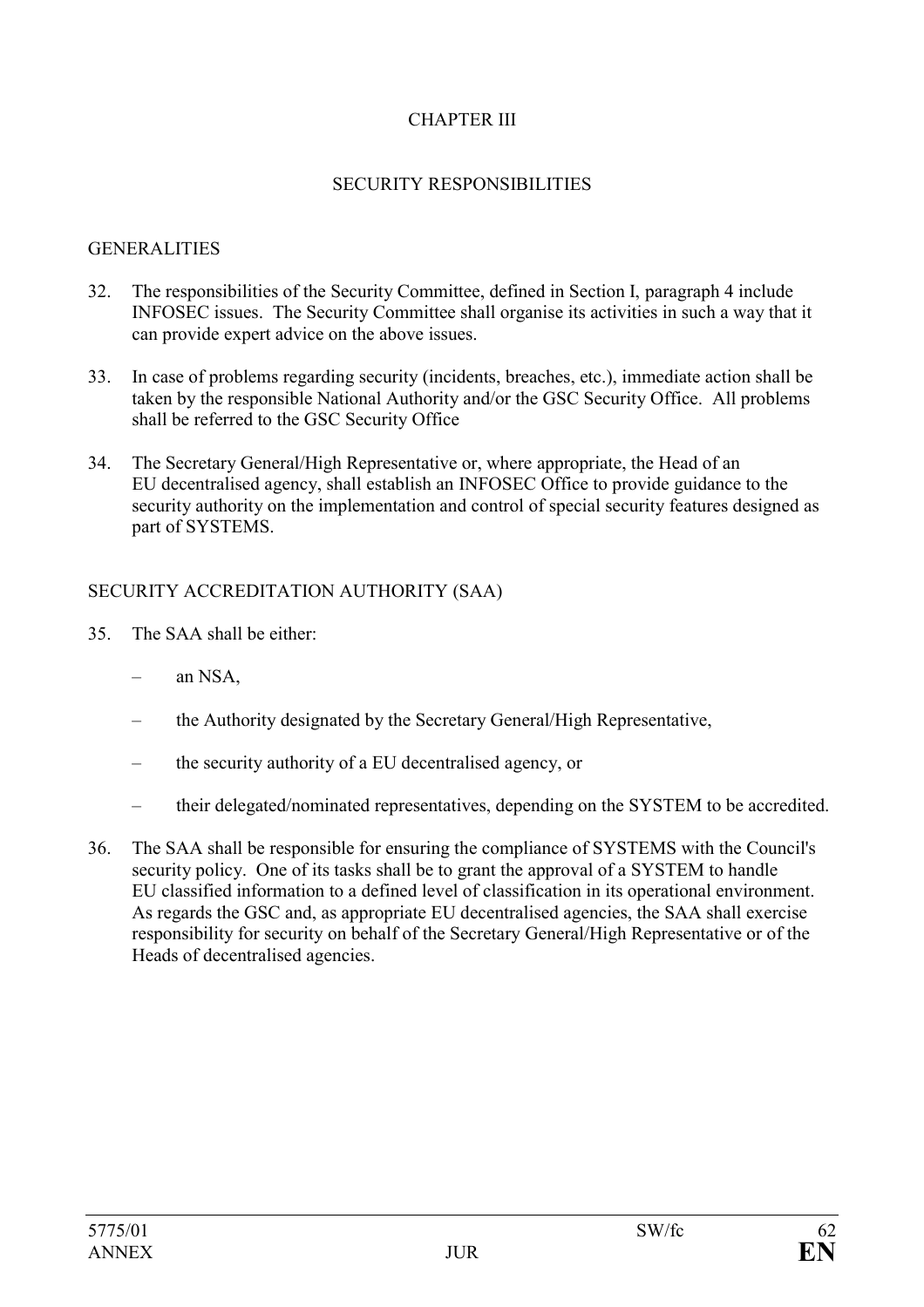# CHAPTER III

## SECURITY RESPONSIBILITIES

### GENERALITIES

32. The responsibilities of the Security Committee, defined in Section I, paragraph 4 include INFOSEC issues. The Security Committee shall organise its activities in such a way that it can provide expert advice on the above issues.

33. In case of problems regarding security (incidents, breaches, etc.), immediate action shall be taken by the responsible National Authority and/or the GSC Security Office. All problems shall be referred to the GSC Security Office

34. The Secretary General/High Representative or, where appropriate, the Head of an EU decentralised agency, shall establish an INFOSEC Office to provide guidance to the security authority on the implementation and control of special security features designed as part of SYSTEMS.

### SECURITY ACCREDITATION AUTHORITY (SAA)

35. The SAA shall be either:

    – an NSA,

    – the Authority designated by the Secretary General/High Representative,

    – the security authority of a EU decentralised agency, or

    – their delegated/nominated representatives, depending on the SYSTEM to be accredited.

36. The SAA shall be responsible for ensuring the compliance of SYSTEMS with the Council's security policy. One of its tasks shall be to grant the approval of a SYSTEM to handle EU classified information to a defined level of classification in its operational environment. As regards the GSC and, as appropriate EU decentralised agencies, the SAA shall exercise responsibility for security on behalf of the Secretary General/High Representative or of the Heads of decentralised agencies.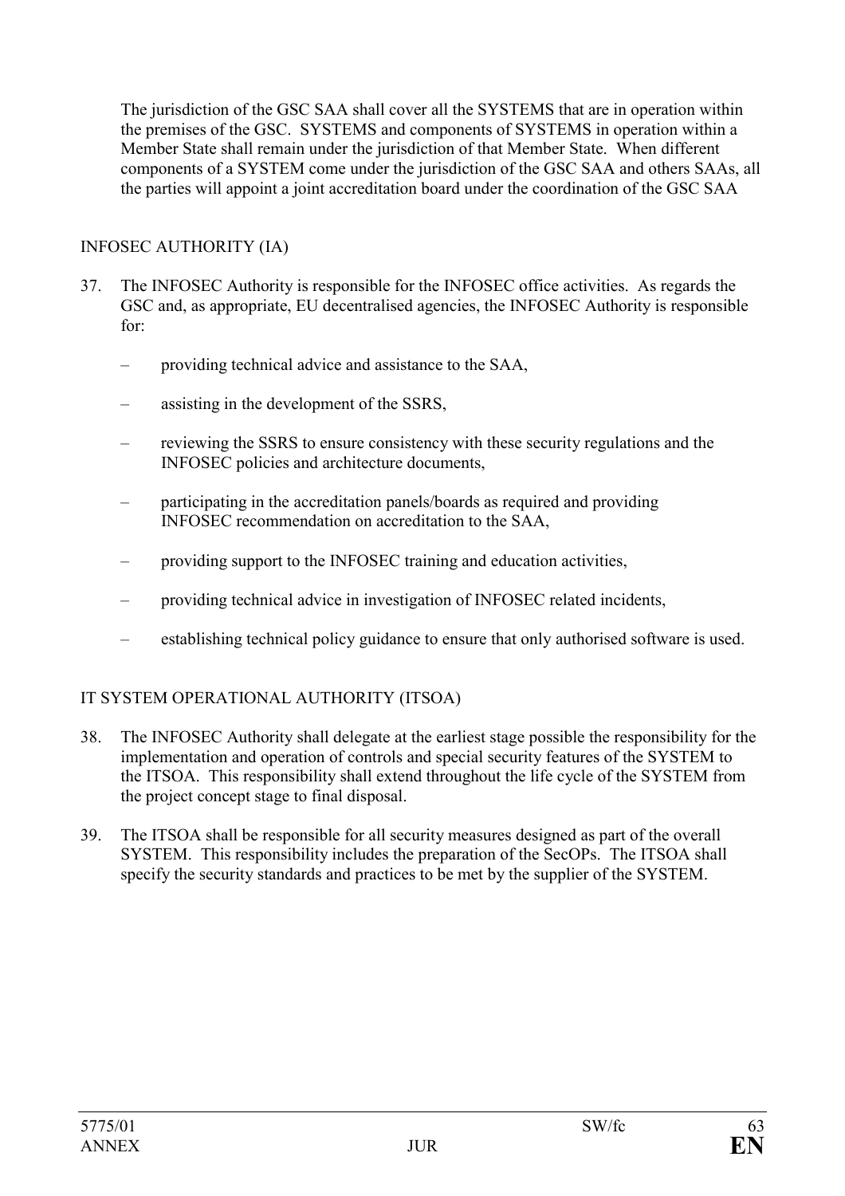The jurisdiction of the GSC SAA shall cover all the SYSTEMS that are in operation within the premises of the GSC. SYSTEMS and components of SYSTEMS in operation within a Member State shall remain under the jurisdiction of that Member State. When different components of a SYSTEM come under the jurisdiction of the GSC SAA and others SAAs, all the parties will appoint a joint accreditation board under the coordination of the GSC SAA

INFOSEC AUTHORITY (IA)

37. The INFOSEC Authority is responsible for the INFOSEC office activities. As regards the GSC and, as appropriate, EU decentralised agencies, the INFOSEC Authority is responsible for:

   – providing technical advice and assistance to the SAA,

   – assisting in the development of the SSRS,

   – reviewing the SSRS to ensure consistency with these security regulations and the INFOSEC policies and architecture documents,

   – participating in the accreditation panels/boards as required and providing INFOSEC recommendation on accreditation to the SAA,

   – providing support to the INFOSEC training and education activities,

   – providing technical advice in investigation of INFOSEC related incidents,

   – establishing technical policy guidance to ensure that only authorised software is used.

IT SYSTEM OPERATIONAL AUTHORITY (ITSOA)

38. The INFOSEC Authority shall delegate at the earliest stage possible the responsibility for the implementation and operation of controls and special security features of the SYSTEM to the ITSOA. This responsibility shall extend throughout the life cycle of the SYSTEM from the project concept stage to final disposal.

39. The ITSOA shall be responsible for all security measures designed as part of the overall SYSTEM. This responsibility includes the preparation of the SecOPs. The ITSOA shall specify the security standards and practices to be met by the supplier of the SYSTEM.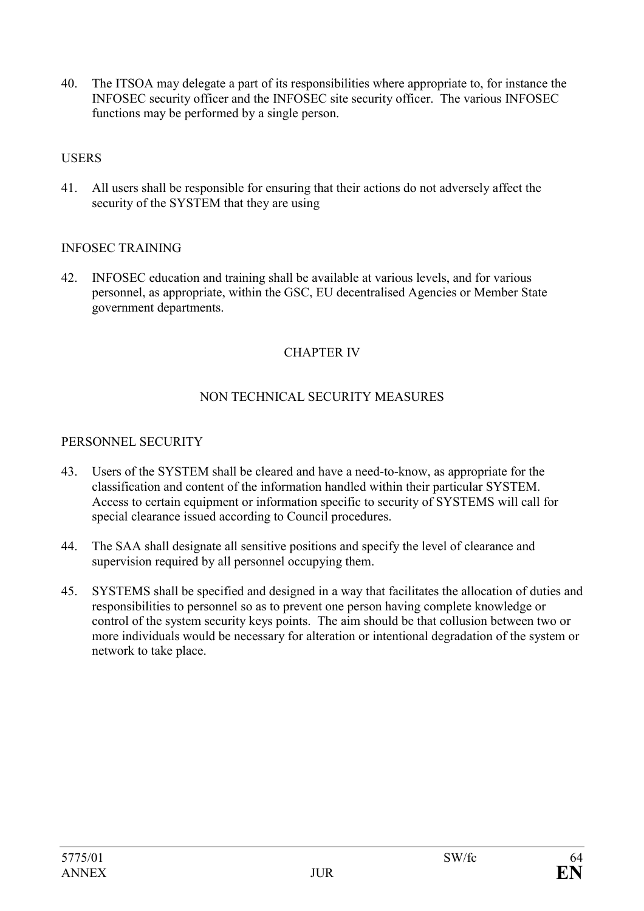40. The ITSOA may delegate a part of its responsibilities where appropriate to, for instance the INFOSEC security officer and the INFOSEC site security officer. The various INFOSEC functions may be performed by a single person.

USERS

41. All users shall be responsible for ensuring that their actions do not adversely affect the security of the SYSTEM that they are using

INFOSEC TRAINING

42. INFOSEC education and training shall be available at various levels, and for various personnel, as appropriate, within the GSC, EU decentralised Agencies or Member State government departments.

## CHAPTER IV

## NON TECHNICAL SECURITY MEASURES

PERSONNEL SECURITY

43. Users of the SYSTEM shall be cleared and have a need-to-know, as appropriate for the classification and content of the information handled within their particular SYSTEM. Access to certain equipment or information specific to security of SYSTEMS will call for special clearance issued according to Council procedures.

44. The SAA shall designate all sensitive positions and specify the level of clearance and supervision required by all personnel occupying them.

45. SYSTEMS shall be specified and designed in a way that facilitates the allocation of duties and responsibilities to personnel so as to prevent one person having complete knowledge or control of the system security keys points. The aim should be that collusion between two or more individuals would be necessary for alteration or intentional degradation of the system or network to take place.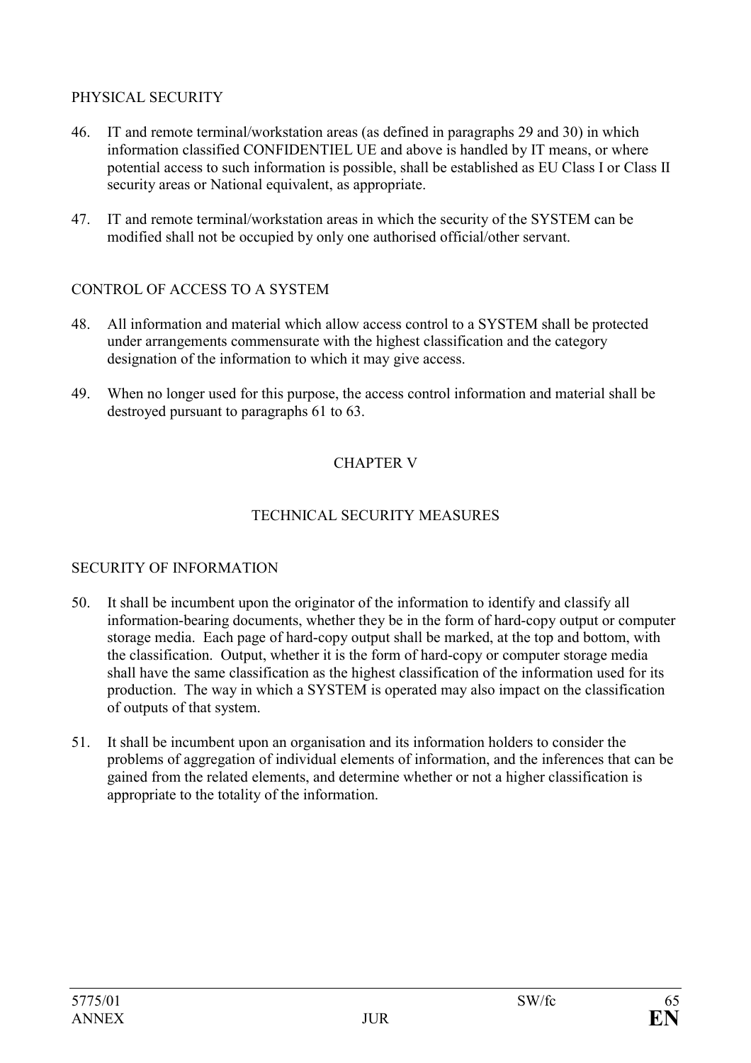## PHYSICAL SECURITY

46. IT and remote terminal/workstation areas (as defined in paragraphs 29 and 30) in which information classified CONFIDENTIEL UE and above is handled by IT means, or where potential access to such information is possible, shall be established as EU Class I or Class II security areas or National equivalent, as appropriate.

47. IT and remote terminal/workstation areas in which the security of the SYSTEM can be modified shall not be occupied by only one authorised official/other servant.

## CONTROL OF ACCESS TO A SYSTEM

48. All information and material which allow access control to a SYSTEM shall be protected under arrangements commensurate with the highest classification and the category designation of the information to which it may give access.

49. When no longer used for this purpose, the access control information and material shall be destroyed pursuant to paragraphs 61 to 63.

# CHAPTER V

# TECHNICAL SECURITY MEASURES

## SECURITY OF INFORMATION

50. It shall be incumbent upon the originator of the information to identify and classify all information-bearing documents, whether they be in the form of hard-copy output or computer storage media. Each page of hard-copy output shall be marked, at the top and bottom, with the classification. Output, whether it is the form of hard-copy or computer storage media shall have the same classification as the highest classification of the information used for its production. The way in which a SYSTEM is operated may also impact on the classification of outputs of that system.

51. It shall be incumbent upon an organisation and its information holders to consider the problems of aggregation of individual elements of information, and the inferences that can be gained from the related elements, and determine whether or not a higher classification is appropriate to the totality of the information.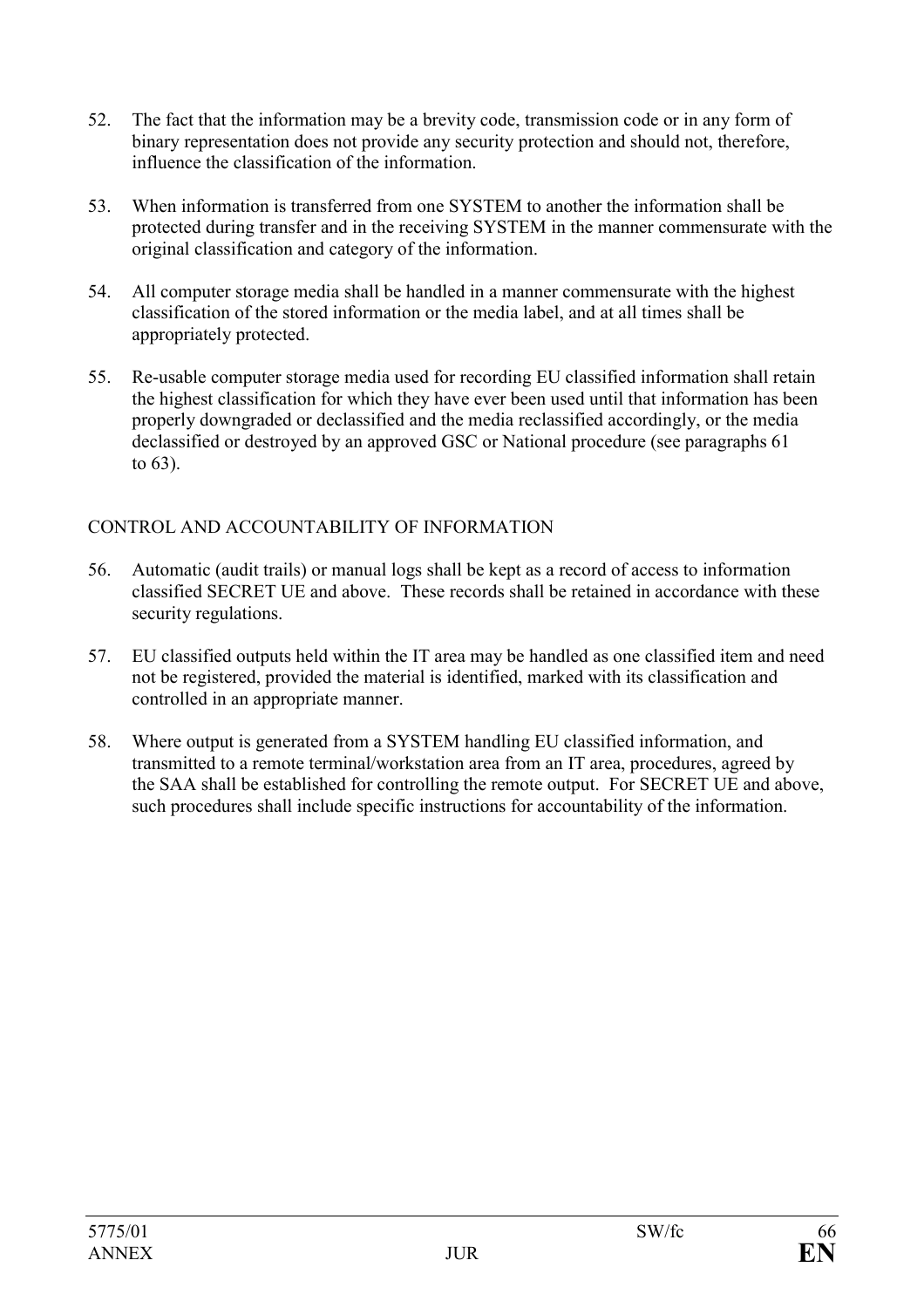52. The fact that the information may be a brevity code, transmission code or in any form of binary representation does not provide any security protection and should not, therefore, influence the classification of the information.

53. When information is transferred from one SYSTEM to another the information shall be protected during transfer and in the receiving SYSTEM in the manner commensurate with the original classification and category of the information.

54. All computer storage media shall be handled in a manner commensurate with the highest classification of the stored information or the media label, and at all times shall be appropriately protected.

55. Re-usable computer storage media used for recording EU classified information shall retain the highest classification for which they have ever been used until that information has been properly downgraded or declassified and the media reclassified accordingly, or the media declassified or destroyed by an approved GSC or National procedure (see paragraphs 61 to 63).

CONTROL AND ACCOUNTABILITY OF INFORMATION

56. Automatic (audit trails) or manual logs shall be kept as a record of access to information classified SECRET UE and above. These records shall be retained in accordance with these security regulations.

57. EU classified outputs held within the IT area may be handled as one classified item and need not be registered, provided the material is identified, marked with its classification and controlled in an appropriate manner.

58. Where output is generated from a SYSTEM handling EU classified information, and transmitted to a remote terminal/workstation area from an IT area, procedures, agreed by the SAA shall be established for controlling the remote output. For SECRET UE and above, such procedures shall include specific instructions for accountability of the information.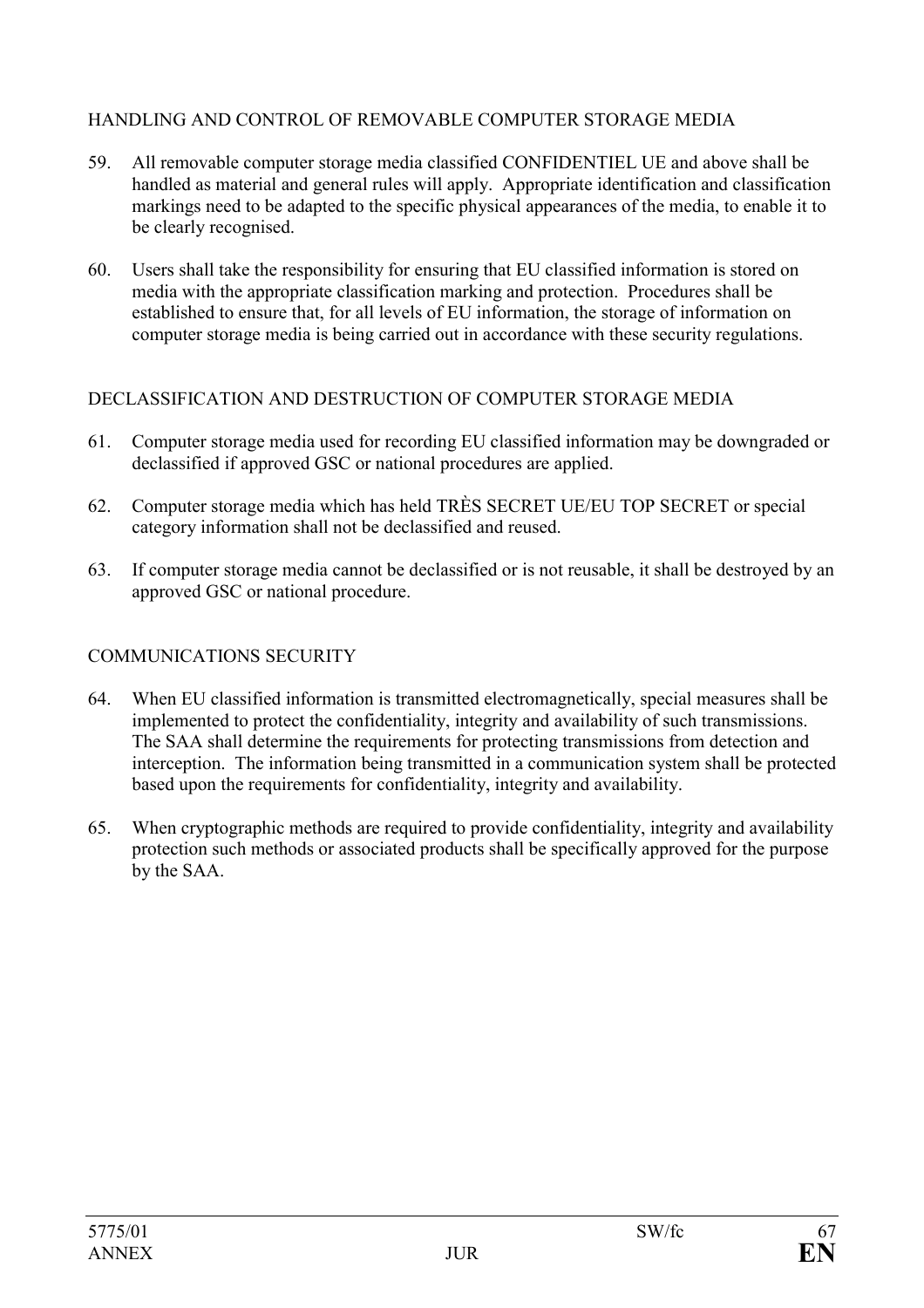## HANDLING AND CONTROL OF REMOVABLE COMPUTER STORAGE MEDIA

59. All removable computer storage media classified CONFIDENTIEL UE and above shall be handled as material and general rules will apply. Appropriate identification and classification markings need to be adapted to the specific physical appearances of the media, to enable it to be clearly recognised.

60. Users shall take the responsibility for ensuring that EU classified information is stored on media with the appropriate classification marking and protection. Procedures shall be established to ensure that, for all levels of EU information, the storage of information on computer storage media is being carried out in accordance with these security regulations.

## DECLASSIFICATION AND DESTRUCTION OF COMPUTER STORAGE MEDIA

61. Computer storage media used for recording EU classified information may be downgraded or declassified if approved GSC or national procedures are applied.

62. Computer storage media which has held TRÈS SECRET UE/EU TOP SECRET or special category information shall not be declassified and reused.

63. If computer storage media cannot be declassified or is not reusable, it shall be destroyed by an approved GSC or national procedure.

## COMMUNICATIONS SECURITY

64. When EU classified information is transmitted electromagnetically, special measures shall be implemented to protect the confidentiality, integrity and availability of such transmissions. The SAA shall determine the requirements for protecting transmissions from detection and interception. The information being transmitted in a communication system shall be protected based upon the requirements for confidentiality, integrity and availability.

65. When cryptographic methods are required to provide confidentiality, integrity and availability protection such methods or associated products shall be specifically approved for the purpose by the SAA.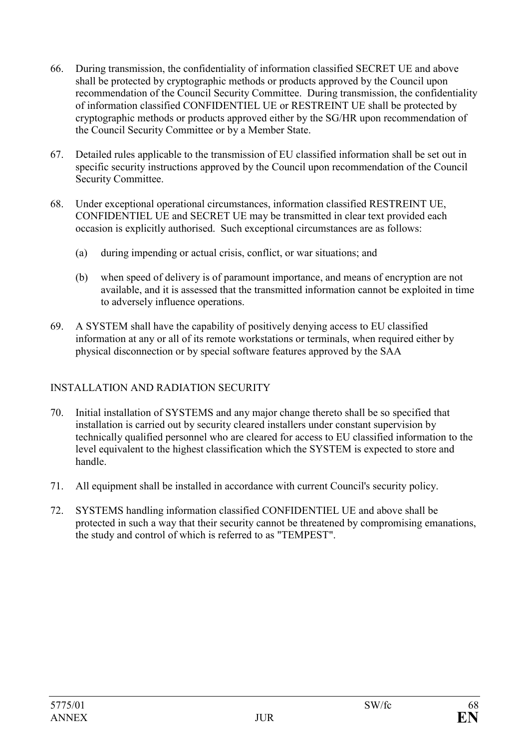66. During transmission, the confidentiality of information classified SECRET UE and above shall be protected by cryptographic methods or products approved by the Council upon recommendation of the Council Security Committee. During transmission, the confidentiality of information classified CONFIDENTIEL UE or RESTREINT UE shall be protected by cryptographic methods or products approved either by the SG/HR upon recommendation of the Council Security Committee or by a Member State.

67. Detailed rules applicable to the transmission of EU classified information shall be set out in specific security instructions approved by the Council upon recommendation of the Council Security Committee.

68. Under exceptional operational circumstances, information classified RESTREINT UE, CONFIDENTIEL UE and SECRET UE may be transmitted in clear text provided each occasion is explicitly authorised. Such exceptional circumstances are as follows:

    (a) during impending or actual crisis, conflict, or war situations; and

    (b) when speed of delivery is of paramount importance, and means of encryption are not available, and it is assessed that the transmitted information cannot be exploited in time to adversely influence operations.

69. A SYSTEM shall have the capability of positively denying access to EU classified information at any or all of its remote workstations or terminals, when required either by physical disconnection or by special software features approved by the SAA

INSTALLATION AND RADIATION SECURITY

70. Initial installation of SYSTEMS and any major change thereto shall be so specified that installation is carried out by security cleared installers under constant supervision by technically qualified personnel who are cleared for access to EU classified information to the level equivalent to the highest classification which the SYSTEM is expected to store and handle.

71. All equipment shall be installed in accordance with current Council's security policy.

72. SYSTEMS handling information classified CONFIDENTIEL UE and above shall be protected in such a way that their security cannot be threatened by compromising emanations, the study and control of which is referred to as "TEMPEST".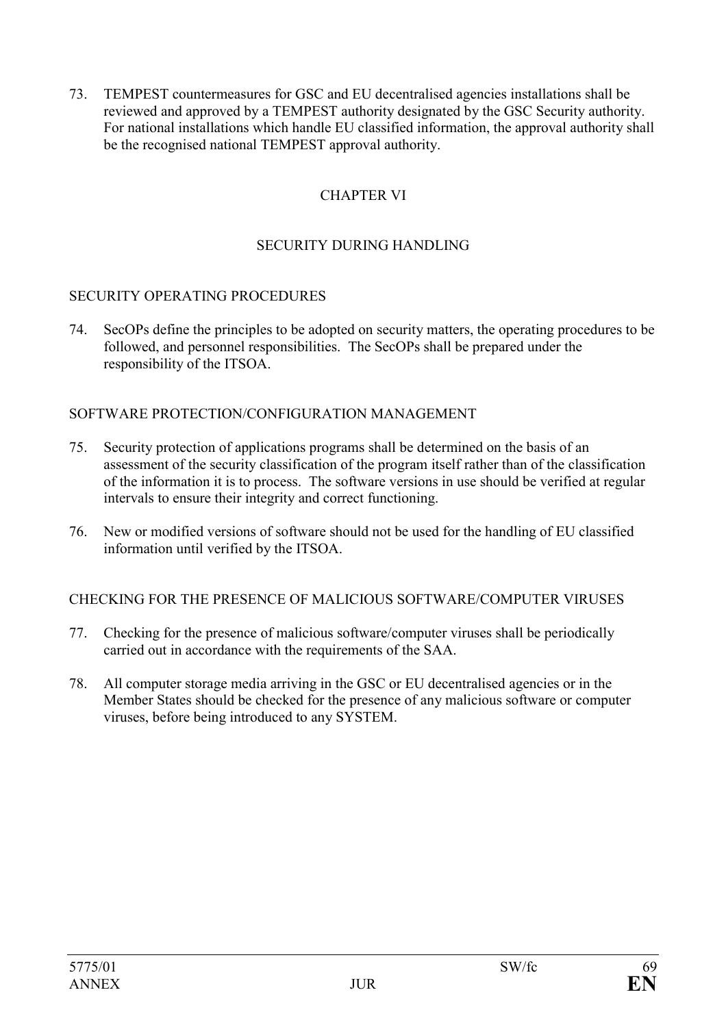73. TEMPEST countermeasures for GSC and EU decentralised agencies installations shall be reviewed and approved by a TEMPEST authority designated by the GSC Security authority. For national installations which handle EU classified information, the approval authority shall be the recognised national TEMPEST approval authority.

## CHAPTER VI

## SECURITY DURING HANDLING

### SECURITY OPERATING PROCEDURES

74. SecOPs define the principles to be adopted on security matters, the operating procedures to be followed, and personnel responsibilities. The SecOPs shall be prepared under the responsibility of the ITSOA.

### SOFTWARE PROTECTION/CONFIGURATION MANAGEMENT

75. Security protection of applications programs shall be determined on the basis of an assessment of the security classification of the program itself rather than of the classification of the information it is to process. The software versions in use should be verified at regular intervals to ensure their integrity and correct functioning.

76. New or modified versions of software should not be used for the handling of EU classified information until verified by the ITSOA.

### CHECKING FOR THE PRESENCE OF MALICIOUS SOFTWARE/COMPUTER VIRUSES

77. Checking for the presence of malicious software/computer viruses shall be periodically carried out in accordance with the requirements of the SAA.

78. All computer storage media arriving in the GSC or EU decentralised agencies or in the Member States should be checked for the presence of any malicious software or computer viruses, before being introduced to any SYSTEM.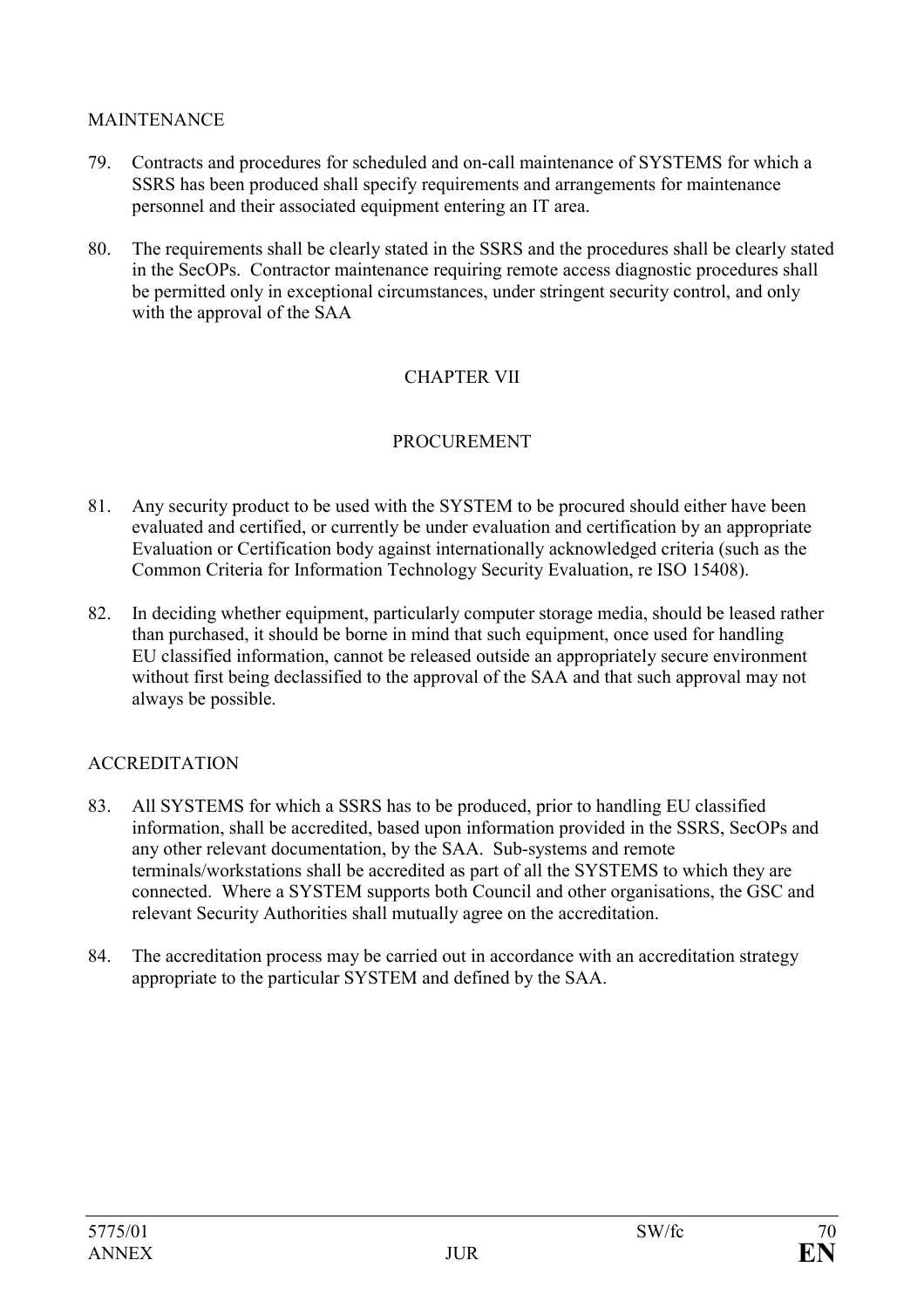MAINTENANCE

79. Contracts and procedures for scheduled and on-call maintenance of SYSTEMS for which a SSRS has been produced shall specify requirements and arrangements for maintenance personnel and their associated equipment entering an IT area.

80. The requirements shall be clearly stated in the SSRS and the procedures shall be clearly stated in the SecOPs. Contractor maintenance requiring remote access diagnostic procedures shall be permitted only in exceptional circumstances, under stringent security control, and only with the approval of the SAA

## CHAPTER VII

## PROCUREMENT

81. Any security product to be used with the SYSTEM to be procured should either have been evaluated and certified, or currently be under evaluation and certification by an appropriate Evaluation or Certification body against internationally acknowledged criteria (such as the Common Criteria for Information Technology Security Evaluation, re ISO 15408).

82. In deciding whether equipment, particularly computer storage media, should be leased rather than purchased, it should be borne in mind that such equipment, once used for handling EU classified information, cannot be released outside an appropriately secure environment without first being declassified to the approval of the SAA and that such approval may not always be possible.

ACCREDITATION

83. All SYSTEMS for which a SSRS has to be produced, prior to handling EU classified information, shall be accredited, based upon information provided in the SSRS, SecOPs and any other relevant documentation, by the SAA. Sub-systems and remote terminals/workstations shall be accredited as part of all the SYSTEMS to which they are connected. Where a SYSTEM supports both Council and other organisations, the GSC and relevant Security Authorities shall mutually agree on the accreditation.

84. The accreditation process may be carried out in accordance with an accreditation strategy appropriate to the particular SYSTEM and defined by the SAA.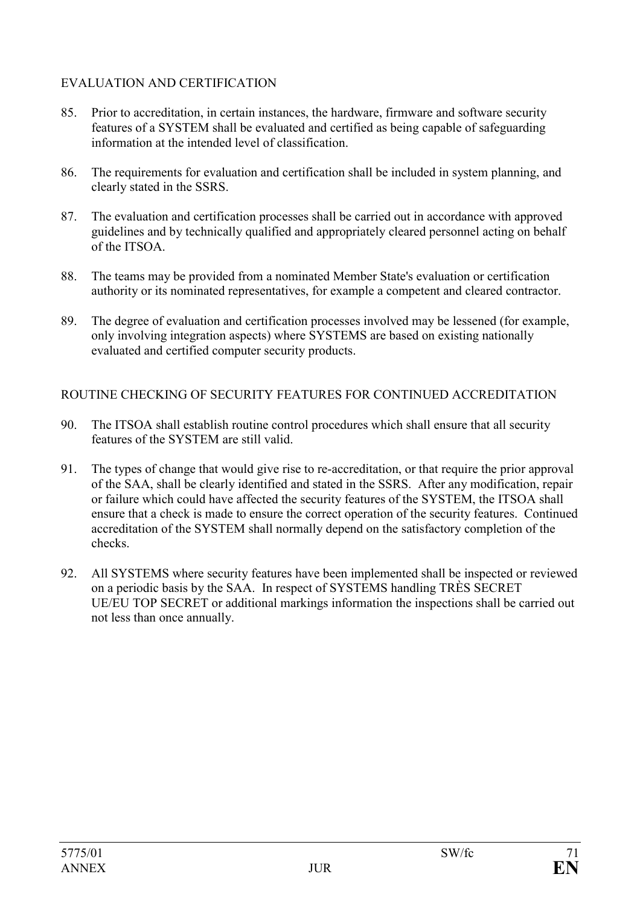## EVALUATION AND CERTIFICATION

85. Prior to accreditation, in certain instances, the hardware, firmware and software security features of a SYSTEM shall be evaluated and certified as being capable of safeguarding information at the intended level of classification.

86. The requirements for evaluation and certification shall be included in system planning, and clearly stated in the SSRS.

87. The evaluation and certification processes shall be carried out in accordance with approved guidelines and by technically qualified and appropriately cleared personnel acting on behalf of the ITSOA.

88. The teams may be provided from a nominated Member State's evaluation or certification authority or its nominated representatives, for example a competent and cleared contractor.

89. The degree of evaluation and certification processes involved may be lessened (for example, only involving integration aspects) where SYSTEMS are based on existing nationally evaluated and certified computer security products.

## ROUTINE CHECKING OF SECURITY FEATURES FOR CONTINUED ACCREDITATION

90. The ITSOA shall establish routine control procedures which shall ensure that all security features of the SYSTEM are still valid.

91. The types of change that would give rise to re-accreditation, or that require the prior approval of the SAA, shall be clearly identified and stated in the SSRS. After any modification, repair or failure which could have affected the security features of the SYSTEM, the ITSOA shall ensure that a check is made to ensure the correct operation of the security features. Continued accreditation of the SYSTEM shall normally depend on the satisfactory completion of the checks.

92. All SYSTEMS where security features have been implemented shall be inspected or reviewed on a periodic basis by the SAA. In respect of SYSTEMS handling TRÈS SECRET UE/EU TOP SECRET or additional markings information the inspections shall be carried out not less than once annually.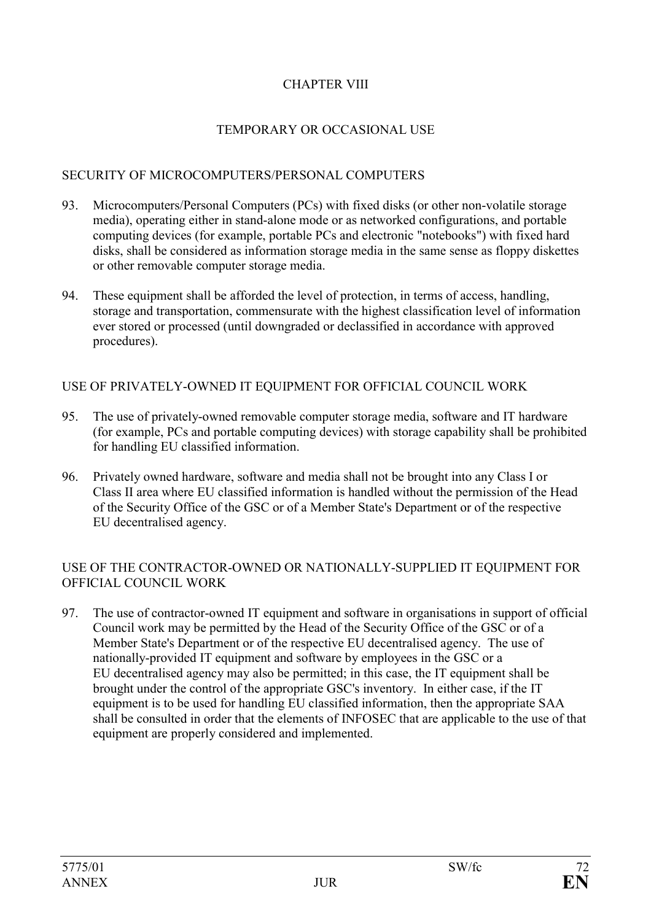# CHAPTER VIII

# TEMPORARY OR OCCASIONAL USE

## SECURITY OF MICROCOMPUTERS/PERSONAL COMPUTERS

93. Microcomputers/Personal Computers (PCs) with fixed disks (or other non-volatile storage media), operating either in stand-alone mode or as networked configurations, and portable computing devices (for example, portable PCs and electronic "notebooks") with fixed hard disks, shall be considered as information storage media in the same sense as floppy diskettes or other removable computer storage media.

94. These equipment shall be afforded the level of protection, in terms of access, handling, storage and transportation, commensurate with the highest classification level of information ever stored or processed (until downgraded or declassified in accordance with approved procedures).

## USE OF PRIVATELY-OWNED IT EQUIPMENT FOR OFFICIAL COUNCIL WORK

95. The use of privately-owned removable computer storage media, software and IT hardware (for example, PCs and portable computing devices) with storage capability shall be prohibited for handling EU classified information.

96. Privately owned hardware, software and media shall not be brought into any Class I or Class II area where EU classified information is handled without the permission of the Head of the Security Office of the GSC or of a Member State's Department or of the respective EU decentralised agency.

## USE OF THE CONTRACTOR-OWNED OR NATIONALLY-SUPPLIED IT EQUIPMENT FOR OFFICIAL COUNCIL WORK

97. The use of contractor-owned IT equipment and software in organisations in support of official Council work may be permitted by the Head of the Security Office of the GSC or of a Member State's Department or of the respective EU decentralised agency. The use of nationally-provided IT equipment and software by employees in the GSC or a EU decentralised agency may also be permitted; in this case, the IT equipment shall be brought under the control of the appropriate GSC's inventory. In either case, if the IT equipment is to be used for handling EU classified information, then the appropriate SAA shall be consulted in order that the elements of INFOSEC that are applicable to the use of that equipment are properly considered and implemented.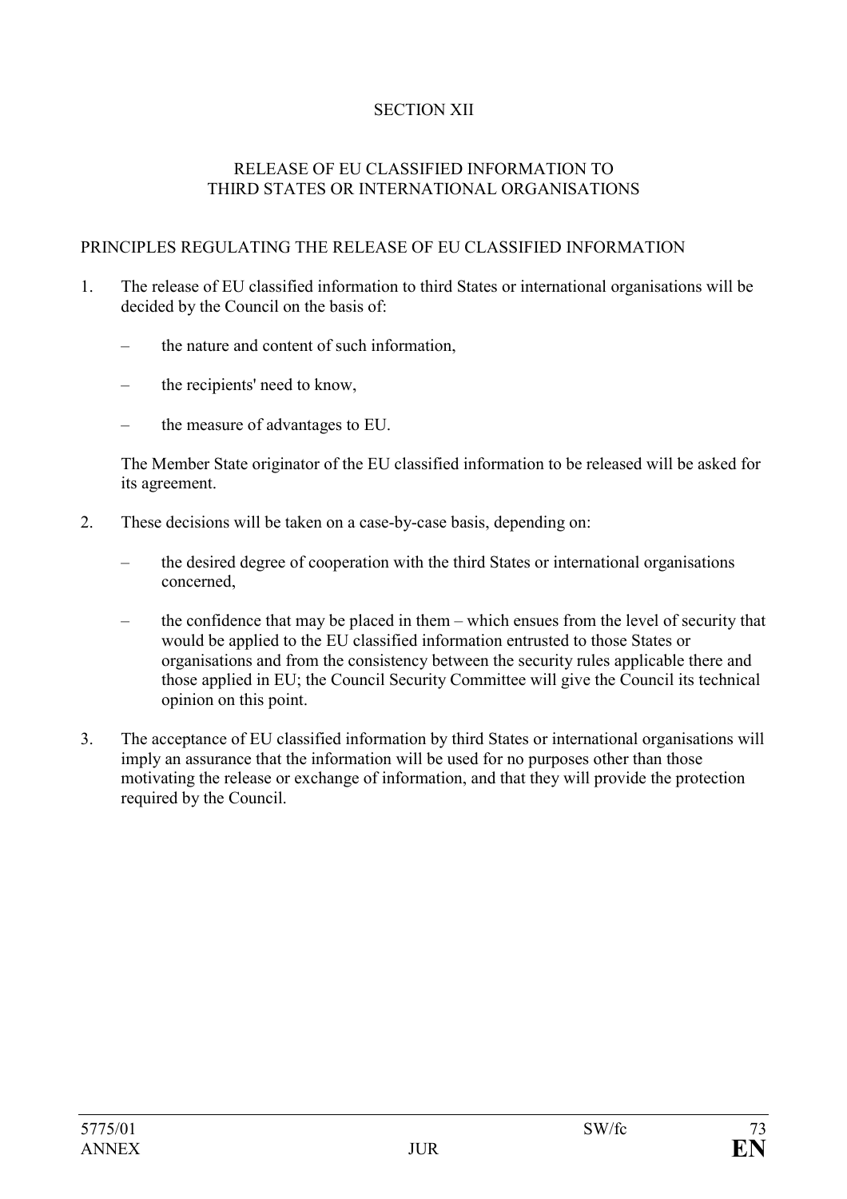# SECTION XII

## RELEASE OF EU CLASSIFIED INFORMATION TO THIRD STATES OR INTERNATIONAL ORGANISATIONS

### PRINCIPLES REGULATING THE RELEASE OF EU CLASSIFIED INFORMATION

1. The release of EU classified information to third States or international organisations will be decided by the Council on the basis of:

   – the nature and content of such information,

   – the recipients' need to know,

   – the measure of advantages to EU.

   The Member State originator of the EU classified information to be released will be asked for its agreement.

2. These decisions will be taken on a case-by-case basis, depending on:

   – the desired degree of cooperation with the third States or international organisations concerned,

   – the confidence that may be placed in them – which ensues from the level of security that would be applied to the EU classified information entrusted to those States or organisations and from the consistency between the security rules applicable there and those applied in EU; the Council Security Committee will give the Council its technical opinion on this point.

3. The acceptance of EU classified information by third States or international organisations will imply an assurance that the information will be used for no purposes other than those motivating the release or exchange of information, and that they will provide the protection required by the Council.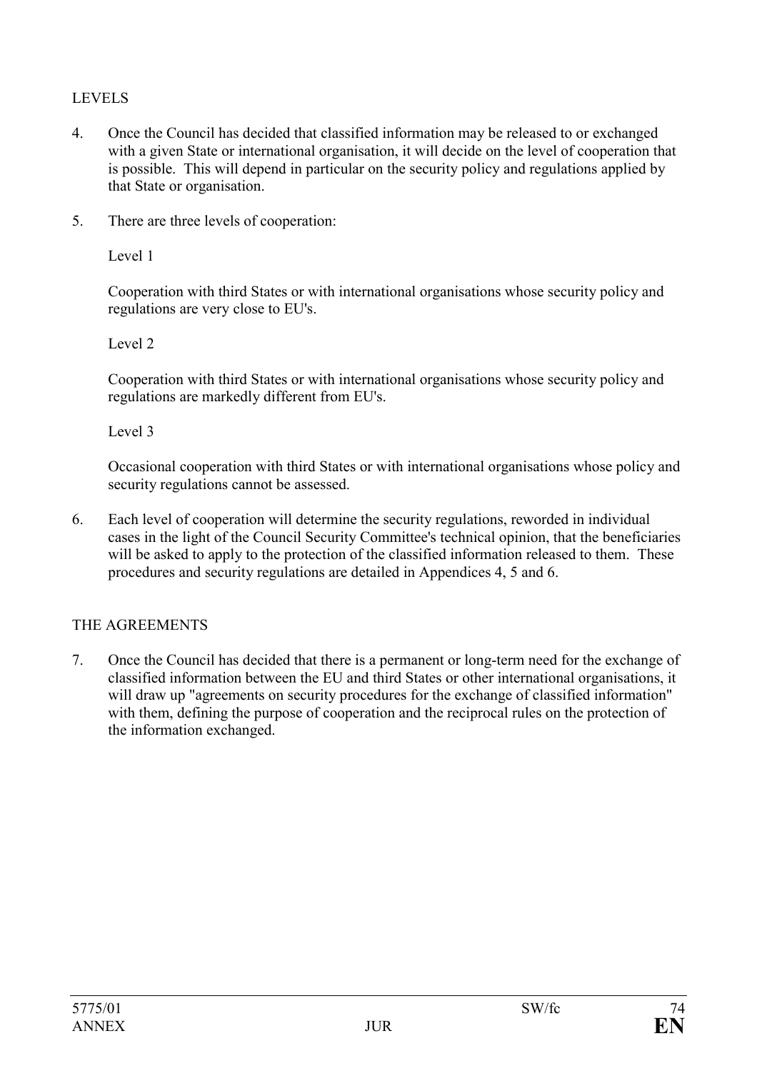## LEVELS

4. Once the Council has decided that classified information may be released to or exchanged with a given State or international organisation, it will decide on the level of cooperation that is possible. This will depend in particular on the security policy and regulations applied by that State or organisation.

5. There are three levels of cooperation:

   Level 1

   Cooperation with third States or with international organisations whose security policy and regulations are very close to EU's.

   Level 2

   Cooperation with third States or with international organisations whose security policy and regulations are markedly different from EU's.

   Level 3

   Occasional cooperation with third States or with international organisations whose policy and security regulations cannot be assessed.

6. Each level of cooperation will determine the security regulations, reworded in individual cases in the light of the Council Security Committee's technical opinion, that the beneficiaries will be asked to apply to the protection of the classified information released to them. These procedures and security regulations are detailed in Appendices 4, 5 and 6.

## THE AGREEMENTS

7. Once the Council has decided that there is a permanent or long-term need for the exchange of classified information between the EU and third States or other international organisations, it will draw up "agreements on security procedures for the exchange of classified information" with them, defining the purpose of cooperation and the reciprocal rules on the protection of the information exchanged.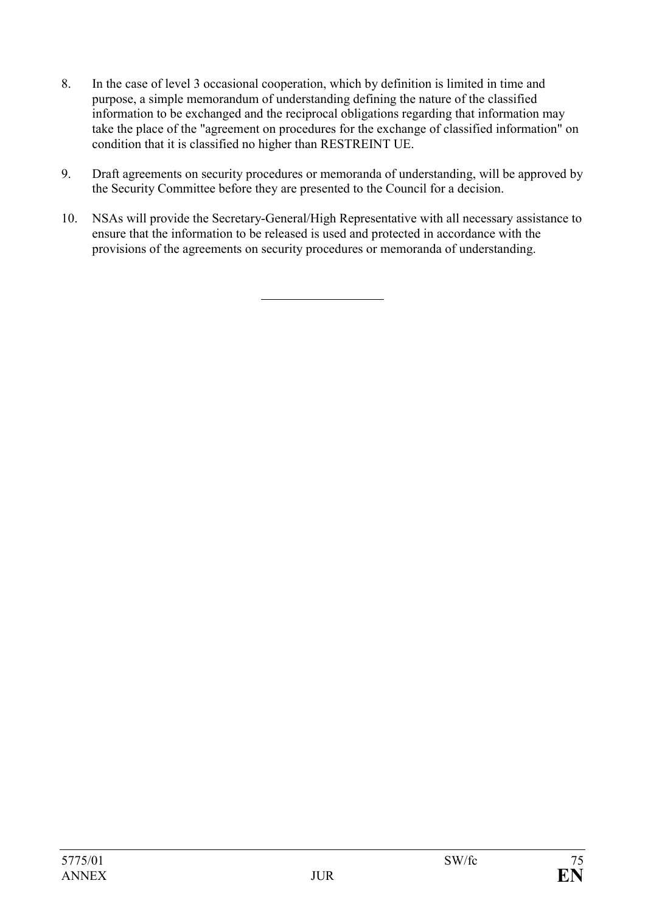8. In the case of level 3 occasional cooperation, which by definition is limited in time and purpose, a simple memorandum of understanding defining the nature of the classified information to be exchanged and the reciprocal obligations regarding that information may take the place of the "agreement on procedures for the exchange of classified information" on condition that it is classified no higher than RESTREINT UE.

9. Draft agreements on security procedures or memoranda of understanding, will be approved by the Security Committee before they are presented to the Council for a decision.

10. NSAs will provide the Secretary-General/High Representative with all necessary assistance to ensure that the information to be released is used and protected in accordance with the provisions of the agreements on security procedures or memoranda of understanding.

---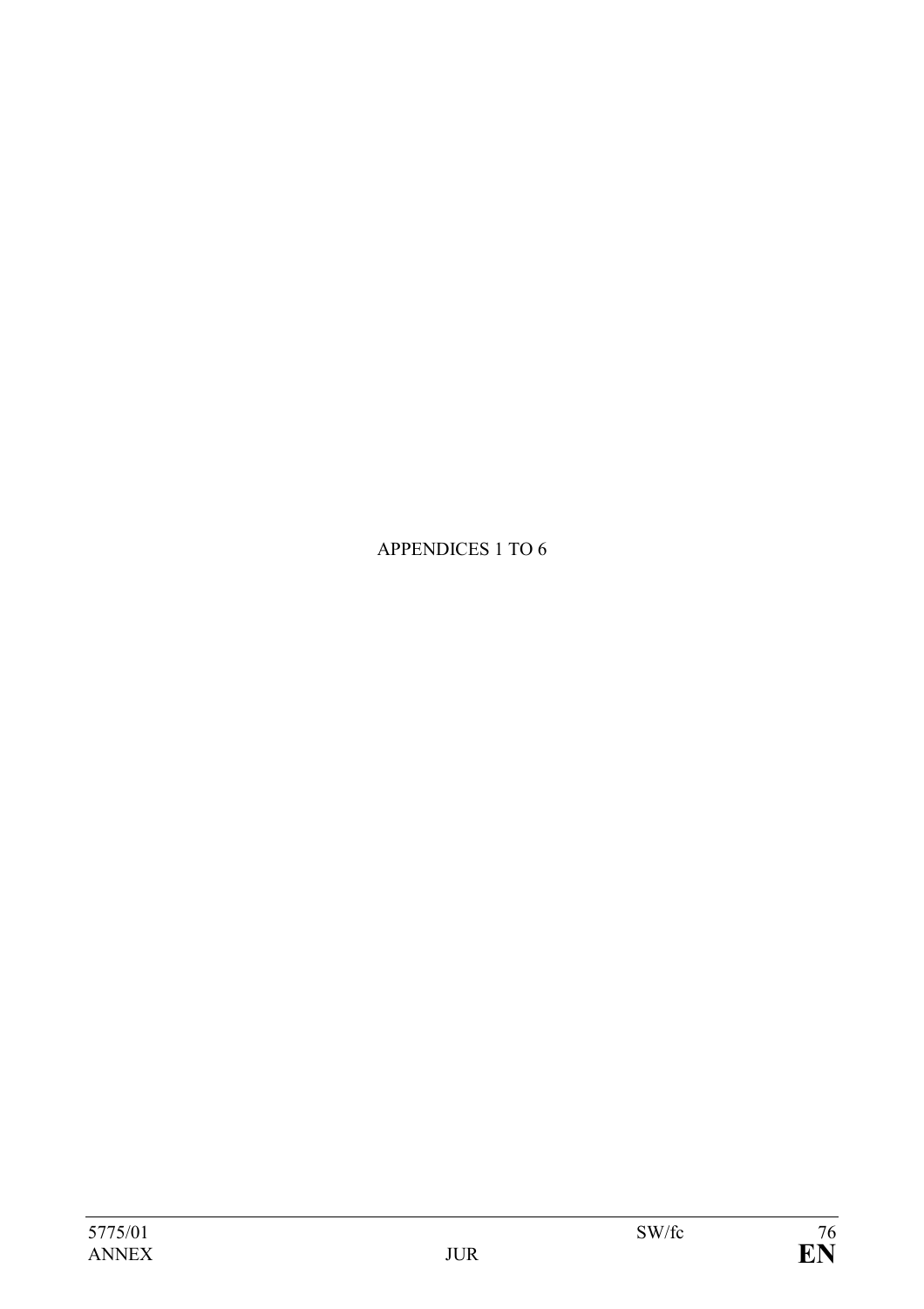APPENDICES 1 TO 6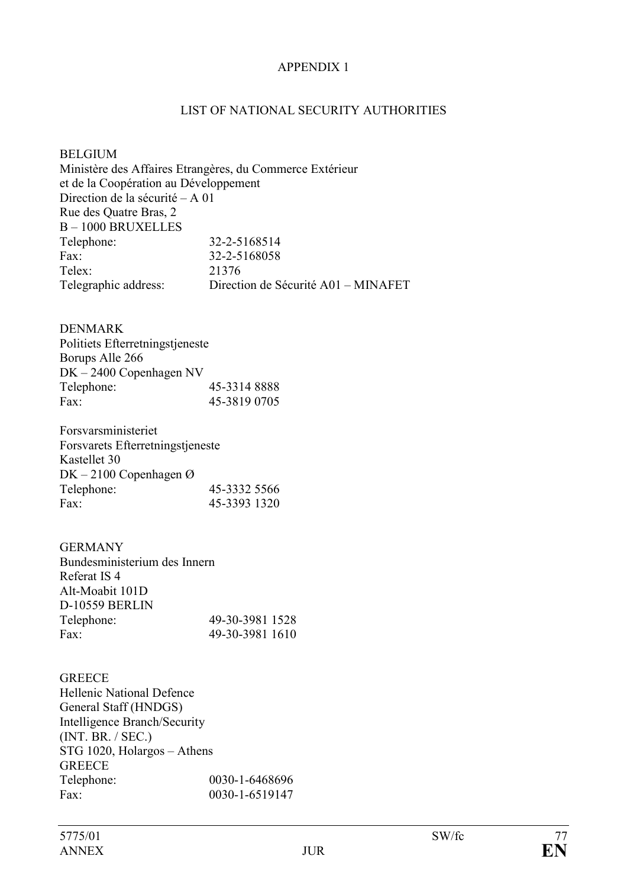APPENDIX 1

LIST OF NATIONAL SECURITY AUTHORITIES

BELGIUM
Ministère des Affaires Etrangères, du Commerce Extérieur
et de la Coopération au Développement
Direction de la sécurité – A 01
Rue des Quatre Bras, 2
B – 1000 BRUXELLES

| | |
|---|---|
| Telephone: | 32-2-5168514 |
| Fax: | 32-2-5168058 |
| Telex: | 21376 |
| Telegraphic address: | Direction de Sécurité A01 – MINAFET |

DENMARK
Politiets Efterretningstjeneste
Borups Alle 266
DK – 2400 Copenhagen NV

| | |
|---|---|
| Telephone: | 45-3314 8888 |
| Fax: | 45-3819 0705 |

Forsvarsministeriet
Forsvarets Efterretningstjeneste
Kastellet 30
DK – 2100 Copenhagen Ø

| | |
|---|---|
| Telephone: | 45-3332 5566 |
| Fax: | 45-3393 1320 |

GERMANY
Bundesministerium des Innern
Referat IS 4
Alt-Moabit 101D
D-10559 BERLIN

| | |
|---|---|
| Telephone: | 49-30-3981 1528 |
| Fax: | 49-30-3981 1610 |

GREECE
Hellenic National Defence
General Staff (HNDGS)
Intelligence Branch/Security
(INT. BR. / SEC.)
STG 1020, Holargos – Athens
GREECE

| | |
|---|---|
| Telephone: | 0030-1-6468696 |
| Fax: | 0030-1-6519147 |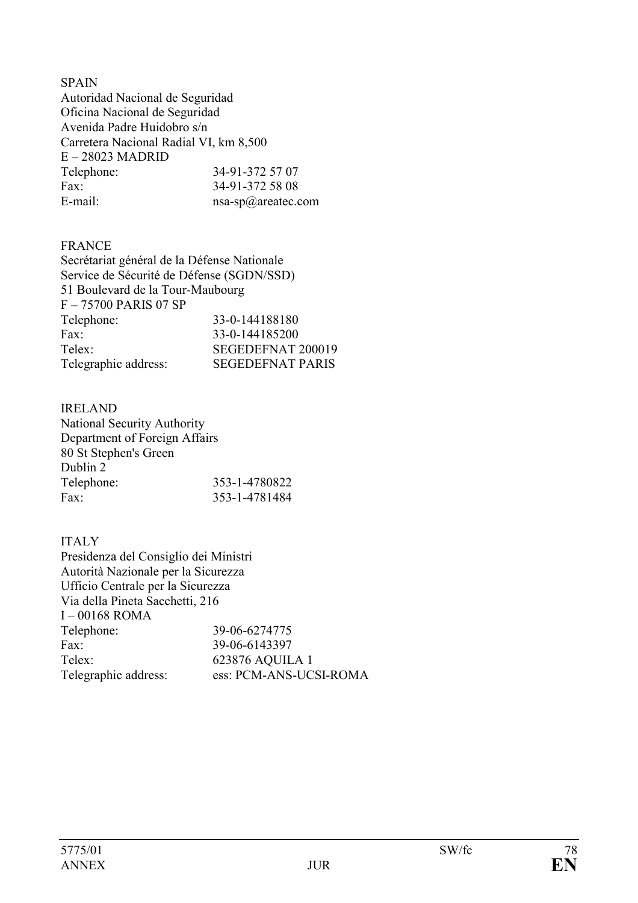SPAIN
Autoridad Nacional de Seguridad
Oficina Nacional de Seguridad
Avenida Padre Huidobro s/n
Carretera Nacional Radial VI, km 8,500
E – 28023 MADRID

| | |
|---|---|
| Telephone: | 34-91-372 57 07 |
| Fax: | 34-91-372 58 08 |
| E-mail: | nsa-sp@areatec.com |

FRANCE
Secrétariat général de la Défense Nationale
Service de Sécurité de Défense (SGDN/SSD)
51 Boulevard de la Tour-Maubourg
F – 75700 PARIS 07 SP

| | |
|---|---|
| Telephone: | 33-0-144188180 |
| Fax: | 33-0-144185200 |
| Telex: | SEGEDEFNAT 200019 |
| Telegraphic address: | SEGEDEFNAT PARIS |

IRELAND
National Security Authority
Department of Foreign Affairs
80 St Stephen's Green
Dublin 2

| | |
|---|---|
| Telephone: | 353-1-4780822 |
| Fax: | 353-1-4781484 |

ITALY
Presidenza del Consiglio dei Ministri
Autorità Nazionale per la Sicurezza
Ufficio Centrale per la Sicurezza
Via della Pineta Sacchetti, 216
I – 00168 ROMA

| | |
|---|---|
| Telephone: | 39-06-6274775 |
| Fax: | 39-06-6143397 |
| Telex: | 623876 AQUILA 1 |
| Telegraphic address: | ess: PCM-ANS-UCSI-ROMA |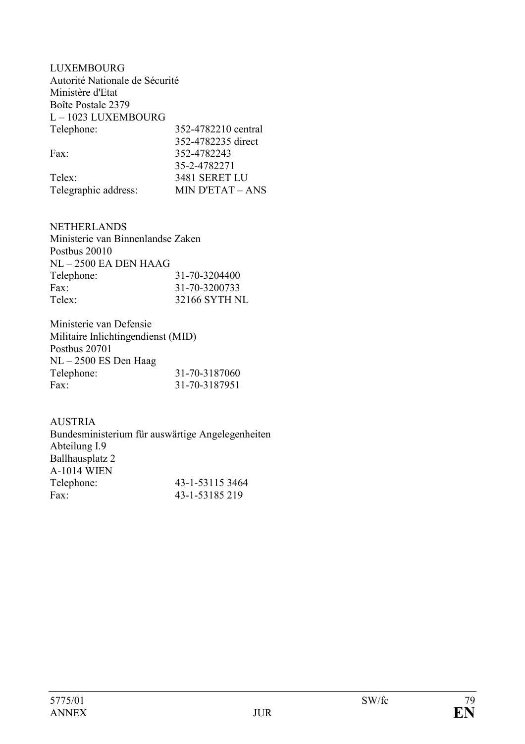LUXEMBOURG
Autorité Nationale de Sécurité
Ministère d'Etat
Boîte Postale 2379
L – 1023 LUXEMBOURG

| | |
|---|---|
| Telephone: | 352-4782210 central |
| | 352-4782235 direct |
| Fax: | 352-4782243 |
| | 35-2-4782271 |
| Telex: | 3481 SERET LU |
| Telegraphic address: | MIN D'ETAT – ANS |

NETHERLANDS
Ministerie van Binnenlandse Zaken
Postbus 20010
NL – 2500 EA DEN HAAG

| | |
|---|---|
| Telephone: | 31-70-3204400 |
| Fax: | 31-70-3200733 |
| Telex: | 32166 SYTH NL |

Ministerie van Defensie
Militaire Inlichtingendienst (MID)
Postbus 20701
NL – 2500 ES Den Haag

| | |
|---|---|
| Telephone: | 31-70-3187060 |
| Fax: | 31-70-3187951 |

AUSTRIA
Bundesministerium für auswärtige Angelegenheiten
Abteilung I.9
Ballhausplatz 2
A-1014 WIEN

| | |
|---|---|
| Telephone: | 43-1-53115 3464 |
| Fax: | 43-1-53185 219 |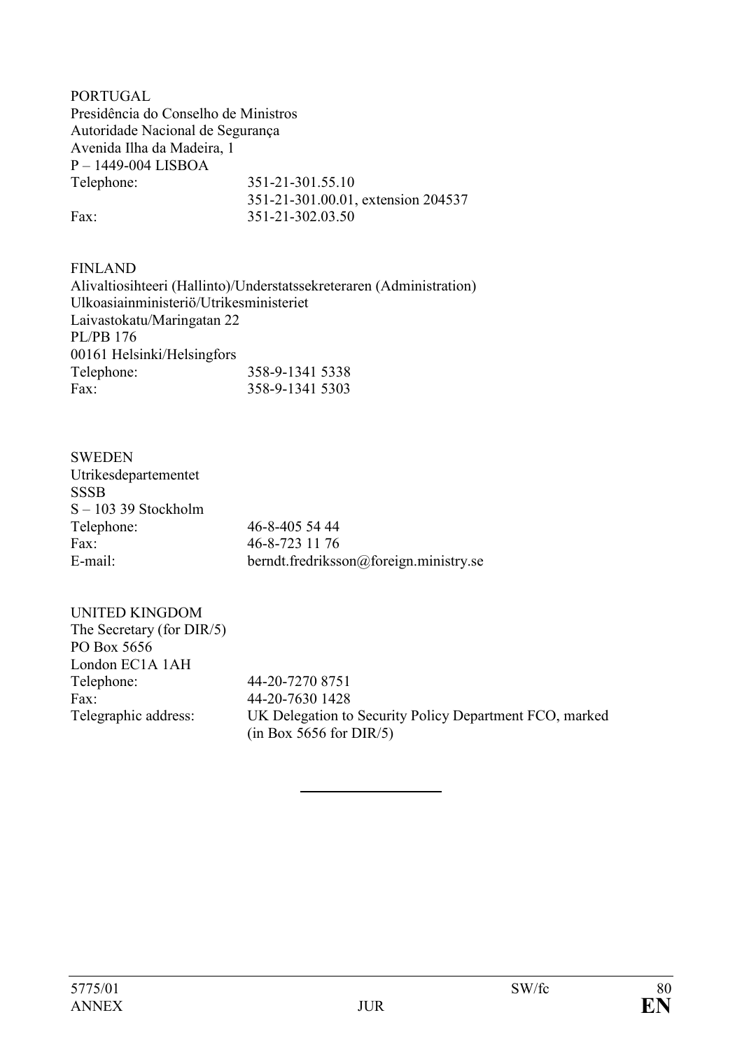PORTUGAL
Presidência do Conselho de Ministros
Autoridade Nacional de Segurança
Avenida Ilha da Madeira, 1
P – 1449-004 LISBOA

| | |
|---|---|
| Telephone: | 351-21-301.55.10 |
| | 351-21-301.00.01, extension 204537 |
| Fax: | 351-21-302.03.50 |

FINLAND
Alivaltiosihteeri (Hallinto)/Understatssekreteraren (Administration)
Ulkoasiainministeriö/Utrikesministeriet
Laivastokatu/Maringatan 22
PL/PB 176
00161 Helsinki/Helsingfors

| | |
|---|---|
| Telephone: | 358-9-1341 5338 |
| Fax: | 358-9-1341 5303 |

SWEDEN
Utrikesdepartementet
SSSB
S – 103 39 Stockholm

| | |
|---|---|
| Telephone: | 46-8-405 54 44 |
| Fax: | 46-8-723 11 76 |
| E-mail: | berndt.fredriksson@foreign.ministry.se |

UNITED KINGDOM
The Secretary (for DIR/5)
PO Box 5656
London EC1A 1AH

| | |
|---|---|
| Telephone: | 44-20-7270 8751 |
| Fax: | 44-20-7630 1428 |
| Telegraphic address: | UK Delegation to Security Policy Department FCO, marked (in Box 5656 for DIR/5) |

---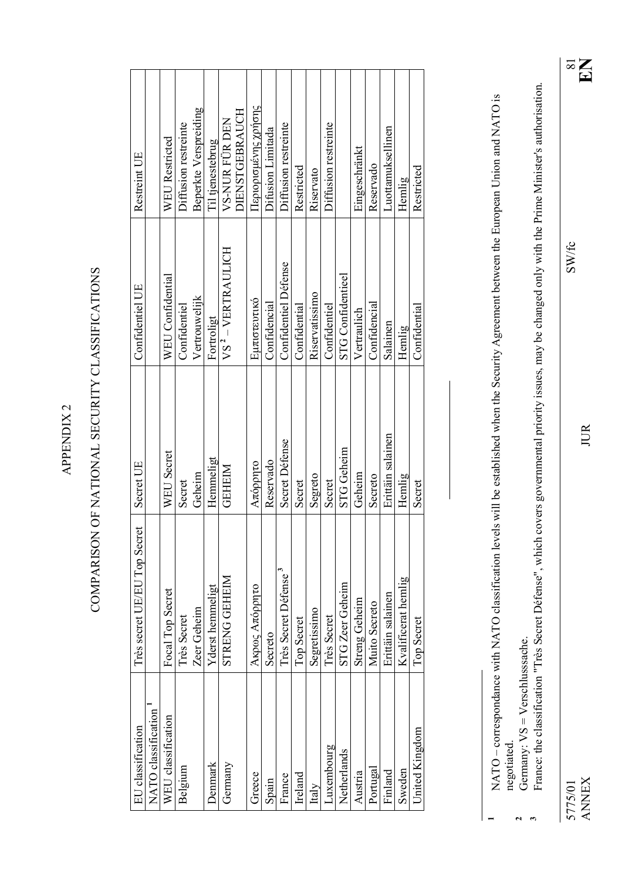APPENDIX 2

# COMPARISON OF NATIONAL SECURITY CLASSIFICATIONS

| EU classification | Très secret UE/EU Top Secret | Secret UE | Confidentiel UE | Restreint UE |
|---|---|---|---|---|
| NATO classification [1] | | | | |
| WEU classification | Focal Top Secret | WEU Secret | WEU Confidential | WEU Restricted |
| Belgium | Très Secret<br>Zeer Geheim | Secret<br>Geheim | Confidentiel<br>Vertrouwelijk | Diffusion restreinte<br>Beperkte Verspreiding |
| Denmark | Yderst hemmeligt | Hemmeligt | Fortroligt | Til tjenestebrug |
| Germany | STRENG GEHEIM | GEHEIM | VS [2] – VERTRAULICH | VS-NUR FÜR DEN DIENSTGEBRAUCH |
| Greece | Άκρως Απόρρητο | Απόρρητο | Εμπιστευτικό | Περιορισμένης χρήσης |
| Spain | Secreto | Reservado | Confidencial | Difusion Limitada |
| France | Très Secret Défense [3] | Secret Défense | Confidentiel Défense | Diffusion restreinte |
| Ireland | Top Secret | Secret | Confidential | Restricted |
| Italy | Segretissimo | Segreto | Riservatissimo | Riservato |
| Luxembourg | Très Secret | Secret | Confidentiel | Diffusion restreinte |
| Netherlands | STG Zeer Geheim | STG Geheim | STG Confidentieel | |
| Austria | Streng Geheim | Geheim | Vertraulich | Eingeschränkt |
| Portugal | Muito Secreto | Secreto | Confidencial | Reservado |
| Finland | Erittäin salainen | Erittäin salainen | Salainen | Luottamuksellinen |
| Sweden | Kvalificerat hemlig | Hemlig | Hemlig | Hemlig |
| United Kingdom | Top Secret | Secret | Confidential | Restricted |

---

[1] NATO – correspondance with NATO classification levels will be established when the Security Agreement between the European Union and NATO is negotiated.

[2] Germany: VS = Verschlussache.

[3] France: the classification "Très Secret Défense", which covers governmental priority issues, may be changed only with the Prime Minister's authorisation.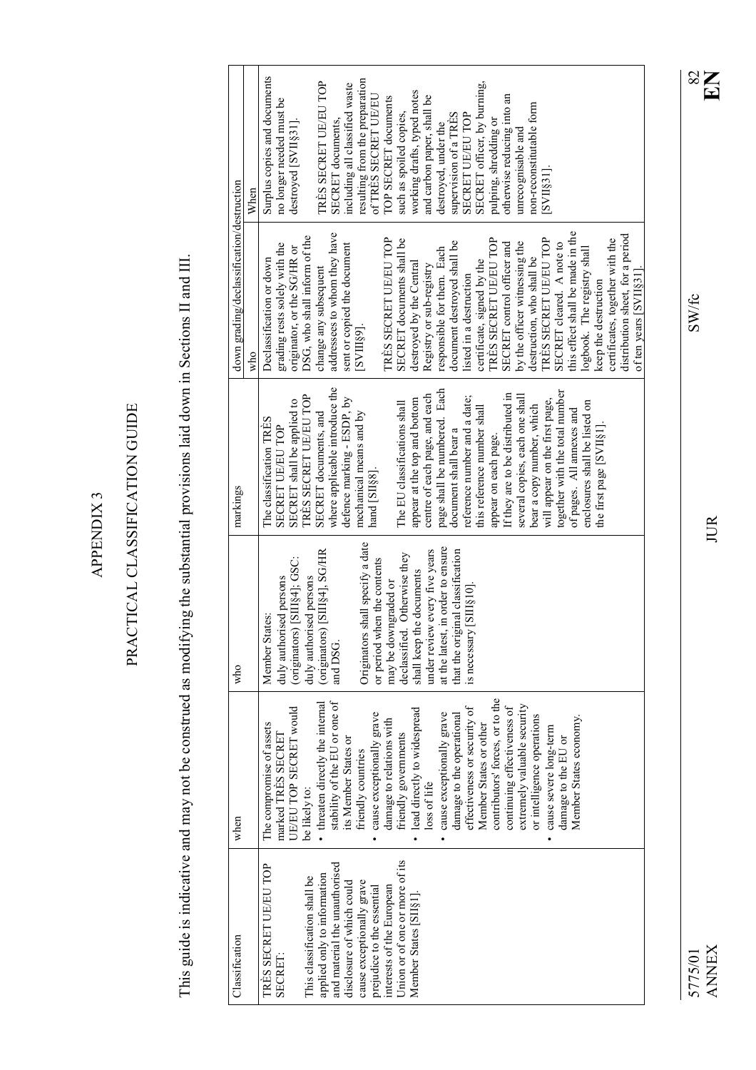# APPENDIX 3

## PRACTICAL CLASSIFICATION GUIDE

This guide is indicative and may not be construed as modifying the substantial provisions laid down in Sections II and III.

| Classification | when | who | markings | down grading/declassification/destruction | |
|---|---|---|---|---|---|
| | | | | who | When |
| TRÈS SECRET UE/EU TOP SECRET:<br><br>This classification shall be applied only to information and material the unauthorised disclosure of which could cause exceptionally grave prejudice to the essential interests of the European Union or of one or more of its Member States [SII§1]. | The compromise of assets marked TRÈS SECRET UE/EU TOP SECRET would be likely to:<br>• threaten directly the internal stability of the EU or one of its Member States or friendly countries<br>• cause exceptionally grave damage to relations with friendly governments<br>• lead directly to widespread loss of life<br>• cause exceptionally grave damage to the operational effectiveness or security of Member States or other contributors' forces, or to the continuing effectiveness of extremely valuable security or intelligence operations<br>• cause severe long-term damage to the EU or Member States economy. | Member States: duly authorised persons (originators) [SIII§4]; GSC: duly authorised persons (originators) [SIII§4], SG/HR and DSG.<br><br>Originators shall specify a date or period when the contents may be downgraded or declassified. Otherwise they shall keep the documents under review every five years at the latest, in order to ensure that the original classification is necessary [SIII§10]. | The classification TRÈS SECRET UE/EU TOP SECRET shall be applied to TRÈS SECRET UE/EU TOP SECRET documents, and where applicable introduce the defence marking - ESDP, by mechanical means and by hand [SII§8].<br><br>The EU classifications shall appear at the top and bottom centre of each page, and each page shall be numbered. Each document shall bear a reference number and a date; this reference number shall appear on each page.<br>If they are to be distributed in several copies, each one shall bear a copy number, which will appear on the first page, together with the total number of pages. All annexes and enclosures shall be listed on the first page [SVII§1]. | Declassification or down grading rests solely with the originator, or the SG/HR or DSG, who shall inform of the change any subsequent addressees to whom they have sent or copied the document [SVIII§9].<br><br>TRÈS SECRET UE/EU TOP SECRET documents shall be destroyed by the Central Registry or sub-registry responsible for them. Each document destroyed shall be listed in a destruction certificate, signed by the TRÈS SECRET UE/EU TOP SECRET control officer and by the officer witnessing the destruction, who shall be TRÈS SECRET UE/EU TOP SECRET cleared. A note to this effect shall be made in the logbook. The registry shall keep the destruction certificates, together with the distribution sheet, for a period of ten years [SVII§31]. | Surplus copies and documents no longer needed must be destroyed [SVII§31].<br><br>TRÈS SECRET UE/EU TOP SECRET documents, including all classified waste resulting from the preparation of TRÈS SECRET UE/EU TOP SECRET documents such as spoiled copies, working drafts, typed notes and carbon paper, shall be destroyed, under the supervision of a TRÈS SECRET UE/EU TOP SECRET officer, by burning, pulping, shredding or otherwise reducing into an unrecognisable and non-reconstitutable form [SVII§31]. |

5775/01
ANNEX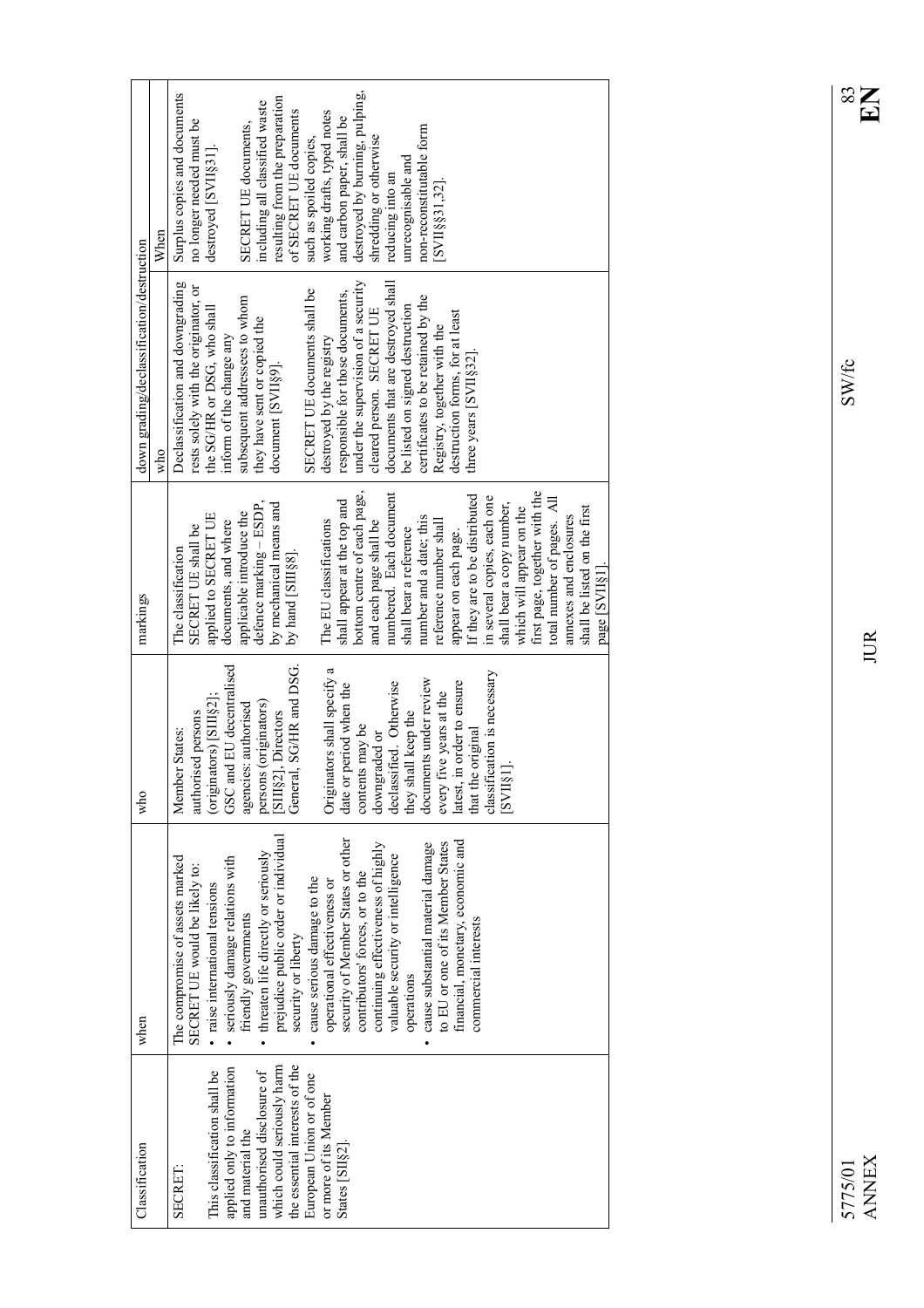| Classification | when | who | markings | down grading/declassification/destruction | |
|---|---|---|---|---|---|
| | | | | who | When |
| SECRET:<br><br>This classification shall be applied only to information and material the unauthorised disclosure of which could seriously harm the essential interests of the European Union or of one or more of its Member States [SII§2]. | The compromise of assets marked SECRET UE would be likely to:<br>• raise international tensions<br>• seriously damage relations with friendly governments<br>• threaten life directly or seriously prejudice public order or individual security or liberty<br>• cause serious damage to the operational effectiveness or security of Member States or other contributors' forces, or to the continuing effectiveness of highly valuable security or intelligence operations<br>• cause substantial material damage to EU or one of its Member States financial, monetary, economic and commercial interests | Member States: authorised persons (originators) [SIII§2];<br>GSC and EU decentralised agencies: authorised persons (originators) [SIII§2], Directors General, SG/HR and DSG.<br><br>Originators shall specify a date or period when the contents may be downgraded or declassified. Otherwise they shall keep the documents under review every five years at the latest, in order to ensure that the original classification is necessary [SVII§1]. | The classification SECRET UE shall be applied to SECRET UE documents, and where applicable introduce the defence marking – ESDP, by mechanical means and by hand [SIII§8].<br><br>The EU classifications shall appear at the top and bottom centre of each page, and each page shall be numbered. Each document shall bear a reference number and a date; this reference number shall appear on each page.<br>If they are to be distributed in several copies, each one shall bear a copy number, which will appear on the first page, together with the total number of pages. All annexes and enclosures shall be listed on the first page [SVII§1]. | Declassification and downgrading rests solely with the originator, or the SG/HR or DSG, who shall inform of the change any subsequent addressees to whom they have sent or copied the document [SVII§9].<br><br>SECRET UE documents shall be destroyed by the registry responsible for those documents, under the supervision of a security cleared person. SECRET UE documents that are destroyed shall be listed on signed destruction certificates to be retained by the Registry, together with the destruction forms, for at least three years [SVII§32]. | Surplus copies and documents no longer needed must be destroyed [SVII§31].<br><br>SECRET UE documents, including all classified waste resulting from the preparation of SECRET UE documents such as spoiled copies, working drafts, typed notes and carbon paper, shall be destroyed by burning, pulping, shredding or otherwise reducing into an unrecognisable and non-reconstitutable form [SVII§§31,32]. |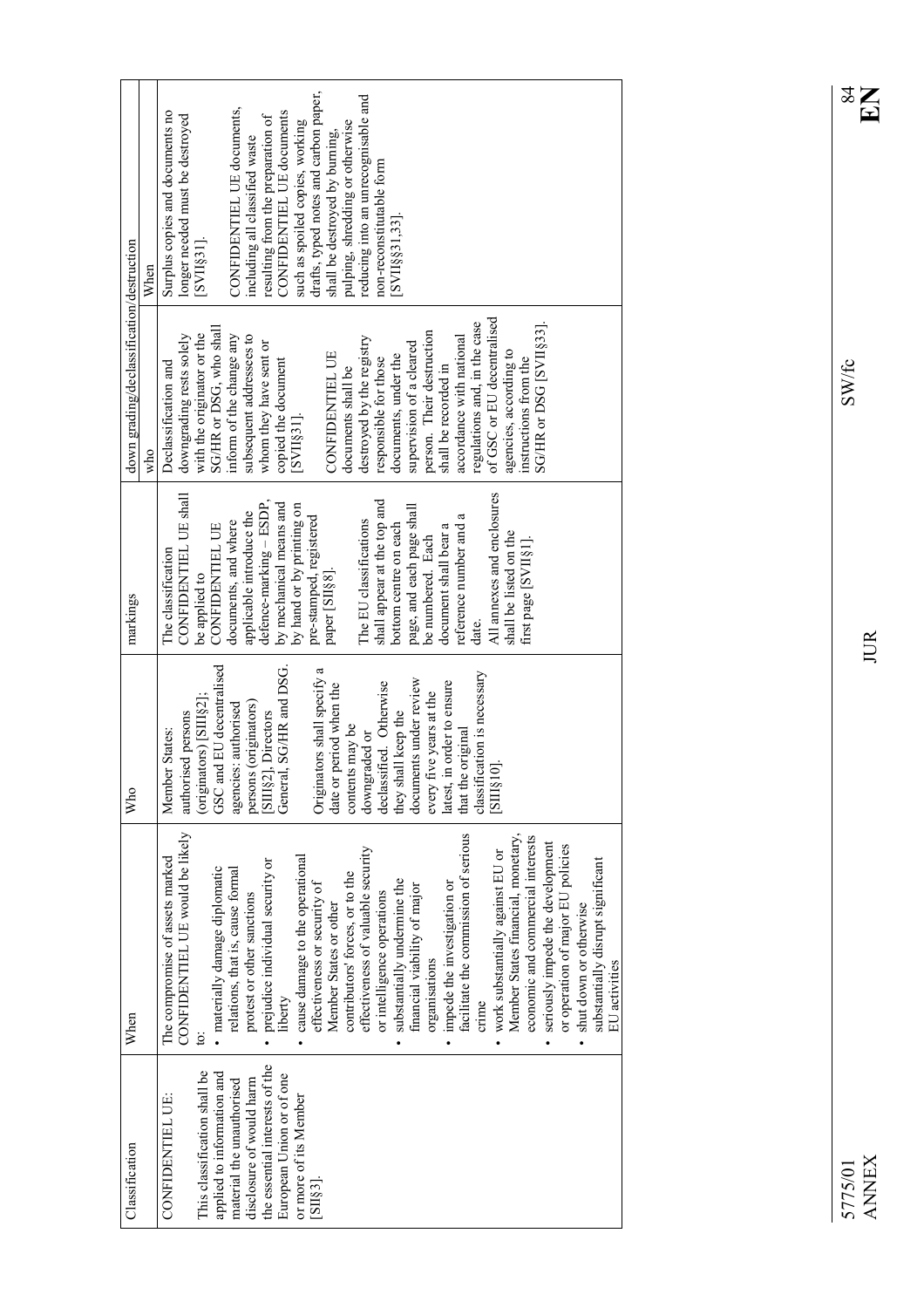| Classification | When | Who | markings | down grading/declassification/destruction | |
|---|---|---|---|---|---|
| | | | | who | When |
| CONFIDENTIEL UE:<br><br>This classification shall be applied to information and material the unauthorised disclosure of would harm the essential interests of the European Union or of one or more of its Member [SII§3]. | The compromise of assets marked CONFIDENTIEL UE would be likely to:<br>• materially damage diplomatic relations, that is, cause formal protest or other sanctions<br>• prejudice individual security or liberty<br>• cause damage to the operational effectiveness or security of Member States or other contributors' forces, or to the effectiveness of valuable security or intelligence operations<br>• substantially undermine the financial viability of major organisations<br>• impede the investigation or facilitate the commission of serious crime<br>• work substantially against EU or Member States financial, monetary, economic and commercial interests<br>• seriously impede the development or operation of major EU policies<br>• shut down or otherwise substantially disrupt significant EU activities | Member States: authorised persons (originators) [SIII§2];<br>GSC and EU decentralised agencies: authorised persons (originators) [SIII§2], Directors General, SG/HR and DSG.<br><br>Originators shall specify a date or period when the contents may be downgraded or declassified. Otherwise they shall keep the documents under review every five years at the latest, in order to ensure that the original classification is necessary [SIII§10]. | The classification CONFIDENTIEL UE shall be applied to CONFIDENTIEL UE documents, and where applicable introduce the defence-marking – ESDP, by mechanical means and by hand or by printing on pre-stamped, registered paper [SII§8].<br><br>The EU classifications shall appear at the top and bottom centre on each page, and each page shall be numbered. Each document shall bear a reference number and a date.<br>All annexes and enclosures shall be listed on the first page [SVII§1]. | Declassification and downgrading rests solely with the originator or the SG/HR or DSG, who shall inform of the change any subsequent addressees to whom they have sent or copied the document [SVII§31].<br><br>CONFIDENTIEL UE documents shall be destroyed by the registry responsible for those documents, under the supervision of a cleared person. Their destruction shall be recorded in accordance with national regulations and, in the case of GSC or EU decentralised agencies, according to instructions from the SG/HR or DSG [SVII§33]. | Surplus copies and documents no longer needed must be destroyed [SVII§31].<br><br>CONFIDENTIEL UE documents, including all classified waste resulting from the preparation of CONFIDENTIEL UE documents such as spoiled copies, working drafts, typed notes and carbon paper, shall be destroyed by burning, pulping, shredding or otherwise reducing into an unrecognisable and non-reconstitutable form [SVII§§31,33]. |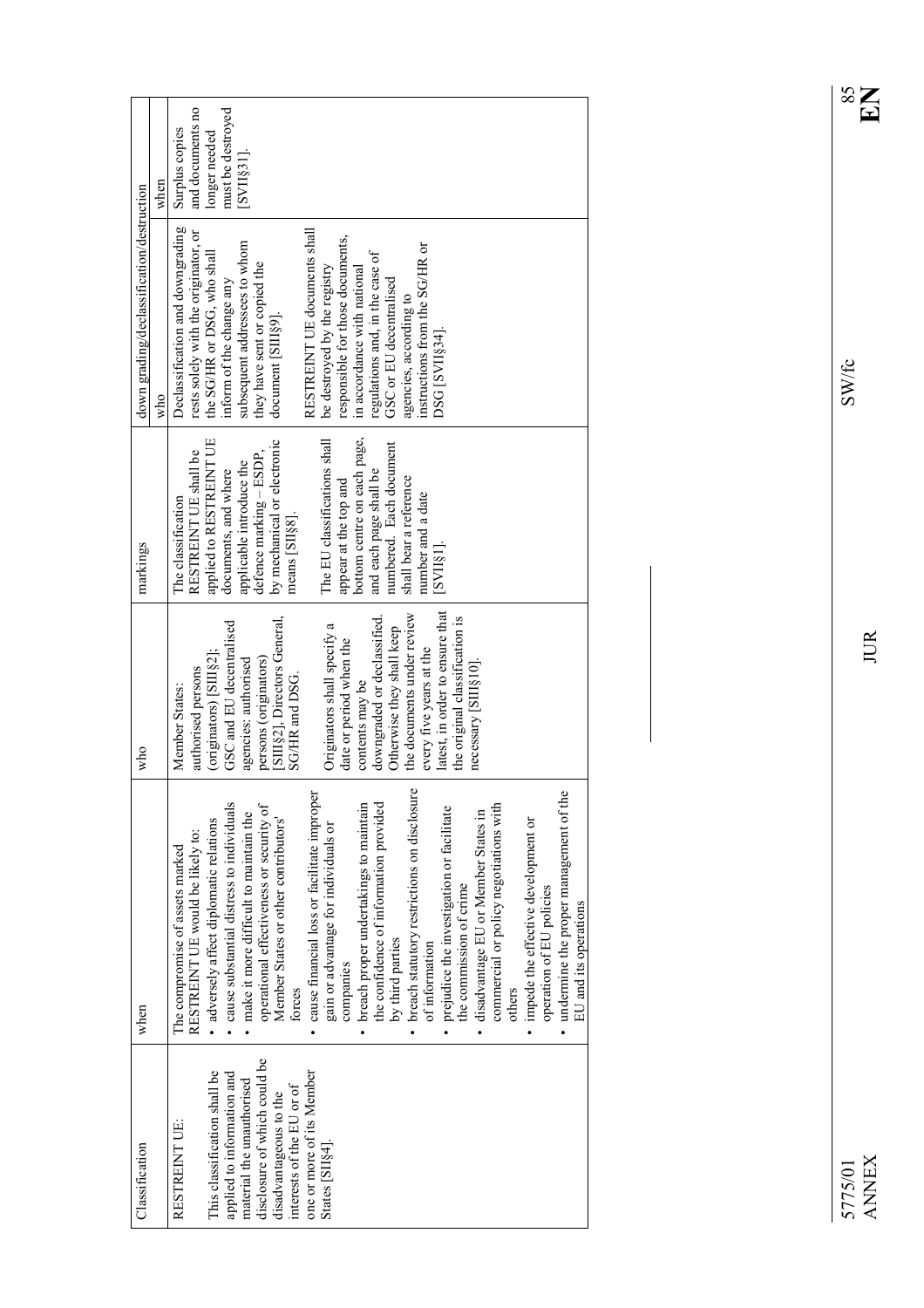| Classification | when | who | markings | down grading/declassification/destruction | |
|---|---|---|---|---|---|
| | | | | who | when |
| RESTREINT UE:<br><br>This classification shall be applied to information and material the unauthorised disclosure of which could be disadvantageous to the interests of the EU or of one or more of its Member States [SII§4]. | The compromise of assets marked RESTREINT UE would be likely to:<br>• adversely affect diplomatic relations<br>• cause substantial distress to individuals<br>• make it more difficult to maintain the operational effectiveness or security of Member States or other contributors' forces<br>• cause financial loss or facilitate improper gain or advantage for individuals or companies<br>• breach proper undertakings to maintain the confidence of information provided by third parties<br>• breach statutory restrictions on disclosure of information<br>• prejudice the investigation or facilitate the commission of crime<br>• disadvantage EU or Member States in commercial or policy negotiations with others<br>• impede the effective development or operation of EU policies<br>• undermine the proper management of the EU and its operations | Member States: authorised persons (originators) [SIII§2];<br>GSC and EU decentralised agencies: authorised persons (originators) [SIII§2], Directors General, SG/HR and DSG.<br><br>Originators shall specify a date or period when the contents may be downgraded or declassified. Otherwise they shall keep the documents under review every five years at the latest, in order to ensure that the original classification is necessary [SIII§10]. | The classification RESTREINT UE shall be applied to RESTREINT UE documents, and where applicable introduce the defence marking – ESDP, by mechanical or electronic means [SII§8].<br><br>The EU classifications shall appear at the top and bottom centre on each page, and each page shall be numbered. Each document shall bear a reference number and a date [SVII§1]. | Declassification and downgrading rests solely with the originator, or the SG/HR or DSG, who shall inform of the change any subsequent addressees to whom they have sent or copied the document [SIII§9].<br><br>RESTREINT UE documents shall be destroyed by the registry responsible for those documents, in accordance with national regulations and, in the case of GSC or EU decentralised agencies, according to instructions from the SG/HR or DSG [SVII§34]. | Surplus copies and documents no longer needed must be destroyed [SVII§31]. |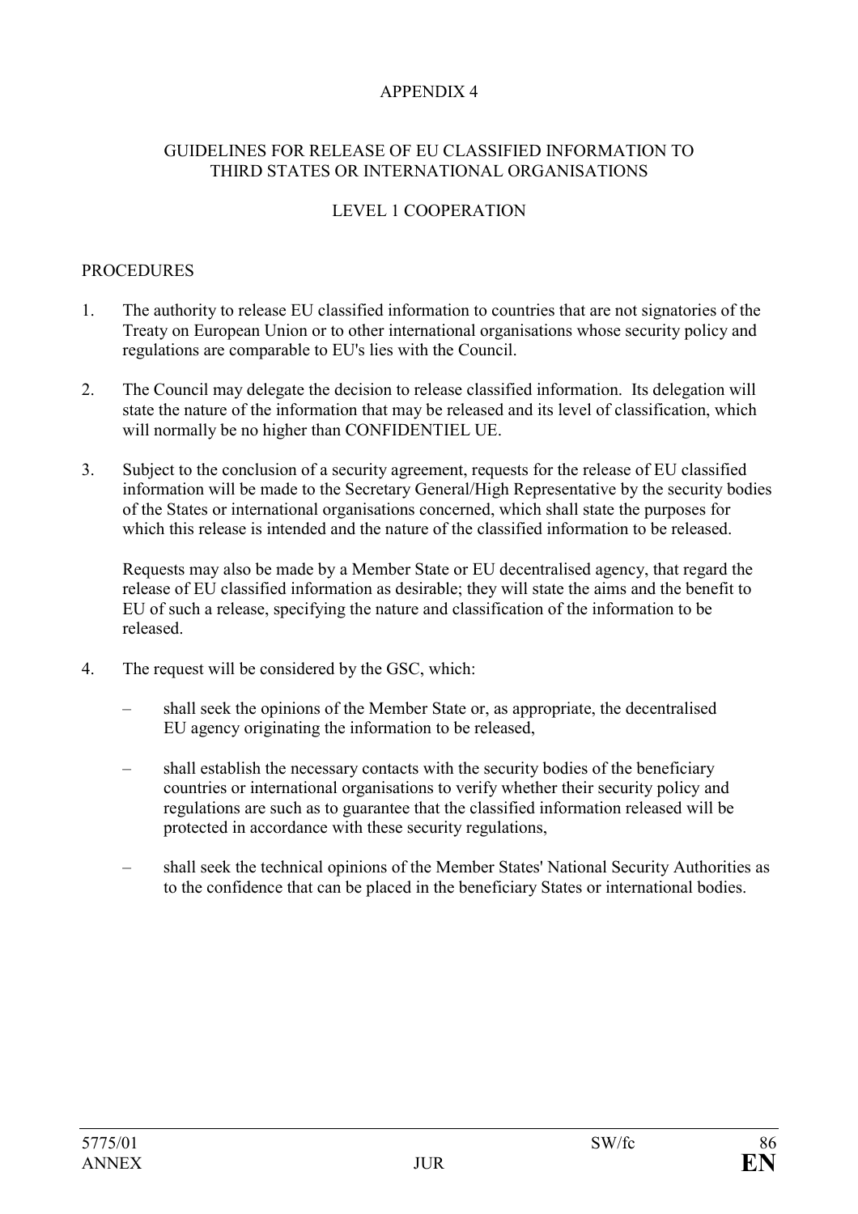# APPENDIX 4

## GUIDELINES FOR RELEASE OF EU CLASSIFIED INFORMATION TO THIRD STATES OR INTERNATIONAL ORGANISATIONS

### LEVEL 1 COOPERATION

PROCEDURES

1. The authority to release EU classified information to countries that are not signatories of the Treaty on European Union or to other international organisations whose security policy and regulations are comparable to EU's lies with the Council.

2. The Council may delegate the decision to release classified information. Its delegation will state the nature of the information that may be released and its level of classification, which will normally be no higher than CONFIDENTIEL UE.

3. Subject to the conclusion of a security agreement, requests for the release of EU classified information will be made to the Secretary General/High Representative by the security bodies of the States or international organisations concerned, which shall state the purposes for which this release is intended and the nature of the classified information to be released.

   Requests may also be made by a Member State or EU decentralised agency, that regard the release of EU classified information as desirable; they will state the aims and the benefit to EU of such a release, specifying the nature and classification of the information to be released.

4. The request will be considered by the GSC, which:

   – shall seek the opinions of the Member State or, as appropriate, the decentralised EU agency originating the information to be released,

   – shall establish the necessary contacts with the security bodies of the beneficiary countries or international organisations to verify whether their security policy and regulations are such as to guarantee that the classified information released will be protected in accordance with these security regulations,

   – shall seek the technical opinions of the Member States' National Security Authorities as to the confidence that can be placed in the beneficiary States or international bodies.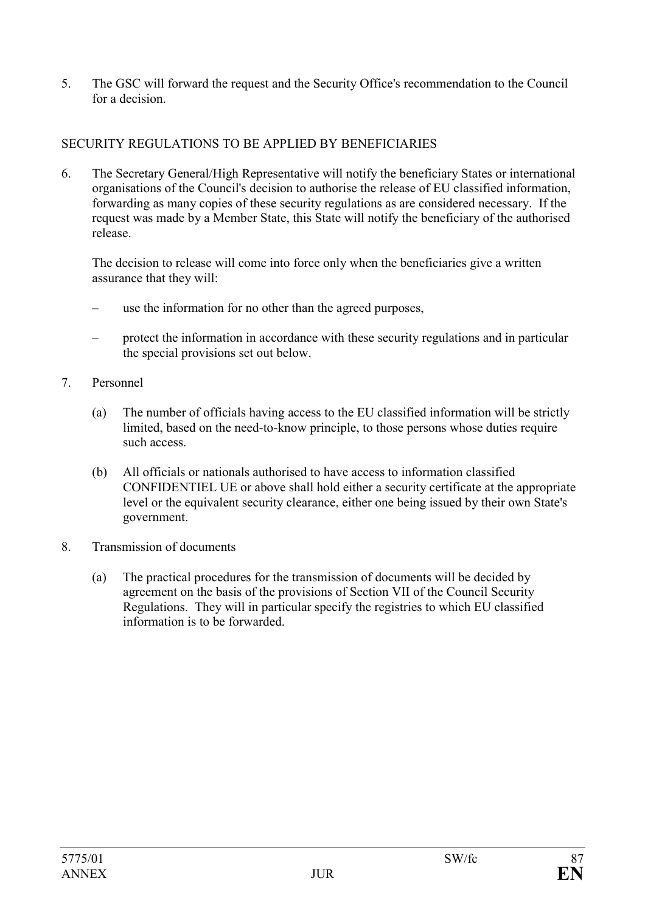5. The GSC will forward the request and the Security Office's recommendation to the Council for a decision.

SECURITY REGULATIONS TO BE APPLIED BY BENEFICIARIES

6. The Secretary General/High Representative will notify the beneficiary States or international organisations of the Council's decision to authorise the release of EU classified information, forwarding as many copies of these security regulations as are considered necessary. If the request was made by a Member State, this State will notify the beneficiary of the authorised release.

   The decision to release will come into force only when the beneficiaries give a written assurance that they will:

   – use the information for no other than the agreed purposes,

   – protect the information in accordance with these security regulations and in particular the special provisions set out below.

7. Personnel

   (a) The number of officials having access to the EU classified information will be strictly limited, based on the need-to-know principle, to those persons whose duties require such access.

   (b) All officials or nationals authorised to have access to information classified CONFIDENTIEL UE or above shall hold either a security certificate at the appropriate level or the equivalent security clearance, either one being issued by their own State's government.

8. Transmission of documents

   (a) The practical procedures for the transmission of documents will be decided by agreement on the basis of the provisions of Section VII of the Council Security Regulations. They will in particular specify the registries to which EU classified information is to be forwarded.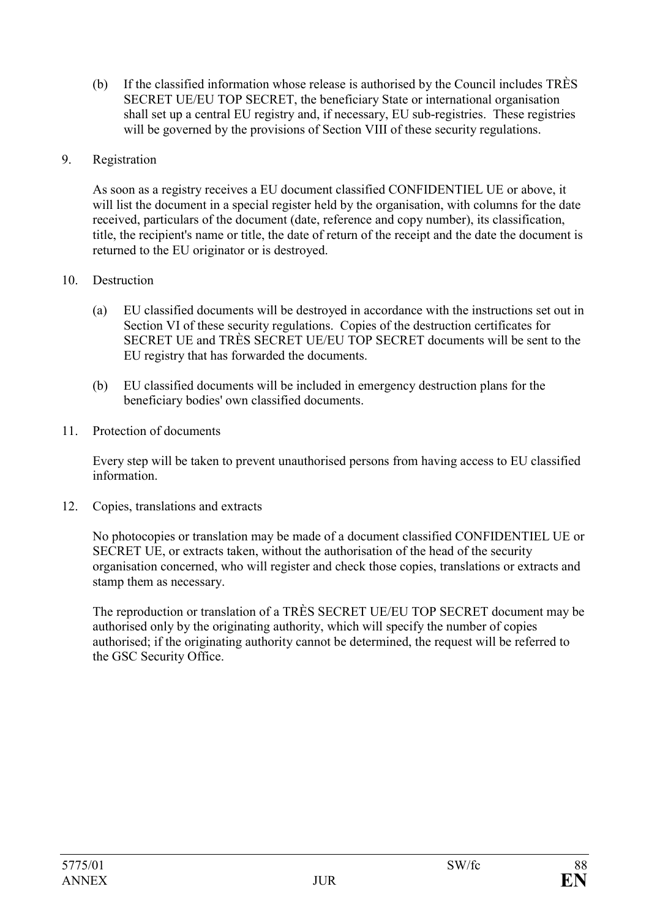(b) If the classified information whose release is authorised by the Council includes TRÈS SECRET UE/EU TOP SECRET, the beneficiary State or international organisation shall set up a central EU registry and, if necessary, EU sub-registries. These registries will be governed by the provisions of Section VIII of these security regulations.

9. Registration

As soon as a registry receives a EU document classified CONFIDENTIEL UE or above, it will list the document in a special register held by the organisation, with columns for the date received, particulars of the document (date, reference and copy number), its classification, title, the recipient's name or title, the date of return of the receipt and the date the document is returned to the EU originator or is destroyed.

10. Destruction

(a) EU classified documents will be destroyed in accordance with the instructions set out in Section VI of these security regulations. Copies of the destruction certificates for SECRET UE and TRÈS SECRET UE/EU TOP SECRET documents will be sent to the EU registry that has forwarded the documents.

(b) EU classified documents will be included in emergency destruction plans for the beneficiary bodies' own classified documents.

11. Protection of documents

Every step will be taken to prevent unauthorised persons from having access to EU classified information.

12. Copies, translations and extracts

No photocopies or translation may be made of a document classified CONFIDENTIEL UE or SECRET UE, or extracts taken, without the authorisation of the head of the security organisation concerned, who will register and check those copies, translations or extracts and stamp them as necessary.

The reproduction or translation of a TRÈS SECRET UE/EU TOP SECRET document may be authorised only by the originating authority, which will specify the number of copies authorised; if the originating authority cannot be determined, the request will be referred to the GSC Security Office.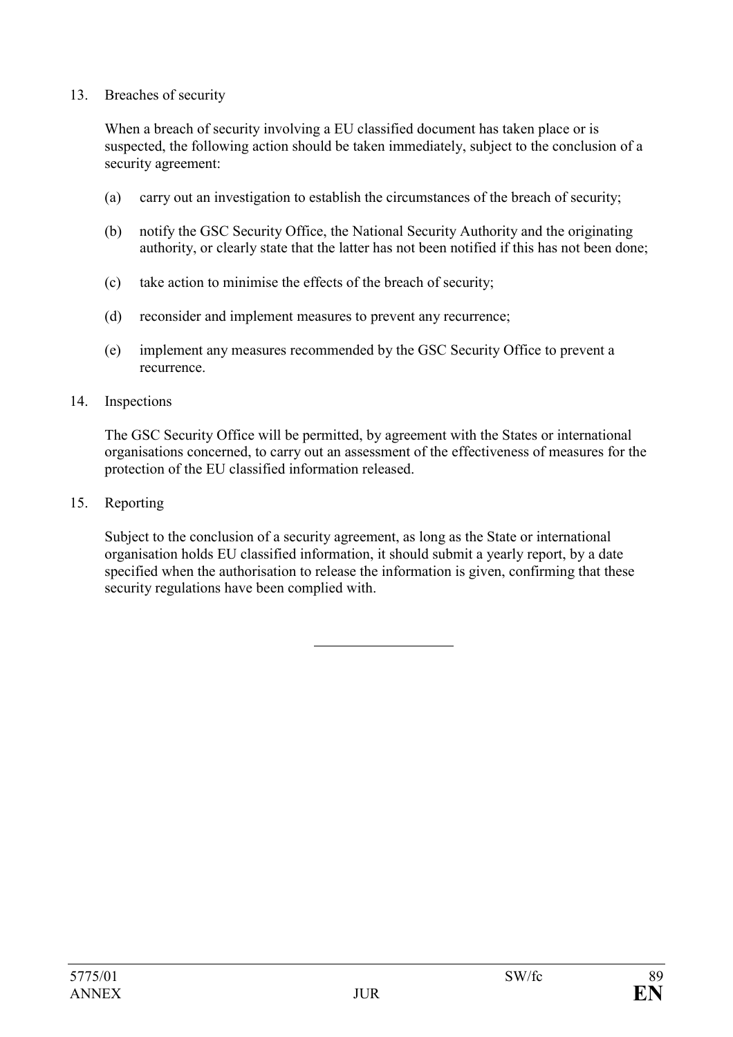13. Breaches of security

When a breach of security involving a EU classified document has taken place or is suspected, the following action should be taken immediately, subject to the conclusion of a security agreement:

(a) carry out an investigation to establish the circumstances of the breach of security;

(b) notify the GSC Security Office, the National Security Authority and the originating authority, or clearly state that the latter has not been notified if this has not been done;

(c) take action to minimise the effects of the breach of security;

(d) reconsider and implement measures to prevent any recurrence;

(e) implement any measures recommended by the GSC Security Office to prevent a recurrence.

14. Inspections

The GSC Security Office will be permitted, by agreement with the States or international organisations concerned, to carry out an assessment of the effectiveness of measures for the protection of the EU classified information released.

15. Reporting

Subject to the conclusion of a security agreement, as long as the State or international organisation holds EU classified information, it should submit a yearly report, by a date specified when the authorisation to release the information is given, confirming that these security regulations have been complied with.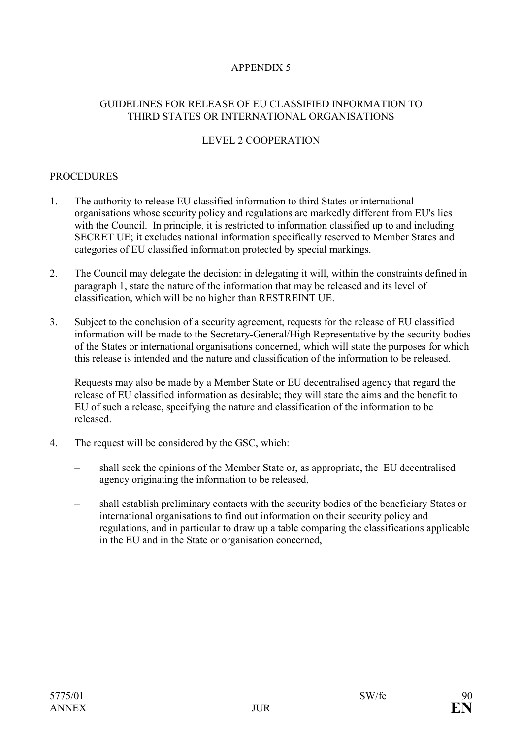# APPENDIX 5

## GUIDELINES FOR RELEASE OF EU CLASSIFIED INFORMATION TO THIRD STATES OR INTERNATIONAL ORGANISATIONS

## LEVEL 2 COOPERATION

### PROCEDURES

1. The authority to release EU classified information to third States or international organisations whose security policy and regulations are markedly different from EU's lies with the Council. In principle, it is restricted to information classified up to and including SECRET UE; it excludes national information specifically reserved to Member States and categories of EU classified information protected by special markings.

2. The Council may delegate the decision: in delegating it will, within the constraints defined in paragraph 1, state the nature of the information that may be released and its level of classification, which will be no higher than RESTREINT UE.

3. Subject to the conclusion of a security agreement, requests for the release of EU classified information will be made to the Secretary-General/High Representative by the security bodies of the States or international organisations concerned, which will state the purposes for which this release is intended and the nature and classification of the information to be released.

   Requests may also be made by a Member State or EU decentralised agency that regard the release of EU classified information as desirable; they will state the aims and the benefit to EU of such a release, specifying the nature and classification of the information to be released.

4. The request will be considered by the GSC, which:

   – shall seek the opinions of the Member State or, as appropriate, the EU decentralised agency originating the information to be released,

   – shall establish preliminary contacts with the security bodies of the beneficiary States or international organisations to find out information on their security policy and regulations, and in particular to draw up a table comparing the classifications applicable in the EU and in the State or organisation concerned,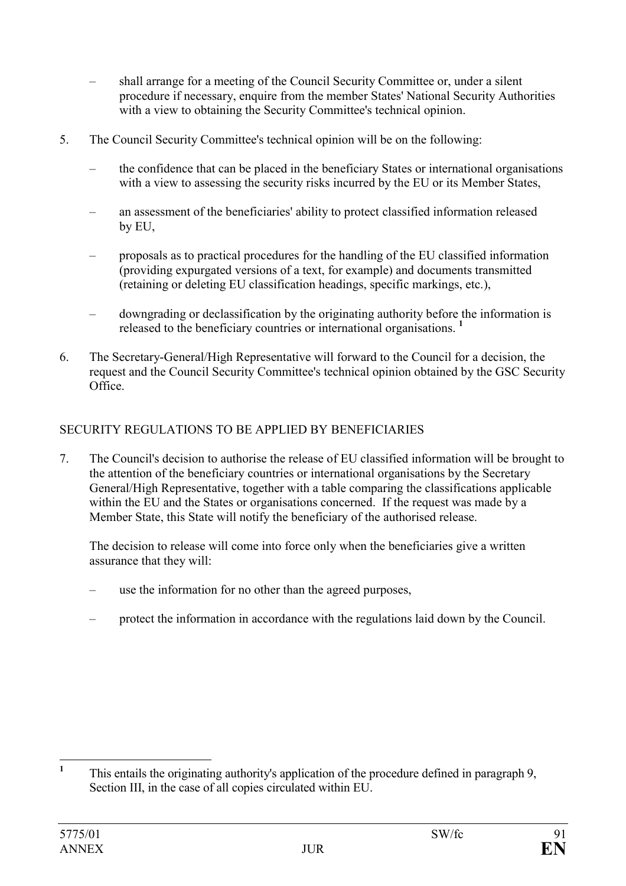– shall arrange for a meeting of the Council Security Committee or, under a silent procedure if necessary, enquire from the member States' National Security Authorities with a view to obtaining the Security Committee's technical opinion.

5. The Council Security Committee's technical opinion will be on the following:

   – the confidence that can be placed in the beneficiary States or international organisations with a view to assessing the security risks incurred by the EU or its Member States,

   – an assessment of the beneficiaries' ability to protect classified information released by EU,

   – proposals as to practical procedures for the handling of the EU classified information (providing expurgated versions of a text, for example) and documents transmitted (retaining or deleting EU classification headings, specific markings, etc.),

   – downgrading or declassification by the originating authority before the information is released to the beneficiary countries or international organisations. [1]

6. The Secretary-General/High Representative will forward to the Council for a decision, the request and the Council Security Committee's technical opinion obtained by the GSC Security Office.

SECURITY REGULATIONS TO BE APPLIED BY BENEFICIARIES

7. The Council's decision to authorise the release of EU classified information will be brought to the attention of the beneficiary countries or international organisations by the Secretary General/High Representative, together with a table comparing the classifications applicable within the EU and the States or organisations concerned. If the request was made by a Member State, this State will notify the beneficiary of the authorised release.

   The decision to release will come into force only when the beneficiaries give a written assurance that they will:

   – use the information for no other than the agreed purposes,

   – protect the information in accordance with the regulations laid down by the Council.

[1] This entails the originating authority's application of the procedure defined in paragraph 9, Section III, in the case of all copies circulated within EU.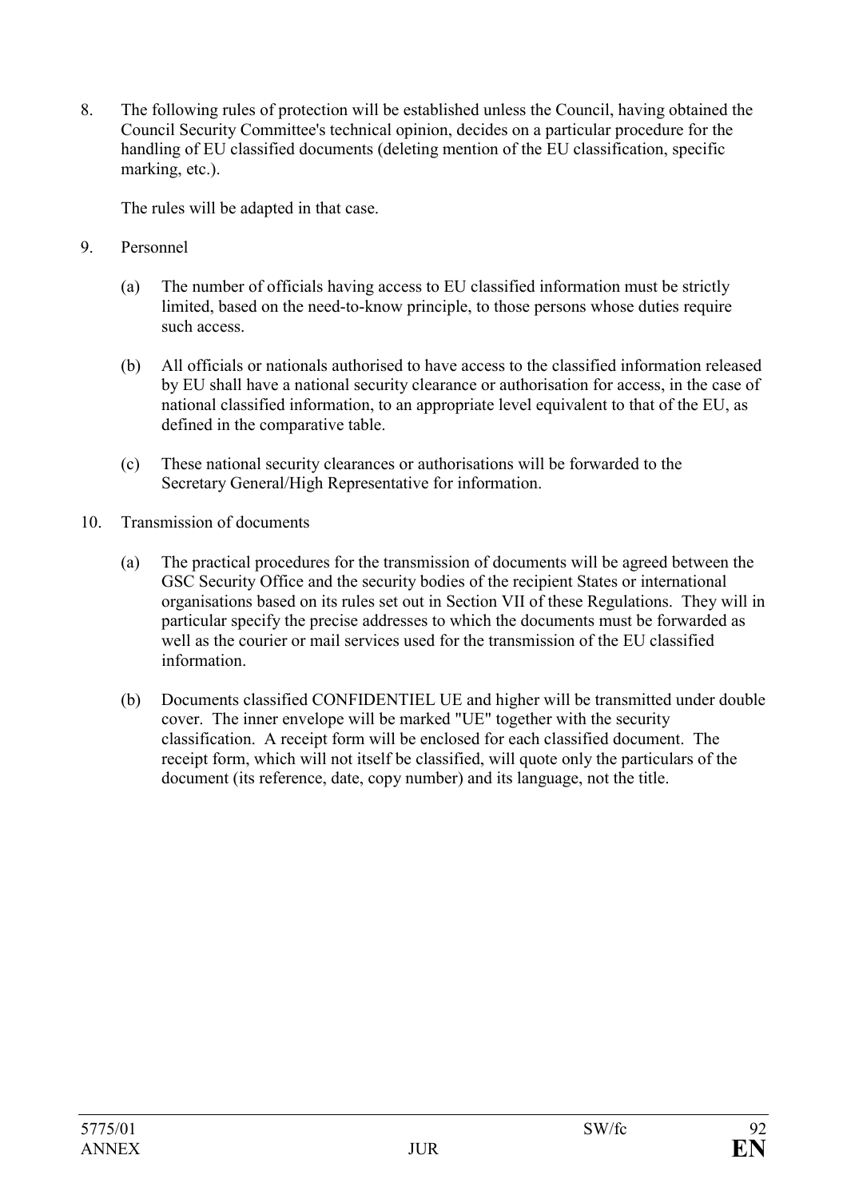8. The following rules of protection will be established unless the Council, having obtained the Council Security Committee's technical opinion, decides on a particular procedure for the handling of EU classified documents (deleting mention of the EU classification, specific marking, etc.).

   The rules will be adapted in that case.

9. Personnel

   (a) The number of officials having access to EU classified information must be strictly limited, based on the need-to-know principle, to those persons whose duties require such access.

   (b) All officials or nationals authorised to have access to the classified information released by EU shall have a national security clearance or authorisation for access, in the case of national classified information, to an appropriate level equivalent to that of the EU, as defined in the comparative table.

   (c) These national security clearances or authorisations will be forwarded to the Secretary General/High Representative for information.

10. Transmission of documents

    (a) The practical procedures for the transmission of documents will be agreed between the GSC Security Office and the security bodies of the recipient States or international organisations based on its rules set out in Section VII of these Regulations. They will in particular specify the precise addresses to which the documents must be forwarded as well as the courier or mail services used for the transmission of the EU classified information.

    (b) Documents classified CONFIDENTIEL UE and higher will be transmitted under double cover. The inner envelope will be marked "UE" together with the security classification. A receipt form will be enclosed for each classified document. The receipt form, which will not itself be classified, will quote only the particulars of the document (its reference, date, copy number) and its language, not the title.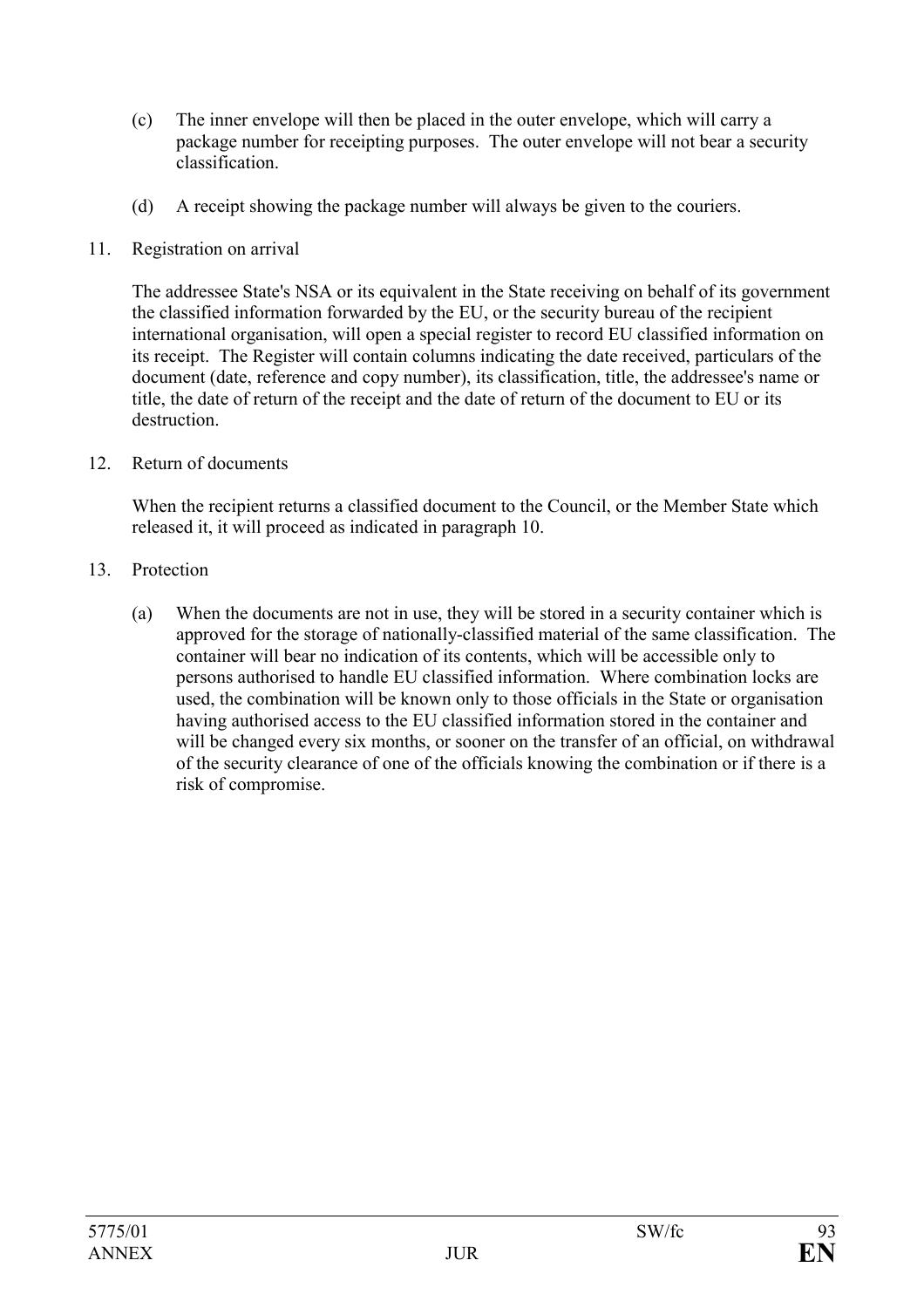(c) The inner envelope will then be placed in the outer envelope, which will carry a package number for receipting purposes. The outer envelope will not bear a security classification.

(d) A receipt showing the package number will always be given to the couriers.

11. Registration on arrival

The addressee State's NSA or its equivalent in the State receiving on behalf of its government the classified information forwarded by the EU, or the security bureau of the recipient international organisation, will open a special register to record EU classified information on its receipt. The Register will contain columns indicating the date received, particulars of the document (date, reference and copy number), its classification, title, the addressee's name or title, the date of return of the receipt and the date of return of the document to EU or its destruction.

12. Return of documents

When the recipient returns a classified document to the Council, or the Member State which released it, it will proceed as indicated in paragraph 10.

13. Protection

(a) When the documents are not in use, they will be stored in a security container which is approved for the storage of nationally-classified material of the same classification. The container will bear no indication of its contents, which will be accessible only to persons authorised to handle EU classified information. Where combination locks are used, the combination will be known only to those officials in the State or organisation having authorised access to the EU classified information stored in the container and will be changed every six months, or sooner on the transfer of an official, on withdrawal of the security clearance of one of the officials knowing the combination or if there is a risk of compromise.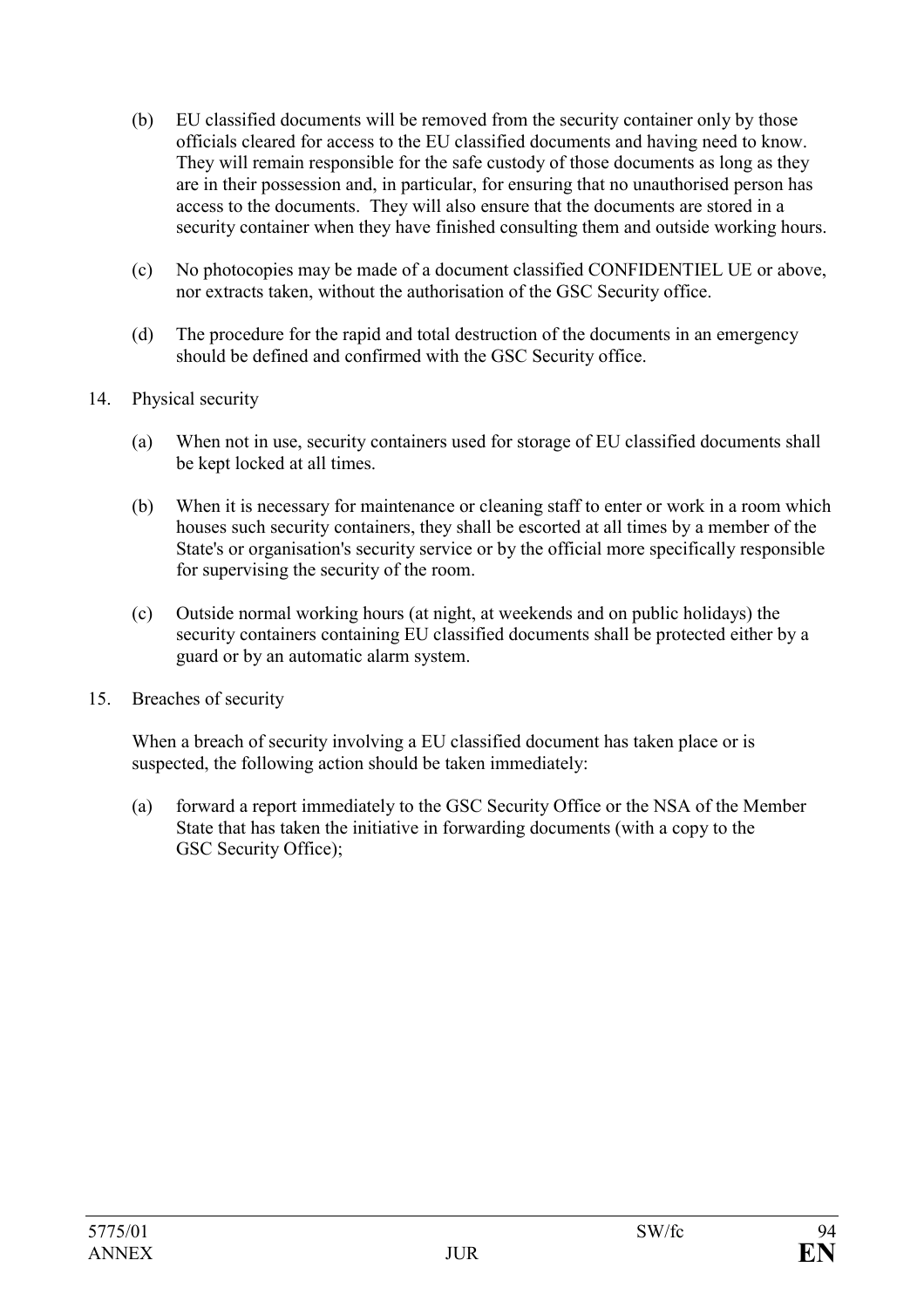(b) EU classified documents will be removed from the security container only by those officials cleared for access to the EU classified documents and having need to know. They will remain responsible for the safe custody of those documents as long as they are in their possession and, in particular, for ensuring that no unauthorised person has access to the documents. They will also ensure that the documents are stored in a security container when they have finished consulting them and outside working hours.

(c) No photocopies may be made of a document classified CONFIDENTIEL UE or above, nor extracts taken, without the authorisation of the GSC Security office.

(d) The procedure for the rapid and total destruction of the documents in an emergency should be defined and confirmed with the GSC Security office.

14. Physical security

(a) When not in use, security containers used for storage of EU classified documents shall be kept locked at all times.

(b) When it is necessary for maintenance or cleaning staff to enter or work in a room which houses such security containers, they shall be escorted at all times by a member of the State's or organisation's security service or by the official more specifically responsible for supervising the security of the room.

(c) Outside normal working hours (at night, at weekends and on public holidays) the security containers containing EU classified documents shall be protected either by a guard or by an automatic alarm system.

15. Breaches of security

When a breach of security involving a EU classified document has taken place or is suspected, the following action should be taken immediately:

(a) forward a report immediately to the GSC Security Office or the NSA of the Member State that has taken the initiative in forwarding documents (with a copy to the GSC Security Office);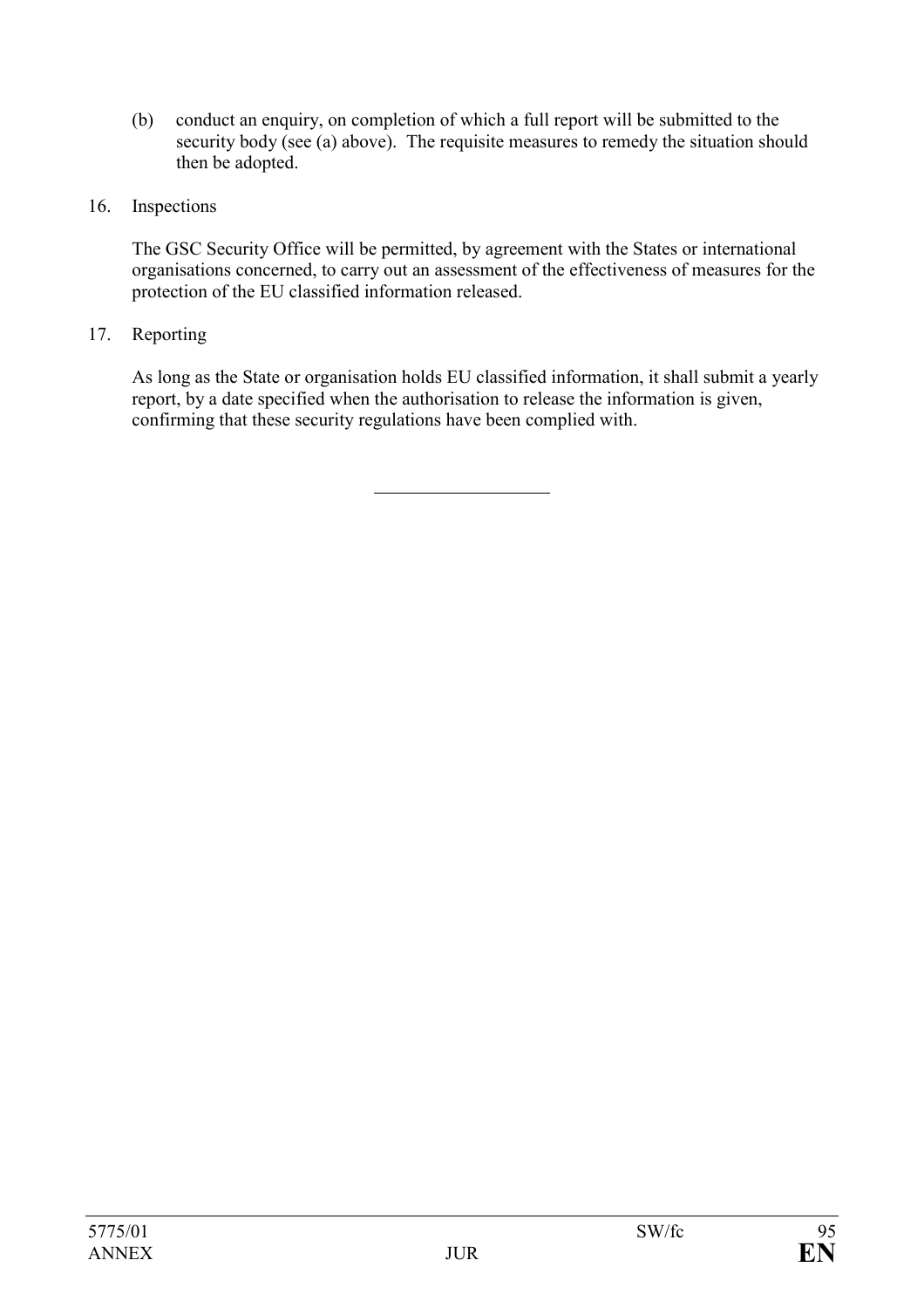(b) conduct an enquiry, on completion of which a full report will be submitted to the security body (see (a) above). The requisite measures to remedy the situation should then be adopted.

16. Inspections

The GSC Security Office will be permitted, by agreement with the States or international organisations concerned, to carry out an assessment of the effectiveness of measures for the protection of the EU classified information released.

17. Reporting

As long as the State or organisation holds EU classified information, it shall submit a yearly report, by a date specified when the authorisation to release the information is given, confirming that these security regulations have been complied with.

---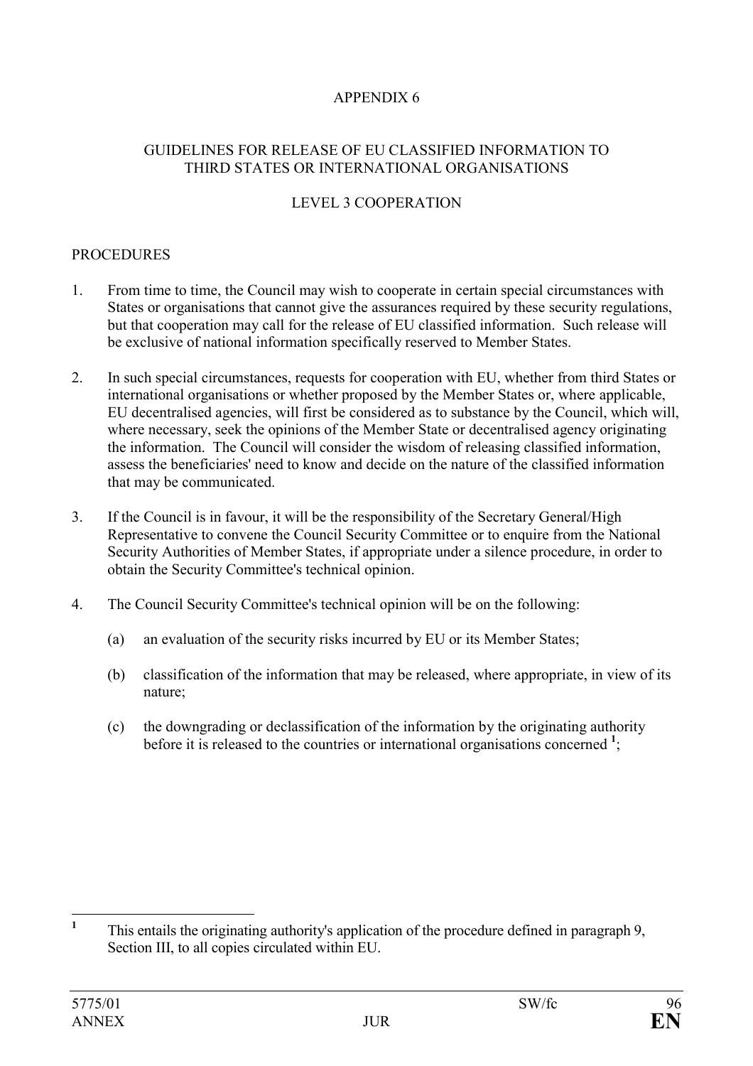# APPENDIX 6

## GUIDELINES FOR RELEASE OF EU CLASSIFIED INFORMATION TO THIRD STATES OR INTERNATIONAL ORGANISATIONS

## LEVEL 3 COOPERATION

### PROCEDURES

1. From time to time, the Council may wish to cooperate in certain special circumstances with States or organisations that cannot give the assurances required by these security regulations, but that cooperation may call for the release of EU classified information. Such release will be exclusive of national information specifically reserved to Member States.

2. In such special circumstances, requests for cooperation with EU, whether from third States or international organisations or whether proposed by the Member States or, where applicable, EU decentralised agencies, will first be considered as to substance by the Council, which will, where necessary, seek the opinions of the Member State or decentralised agency originating the information. The Council will consider the wisdom of releasing classified information, assess the beneficiaries' need to know and decide on the nature of the classified information that may be communicated.

3. If the Council is in favour, it will be the responsibility of the Secretary General/High Representative to convene the Council Security Committee or to enquire from the National Security Authorities of Member States, if appropriate under a silence procedure, in order to obtain the Security Committee's technical opinion.

4. The Council Security Committee's technical opinion will be on the following:

   (a) an evaluation of the security risks incurred by EU or its Member States;

   (b) classification of the information that may be released, where appropriate, in view of its nature;

   (c) the downgrading or declassification of the information by the originating authority before it is released to the countries or international organisations concerned [1];

---

[1] This entails the originating authority's application of the procedure defined in paragraph 9, Section III, to all copies circulated within EU.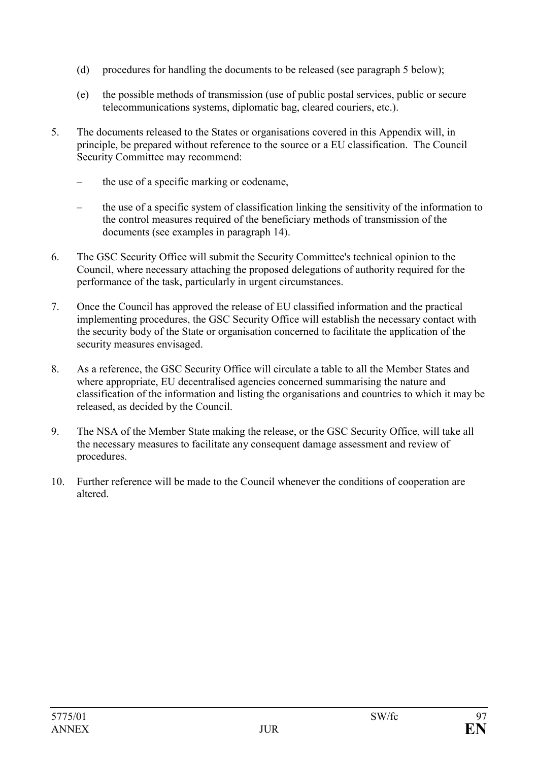(d) procedures for handling the documents to be released (see paragraph 5 below);

(e) the possible methods of transmission (use of public postal services, public or secure telecommunications systems, diplomatic bag, cleared couriers, etc.).

5. The documents released to the States or organisations covered in this Appendix will, in principle, be prepared without reference to the source or a EU classification. The Council Security Committee may recommend:

   – the use of a specific marking or codename,

   – the use of a specific system of classification linking the sensitivity of the information to the control measures required of the beneficiary methods of transmission of the documents (see examples in paragraph 14).

6. The GSC Security Office will submit the Security Committee's technical opinion to the Council, where necessary attaching the proposed delegations of authority required for the performance of the task, particularly in urgent circumstances.

7. Once the Council has approved the release of EU classified information and the practical implementing procedures, the GSC Security Office will establish the necessary contact with the security body of the State or organisation concerned to facilitate the application of the security measures envisaged.

8. As a reference, the GSC Security Office will circulate a table to all the Member States and where appropriate, EU decentralised agencies concerned summarising the nature and classification of the information and listing the organisations and countries to which it may be released, as decided by the Council.

9. The NSA of the Member State making the release, or the GSC Security Office, will take all the necessary measures to facilitate any consequent damage assessment and review of procedures.

10. Further reference will be made to the Council whenever the conditions of cooperation are altered.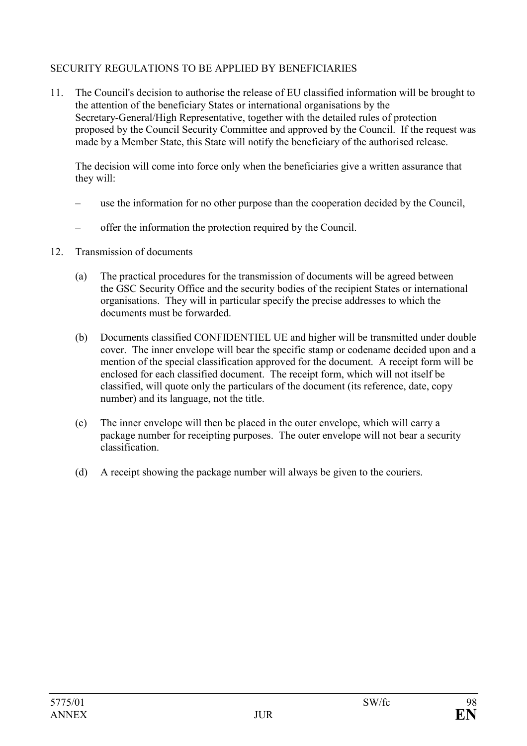SECURITY REGULATIONS TO BE APPLIED BY BENEFICIARIES

11. The Council's decision to authorise the release of EU classified information will be brought to the attention of the beneficiary States or international organisations by the Secretary-General/High Representative, together with the detailed rules of protection proposed by the Council Security Committee and approved by the Council. If the request was made by a Member State, this State will notify the beneficiary of the authorised release.

    The decision will come into force only when the beneficiaries give a written assurance that they will:

    – use the information for no other purpose than the cooperation decided by the Council,

    – offer the information the protection required by the Council.

12. Transmission of documents

    (a) The practical procedures for the transmission of documents will be agreed between the GSC Security Office and the security bodies of the recipient States or international organisations. They will in particular specify the precise addresses to which the documents must be forwarded.

    (b) Documents classified CONFIDENTIEL UE and higher will be transmitted under double cover. The inner envelope will bear the specific stamp or codename decided upon and a mention of the special classification approved for the document. A receipt form will be enclosed for each classified document. The receipt form, which will not itself be classified, will quote only the particulars of the document (its reference, date, copy number) and its language, not the title.

    (c) The inner envelope will then be placed in the outer envelope, which will carry a package number for receipting purposes. The outer envelope will not bear a security classification.

    (d) A receipt showing the package number will always be given to the couriers.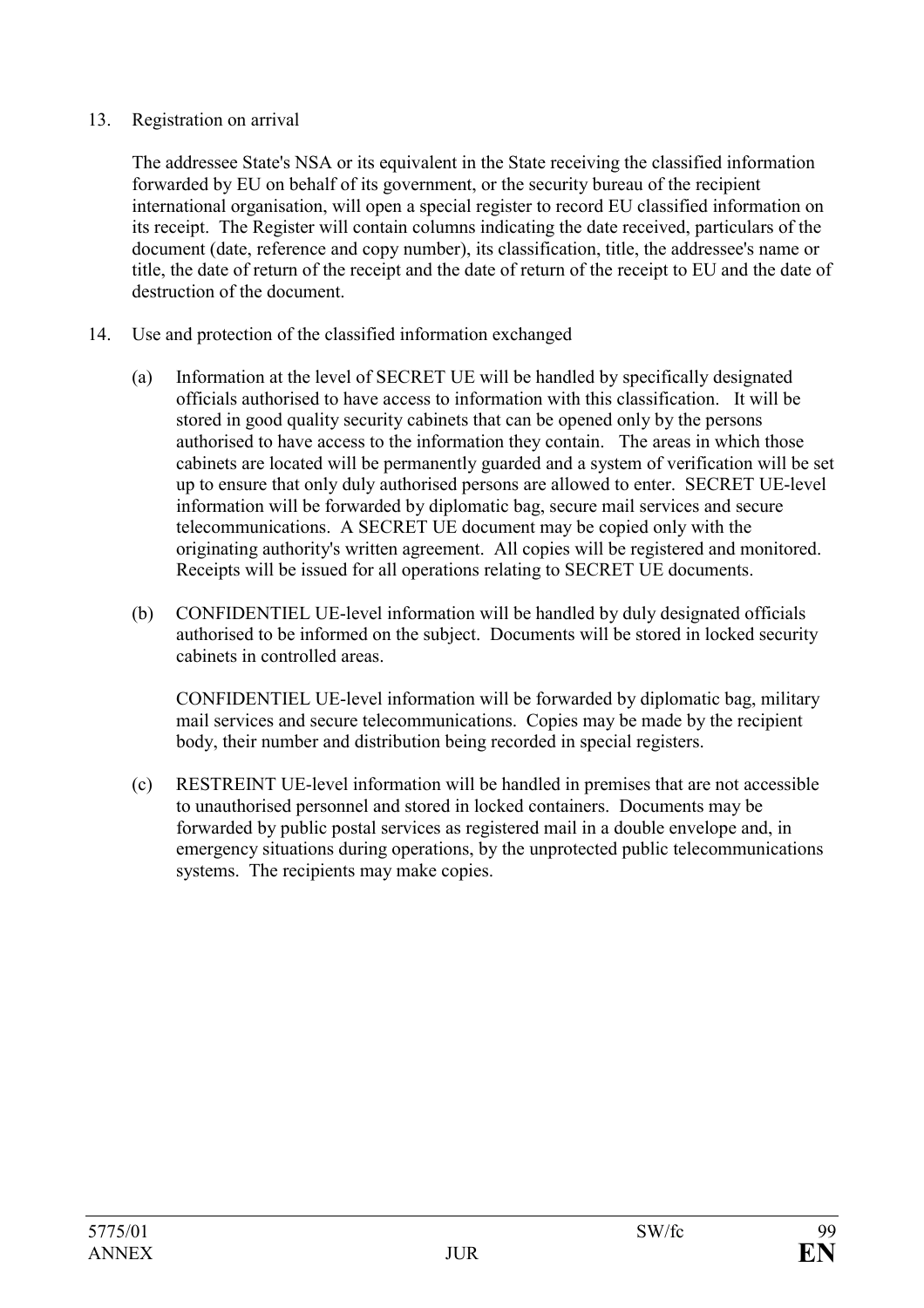13. Registration on arrival

The addressee State's NSA or its equivalent in the State receiving the classified information forwarded by EU on behalf of its government, or the security bureau of the recipient international organisation, will open a special register to record EU classified information on its receipt. The Register will contain columns indicating the date received, particulars of the document (date, reference and copy number), its classification, title, the addressee's name or title, the date of return of the receipt and the date of return of the receipt to EU and the date of destruction of the document.

14. Use and protection of the classified information exchanged

(a) Information at the level of SECRET UE will be handled by specifically designated officials authorised to have access to information with this classification. It will be stored in good quality security cabinets that can be opened only by the persons authorised to have access to the information they contain. The areas in which those cabinets are located will be permanently guarded and a system of verification will be set up to ensure that only duly authorised persons are allowed to enter. SECRET UE-level information will be forwarded by diplomatic bag, secure mail services and secure telecommunications. A SECRET UE document may be copied only with the originating authority's written agreement. All copies will be registered and monitored. Receipts will be issued for all operations relating to SECRET UE documents.

(b) CONFIDENTIEL UE-level information will be handled by duly designated officials authorised to be informed on the subject. Documents will be stored in locked security cabinets in controlled areas.

CONFIDENTIEL UE-level information will be forwarded by diplomatic bag, military mail services and secure telecommunications. Copies may be made by the recipient body, their number and distribution being recorded in special registers.

(c) RESTREINT UE-level information will be handled in premises that are not accessible to unauthorised personnel and stored in locked containers. Documents may be forwarded by public postal services as registered mail in a double envelope and, in emergency situations during operations, by the unprotected public telecommunications systems. The recipients may make copies.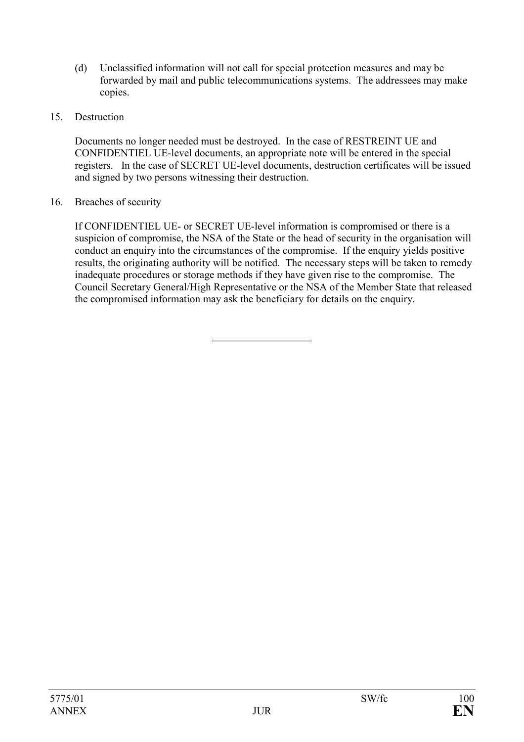(d) Unclassified information will not call for special protection measures and may be forwarded by mail and public telecommunications systems. The addressees may make copies.

15. Destruction

Documents no longer needed must be destroyed. In the case of RESTREINT UE and CONFIDENTIEL UE-level documents, an appropriate note will be entered in the special registers. In the case of SECRET UE-level documents, destruction certificates will be issued and signed by two persons witnessing their destruction.

16. Breaches of security

If CONFIDENTIEL UE- or SECRET UE-level information is compromised or there is a suspicion of compromise, the NSA of the State or the head of security in the organisation will conduct an enquiry into the circumstances of the compromise. If the enquiry yields positive results, the originating authority will be notified. The necessary steps will be taken to remedy inadequate procedures or storage methods if they have given rise to the compromise. The Council Secretary General/High Representative or the NSA of the Member State that released the compromised information may ask the beneficiary for details on the enquiry.

---